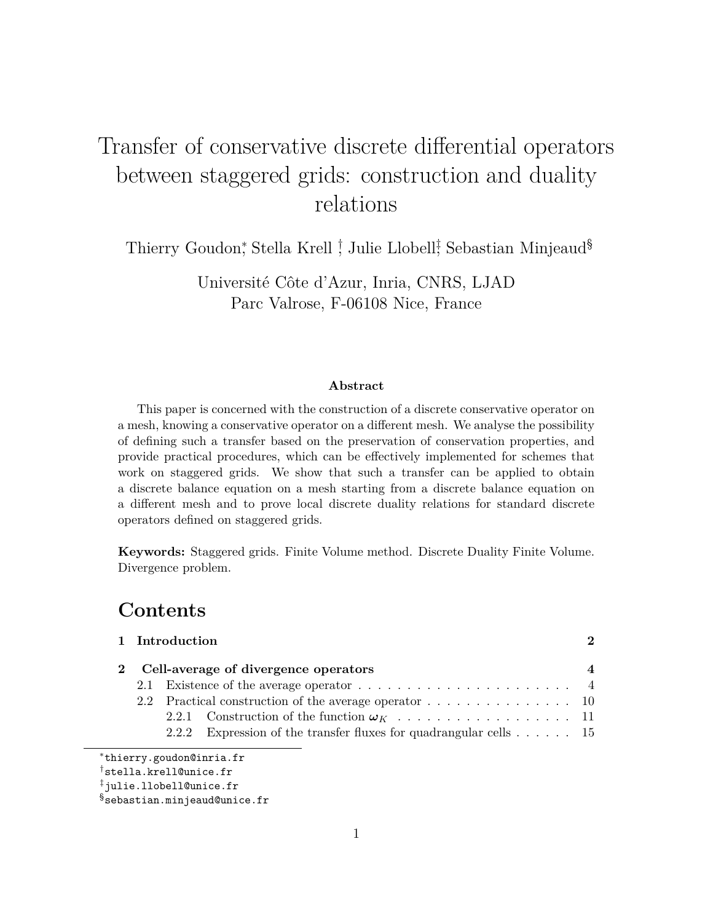# Transfer of conservative discrete differential operators between staggered grids: construction and duality relations

Thierry Goudon[*], Stella Krell[†], Julie Llobell[‡], Sebastian Minjeaud[§]

Université Côte d'Azur, Inria, CNRS, LJAD
Parc Valrose, F-06108 Nice, France

**Abstract**

This paper is concerned with the construction of a discrete conservative operator on a mesh, knowing a conservative operator on a different mesh. We analyse the possibility of defining such a transfer based on the preservation of conservation properties, and provide practical procedures, which can be effectively implemented for schemes that work on staggered grids. We show that such a transfer can be applied to obtain a discrete balance equation on a mesh starting from a discrete balance equation on a different mesh and to prove local discrete duality relations for standard discrete operators defined on staggered grids.

**Keywords:** Staggered grids. Finite Volume method. Discrete Duality Finite Volume. Divergence problem.

## Contents

| | |
|---|---|
| **1 Introduction** | **2** |
| **2 Cell-average of divergence operators** | **4** |
| 2.1 Existence of the average operator | 4 |
| 2.2 Practical construction of the average operator | 10 |
| 2.2.1 Construction of the function $\boldsymbol{\omega}_K$ | 11 |
| 2.2.2 Expression of the transfer fluxes for quadrangular cells | 15 |

[*] thierry.goudon@inria.fr

[†] stella.krell@unice.fr

[‡] julie.llobell@unice.fr

[§] sebastian.minjeaud@unice.fr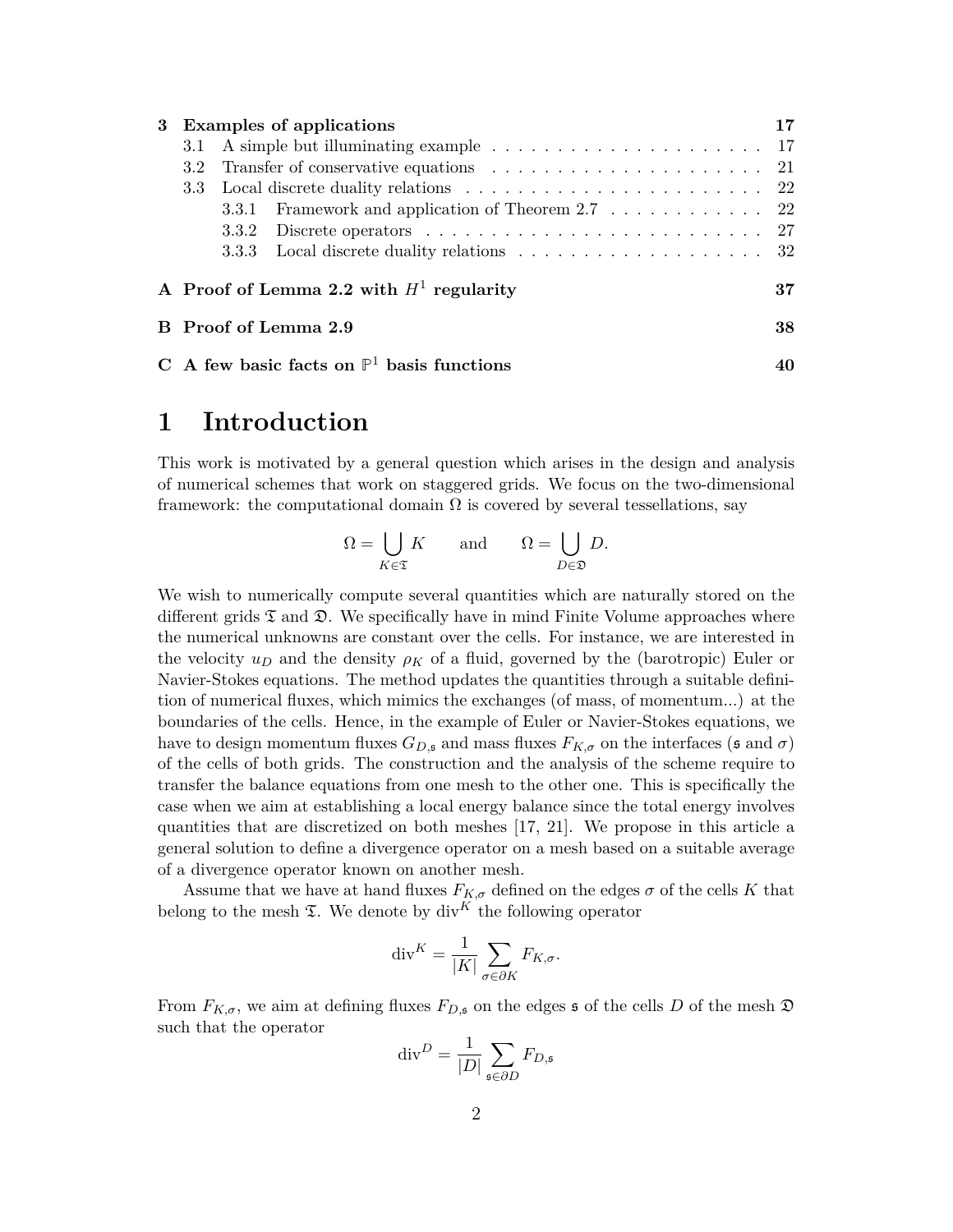| | | |
|---|---|---|
| **3** | **Examples of applications** | **17** |
| 3.1 | A simple but illuminating example | 17 |
| 3.2 | Transfer of conservative equations | 21 |
| 3.3 | Local discrete duality relations | 22 |
| 3.3.1 | Framework and application of Theorem 2.7 | 22 |
| 3.3.2 | Discrete operators | 27 |
| 3.3.3 | Local discrete duality relations | 32 |
| **A** | **Proof of Lemma 2.2 with $H^1$ regularity** | **37** |
| **B** | **Proof of Lemma 2.9** | **38** |
| **C** | **A few basic facts on $\mathbb{P}^1$ basis functions** | **40** |

# 1 Introduction

This work is motivated by a general question which arises in the design and analysis of numerical schemes that work on staggered grids. We focus on the two-dimensional framework: the computational domain $\Omega$ is covered by several tessellations, say

$$\Omega = \bigcup_{K \in \mathfrak{T}} K \qquad \text{and} \qquad \Omega = \bigcup_{D \in \mathfrak{D}} D.$$

We wish to numerically compute several quantities which are naturally stored on the different grids $\mathfrak{T}$ and $\mathfrak{D}$. We specifically have in mind Finite Volume approaches where the numerical unknowns are constant over the cells. For instance, we are interested in the velocity $u_D$ and the density $\rho_K$ of a fluid, governed by the (barotropic) Euler or Navier-Stokes equations. The method updates the quantities through a suitable definition of numerical fluxes, which mimics the exchanges (of mass, of momentum...) at the boundaries of the cells. Hence, in the example of Euler or Navier-Stokes equations, we have to design momentum fluxes $G_{D,\mathfrak{s}}$ and mass fluxes $F_{K,\sigma}$ on the interfaces ($\mathfrak{s}$ and $\sigma$) of the cells of both grids. The construction and the analysis of the scheme require to transfer the balance equations from one mesh to the other one. This is specifically the case when we aim at establishing a local energy balance since the total energy involves quantities that are discretized on both meshes [17, 21]. We propose in this article a general solution to define a divergence operator on a mesh based on a suitable average of a divergence operator known on another mesh.

Assume that we have at hand fluxes $F_{K,\sigma}$ defined on the edges $\sigma$ of the cells $K$ that belong to the mesh $\mathfrak{T}$. We denote by $\mathrm{div}^K$ the following operator

$$\mathrm{div}^K = \frac{1}{|K|} \sum_{\sigma \in \partial K} F_{K,\sigma}.$$

From $F_{K,\sigma}$, we aim at defining fluxes $F_{D,\mathfrak{s}}$ on the edges $\mathfrak{s}$ of the cells $D$ of the mesh $\mathfrak{D}$ such that the operator

$$\mathrm{div}^D = \frac{1}{|D|} \sum_{\mathfrak{s} \in \partial D} F_{D,\mathfrak{s}}$$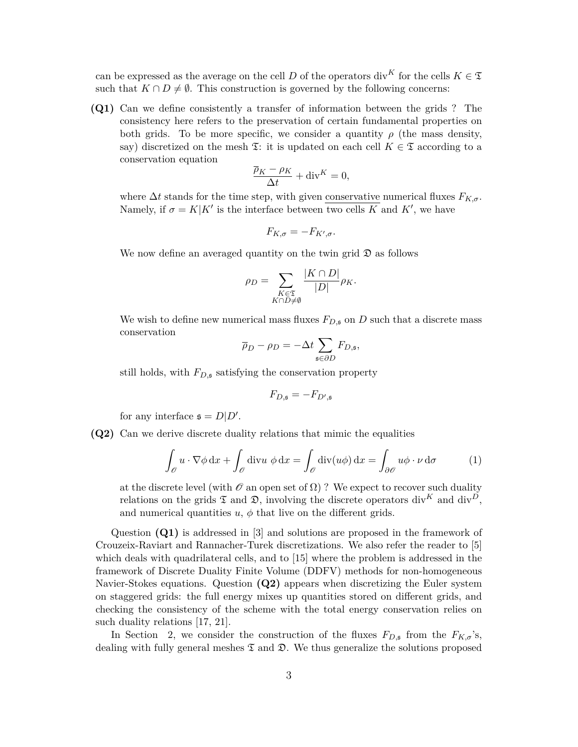can be expressed as the average on the cell $D$ of the operators $\mathrm{div}^K$ for the cells $K \in \mathfrak{T}$ such that $K \cap D \neq \emptyset$. This construction is governed by the following concerns:

**(Q1)** Can we define consistently a transfer of information between the grids ? The consistency here refers to the preservation of certain fundamental properties on both grids. To be more specific, we consider a quantity $\rho$ (the mass density, say) discretized on the mesh $\mathfrak{T}$: it is updated on each cell $K \in \mathfrak{T}$ according to a conservation equation

$$\frac{\overline{\rho}_K - \rho_K}{\Delta t} + \mathrm{div}^K = 0,$$

where $\Delta t$ stands for the time step, with given <u>conservative</u> numerical fluxes $F_{K,\sigma}$. Namely, if $\sigma = K|K'$ is the interface between two cells $K$ and $K'$, we have

$$F_{K,\sigma} = -F_{K',\sigma}.$$

We now define an averaged quantity on the twin grid $\mathfrak{D}$ as follows

$$\rho_D = \sum_{\substack{K \in \mathfrak{T} \\ K \cap D \neq \emptyset}} \frac{|K \cap D|}{|D|} \rho_K.$$

We wish to define new numerical mass fluxes $F_{D,\mathfrak{s}}$ on $D$ such that a discrete mass conservation

$$\overline{\rho}_D - \rho_D = -\Delta t \sum_{\mathfrak{s} \in \partial D} F_{D,\mathfrak{s}},$$

still holds, with $F_{D,\mathfrak{s}}$ satisfying the conservation property

$$F_{D,\mathfrak{s}} = -F_{D',\mathfrak{s}}$$

for any interface $\mathfrak{s} = D|D'$.

**(Q2)** Can we derive discrete duality relations that mimic the equalities

$$\int_{\mathscr{O}} u \cdot \nabla \phi \, \mathrm{d}x + \int_{\mathscr{O}} \mathrm{div} u \; \phi \, \mathrm{d}x = \int_{\mathscr{O}} \mathrm{div}(u\phi) \, \mathrm{d}x = \int_{\partial \mathscr{O}} u\phi \cdot \nu \, \mathrm{d}\sigma \tag{1}$$

at the discrete level (with $\mathscr{O}$ an open set of $\Omega$) ? We expect to recover such duality relations on the grids $\mathfrak{T}$ and $\mathfrak{D}$, involving the discrete operators $\mathrm{div}^K$ and $\mathrm{div}^D$, and numerical quantities $u$, $\phi$ that live on the different grids.

Question **(Q1)** is addressed in [3] and solutions are proposed in the framework of Crouzeix-Raviart and Rannacher-Turek discretizations. We also refer the reader to [5] which deals with quadrilateral cells, and to [15] where the problem is addressed in the framework of Discrete Duality Finite Volume (DDFV) methods for non-homogeneous Navier-Stokes equations. Question **(Q2)** appears when discretizing the Euler system on staggered grids: the full energy mixes up quantities stored on different grids, and checking the consistency of the scheme with the total energy conservation relies on such duality relations [17, 21].

In Section 2, we consider the construction of the fluxes $F_{D,\mathfrak{s}}$ from the $F_{K,\sigma}$'s, dealing with fully general meshes $\mathfrak{T}$ and $\mathfrak{D}$. We thus generalize the solutions proposed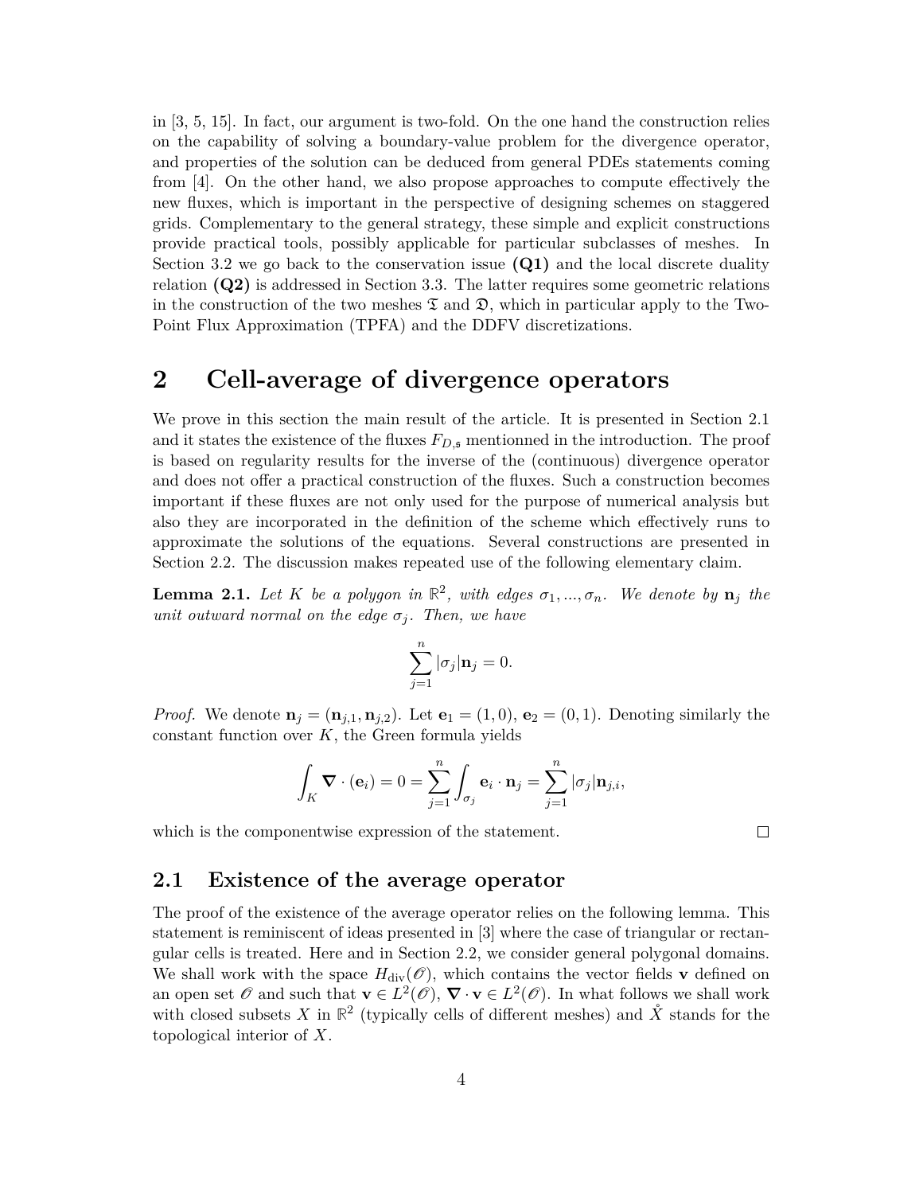in [3, 5, 15]. In fact, our argument is two-fold. On the one hand the construction relies on the capability of solving a boundary-value problem for the divergence operator, and properties of the solution can be deduced from general PDEs statements coming from [4]. On the other hand, we also propose approaches to compute effectively the new fluxes, which is important in the perspective of designing schemes on staggered grids. Complementary to the general strategy, these simple and explicit constructions provide practical tools, possibly applicable for particular subclasses of meshes. In Section 3.2 we go back to the conservation issue **(Q1)** and the local discrete duality relation **(Q2)** is addressed in Section 3.3. The latter requires some geometric relations in the construction of the two meshes $\mathfrak{T}$ and $\mathfrak{D}$, which in particular apply to the Two-Point Flux Approximation (TPFA) and the DDFV discretizations.

# 2 Cell-average of divergence operators

We prove in this section the main result of the article. It is presented in Section 2.1 and it states the existence of the fluxes $F_{D,\mathfrak{s}}$ mentionned in the introduction. The proof is based on regularity results for the inverse of the (continuous) divergence operator and does not offer a practical construction of the fluxes. Such a construction becomes important if these fluxes are not only used for the purpose of numerical analysis but also they are incorporated in the definition of the scheme which effectively runs to approximate the solutions of the equations. Several constructions are presented in Section 2.2. The discussion makes repeated use of the following elementary claim.

**Lemma 2.1.** *Let $K$ be a polygon in $\mathbb{R}^2$, with edges $\sigma_1, ..., \sigma_n$. We denote by $\mathbf{n}_j$ the unit outward normal on the edge $\sigma_j$. Then, we have*

$$\sum_{j=1}^{n} |\sigma_j| \mathbf{n}_j = 0.$$

*Proof.* We denote $\mathbf{n}_j = (\mathbf{n}_{j,1}, \mathbf{n}_{j,2})$. Let $\mathbf{e}_1 = (1, 0)$, $\mathbf{e}_2 = (0, 1)$. Denoting similarly the constant function over $K$, the Green formula yields

$$\int_K \nabla \cdot (\mathbf{e}_i) = 0 = \sum_{j=1}^{n} \int_{\sigma_j} \mathbf{e}_i \cdot \mathbf{n}_j = \sum_{j=1}^{n} |\sigma_j| \mathbf{n}_{j,i},$$

which is the componentwise expression of the statement. $\square$

## 2.1 Existence of the average operator

The proof of the existence of the average operator relies on the following lemma. This statement is reminiscent of ideas presented in [3] where the case of triangular or rectangular cells is treated. Here and in Section 2.2, we consider general polygonal domains. We shall work with the space $H_{\text{div}}(\mathscr{O})$, which contains the vector fields $\mathbf{v}$ defined on an open set $\mathscr{O}$ and such that $\mathbf{v} \in L^2(\mathscr{O})$, $\nabla \cdot \mathbf{v} \in L^2(\mathscr{O})$. In what follows we shall work with closed subsets $X$ in $\mathbb{R}^2$ (typically cells of different meshes) and $\mathring{X}$ stands for the topological interior of $X$.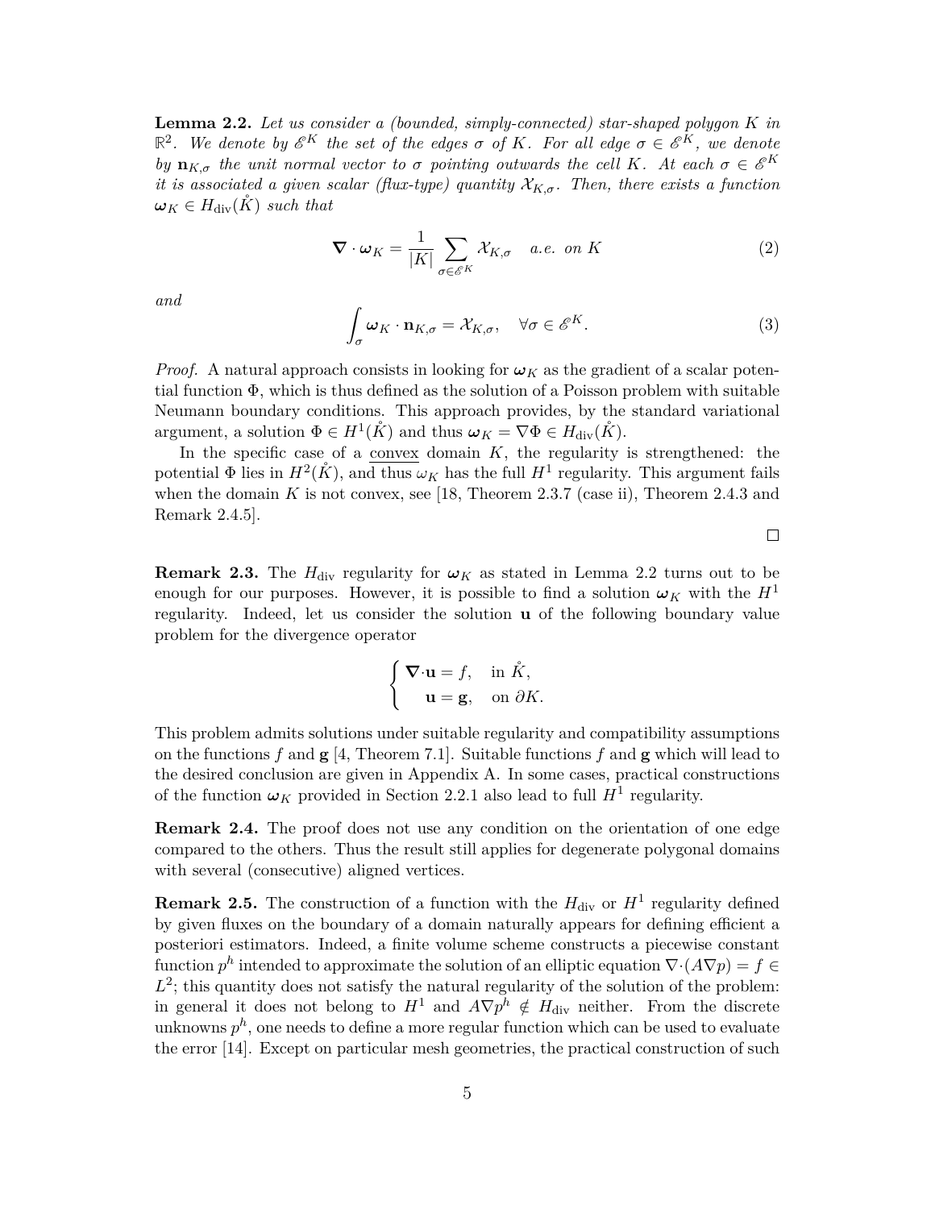**Lemma 2.2.** *Let us consider a (bounded, simply-connected) star-shaped polygon $K$ in $\mathbb{R}^2$. We denote by $\mathscr{E}^K$ the set of the edges $\sigma$ of $K$. For all edge $\sigma \in \mathscr{E}^K$, we denote by $\mathbf{n}_{K,\sigma}$ the unit normal vector to $\sigma$ pointing outwards the cell $K$. At each $\sigma \in \mathscr{E}^K$ it is associated a given scalar (flux-type) quantity $\mathcal{X}_{K,\sigma}$. Then, there exists a function $\boldsymbol{\omega}_K \in H_{\rm div}(\mathring{K})$ such that*

$$\boldsymbol{\nabla} \cdot \boldsymbol{\omega}_K = \frac{1}{|K|} \sum_{\sigma \in \mathscr{E}^K} \mathcal{X}_{K,\sigma} \quad \text{a.e. on } K \tag{2}$$

*and*

$$\int_\sigma \boldsymbol{\omega}_K \cdot \mathbf{n}_{K,\sigma} = \mathcal{X}_{K,\sigma}, \quad \forall \sigma \in \mathscr{E}^K. \tag{3}$$

*Proof.* A natural approach consists in looking for $\boldsymbol{\omega}_K$ as the gradient of a scalar potential function $\Phi$, which is thus defined as the solution of a Poisson problem with suitable Neumann boundary conditions. This approach provides, by the standard variational argument, a solution $\Phi \in H^1(\mathring{K})$ and thus $\boldsymbol{\omega}_K = \nabla \Phi \in H_{\rm div}(\mathring{K})$.

In the specific case of a convex domain $K$, the regularity is strengthened: the potential $\Phi$ lies in $H^2(\mathring{K})$, and thus $\omega_K$ has the full $H^1$ regularity. This argument fails when the domain $K$ is not convex, see [18, Theorem 2.3.7 (case ii), Theorem 2.4.3 and Remark 2.4.5].

□

**Remark 2.3.** The $H_{\rm div}$ regularity for $\boldsymbol{\omega}_K$ as stated in Lemma 2.2 turns out to be enough for our purposes. However, it is possible to find a solution $\boldsymbol{\omega}_K$ with the $H^1$ regularity. Indeed, let us consider the solution $\mathbf{u}$ of the following boundary value problem for the divergence operator

$$\begin{cases} \boldsymbol{\nabla} \cdot \mathbf{u} = f, & \text{in } \mathring{K}, \\ \quad \mathbf{u} = \mathbf{g}, & \text{on } \partial K. \end{cases}$$

This problem admits solutions under suitable regularity and compatibility assumptions on the functions $f$ and $\mathbf{g}$ [4, Theorem 7.1]. Suitable functions $f$ and $\mathbf{g}$ which will lead to the desired conclusion are given in Appendix A. In some cases, practical constructions of the function $\boldsymbol{\omega}_K$ provided in Section 2.2.1 also lead to full $H^1$ regularity.

**Remark 2.4.** The proof does not use any condition on the orientation of one edge compared to the others. Thus the result still applies for degenerate polygonal domains with several (consecutive) aligned vertices.

**Remark 2.5.** The construction of a function with the $H_{\rm div}$ or $H^1$ regularity defined by given fluxes on the boundary of a domain naturally appears for defining efficient a posteriori estimators. Indeed, a finite volume scheme constructs a piecewise constant function $p^h$ intended to approximate the solution of an elliptic equation $\nabla \cdot (A \nabla p) = f \in L^2$; this quantity does not satisfy the natural regularity of the solution of the problem: in general it does not belong to $H^1$ and $A \nabla p^h \notin H_{\rm div}$ neither. From the discrete unknowns $p^h$, one needs to define a more regular function which can be used to evaluate the error [14]. Except on particular mesh geometries, the practical construction of such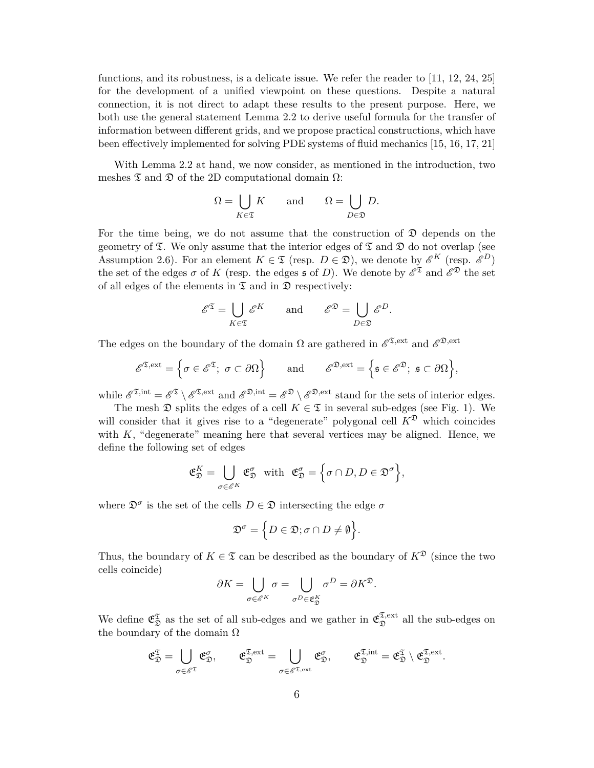functions, and its robustness, is a delicate issue. We refer the reader to [11, 12, 24, 25] for the development of a unified viewpoint on these questions. Despite a natural connection, it is not direct to adapt these results to the present purpose. Here, we both use the general statement Lemma 2.2 to derive useful formula for the transfer of information between different grids, and we propose practical constructions, which have been effectively implemented for solving PDE systems of fluid mechanics [15, 16, 17, 21]

With Lemma 2.2 at hand, we now consider, as mentioned in the introduction, two meshes $\mathfrak{T}$ and $\mathfrak{D}$ of the 2D computational domain $\Omega$:

$$\Omega = \bigcup_{K\in\mathfrak{T}} K \qquad \text{and} \qquad \Omega = \bigcup_{D\in\mathfrak{D}} D.$$

For the time being, we do not assume that the construction of $\mathfrak{D}$ depends on the geometry of $\mathfrak{T}$. We only assume that the interior edges of $\mathfrak{T}$ and $\mathfrak{D}$ do not overlap (see Assumption 2.6). For an element $K \in \mathfrak{T}$ (resp. $D \in \mathfrak{D}$), we denote by $\mathscr{E}^K$ (resp. $\mathscr{E}^D$) the set of the edges $\sigma$ of $K$ (resp. the edges $\mathfrak{s}$ of $D$). We denote by $\mathscr{E}^{\mathfrak{T}}$ and $\mathscr{E}^{\mathfrak{D}}$ the set of all edges of the elements in $\mathfrak{T}$ and in $\mathfrak{D}$ respectively:

$$\mathscr{E}^{\mathfrak{T}} = \bigcup_{K\in\mathfrak{T}} \mathscr{E}^K \qquad \text{and} \qquad \mathscr{E}^{\mathfrak{D}} = \bigcup_{D\in\mathfrak{D}} \mathscr{E}^D.$$

The edges on the boundary of the domain $\Omega$ are gathered in $\mathscr{E}^{\mathfrak{T},\text{ext}}$ and $\mathscr{E}^{\mathfrak{D},\text{ext}}$

$$\mathscr{E}^{\mathfrak{T},\text{ext}} = \Big\{\sigma \in \mathscr{E}^{\mathfrak{T}};\ \sigma \subset \partial\Omega\Big\} \qquad \text{and} \qquad \mathscr{E}^{\mathfrak{D},\text{ext}} = \Big\{\mathfrak{s} \in \mathscr{E}^{\mathfrak{D}};\ \mathfrak{s} \subset \partial\Omega\Big\},$$

while $\mathscr{E}^{\mathfrak{T},\text{int}} = \mathscr{E}^{\mathfrak{T}} \setminus \mathscr{E}^{\mathfrak{T},\text{ext}}$ and $\mathscr{E}^{\mathfrak{D},\text{int}} = \mathscr{E}^{\mathfrak{D}} \setminus \mathscr{E}^{\mathfrak{D},\text{ext}}$ stand for the sets of interior edges.

The mesh $\mathfrak{D}$ splits the edges of a cell $K \in \mathfrak{T}$ in several sub-edges (see Fig. 1). We will consider that it gives rise to a "degenerate" polygonal cell $K^{\mathfrak{D}}$ which coincides with $K$, "degenerate" meaning here that several vertices may be aligned. Hence, we define the following set of edges

$$\mathfrak{E}^K_{\mathfrak{D}} = \bigcup_{\sigma\in\mathscr{E}^K} \mathfrak{E}^\sigma_{\mathfrak{D}} \ \text{ with } \ \mathfrak{E}^\sigma_{\mathfrak{D}} = \Big\{\sigma \cap D, D \in \mathfrak{D}^\sigma\Big\},$$

where $\mathfrak{D}^\sigma$ is the set of the cells $D \in \mathfrak{D}$ intersecting the edge $\sigma$

$$\mathfrak{D}^\sigma = \Big\{D \in \mathfrak{D}; \sigma \cap D \neq \emptyset\Big\}.$$

Thus, the boundary of $K \in \mathfrak{T}$ can be described as the boundary of $K^{\mathfrak{D}}$ (since the two cells coincide)

$$\partial K = \bigcup_{\sigma\in\mathscr{E}^K} \sigma = \bigcup_{\sigma^D\in\mathfrak{E}^K_{\mathfrak{D}}} \sigma^D = \partial K^{\mathfrak{D}}.$$

We define $\mathfrak{E}^{\mathfrak{T}}_{\mathfrak{D}}$ as the set of all sub-edges and we gather in $\mathfrak{E}^{\mathfrak{T},\text{ext}}_{\mathfrak{D}}$ all the sub-edges on the boundary of the domain $\Omega$

$$\mathfrak{E}^{\mathfrak{T}}_{\mathfrak{D}} = \bigcup_{\sigma\in\mathscr{E}^{\mathfrak{T}}} \mathfrak{E}^\sigma_{\mathfrak{D}}, \qquad \mathfrak{E}^{\mathfrak{T},\text{ext}}_{\mathfrak{D}} = \bigcup_{\sigma\in\mathscr{E}^{\mathfrak{T},\text{ext}}} \mathfrak{E}^\sigma_{\mathfrak{D}}, \qquad \mathfrak{E}^{\mathfrak{T},\text{int}}_{\mathfrak{D}} = \mathfrak{E}^{\mathfrak{T}}_{\mathfrak{D}} \setminus \mathfrak{E}^{\mathfrak{T},\text{ext}}_{\mathfrak{D}}.$$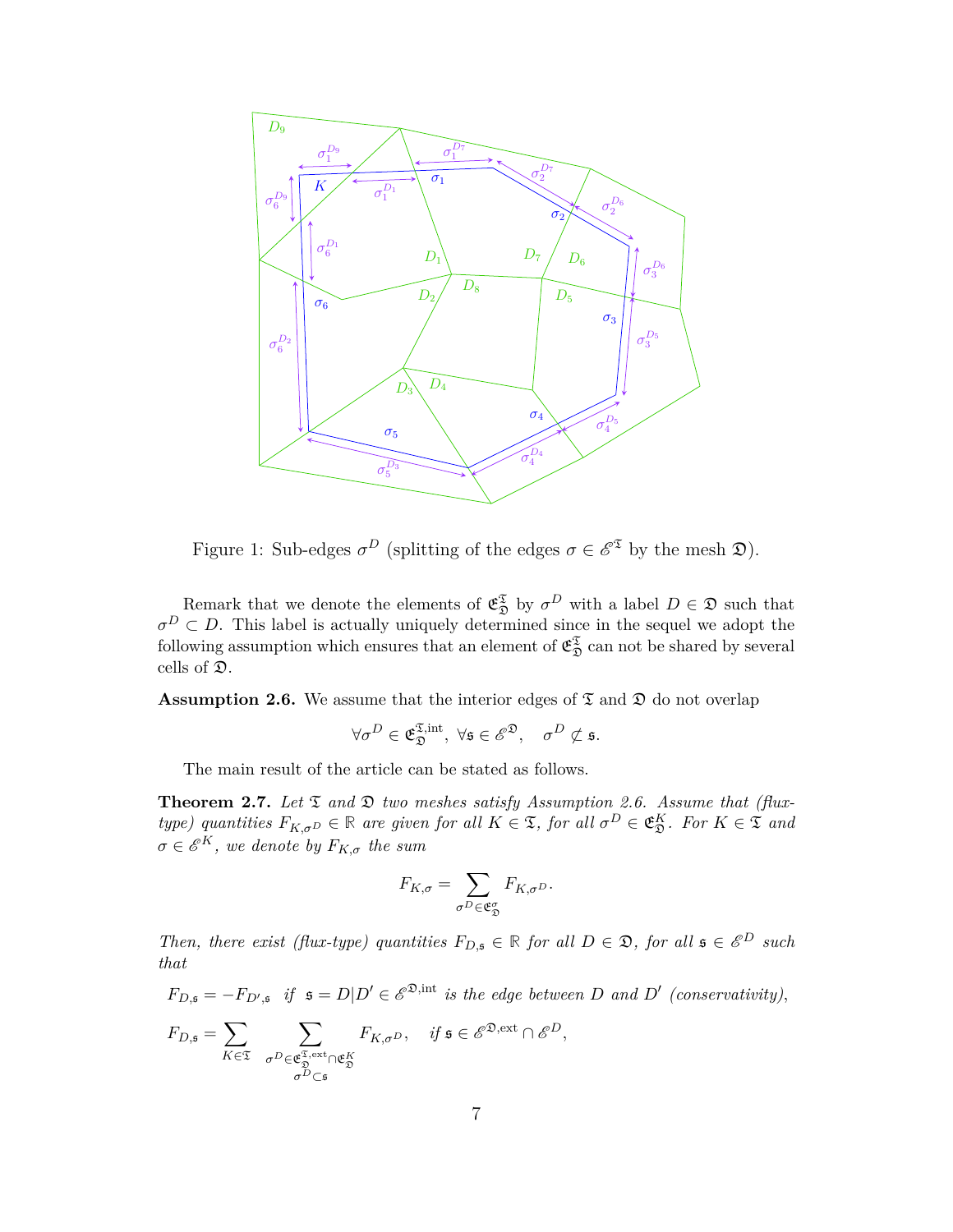Figure 1: Sub-edges $\sigma^D$ (splitting of the edges $\sigma \in \mathscr{E}^{\mathfrak{T}}$ by the mesh $\mathfrak{D}$).

Remark that we denote the elements of $\mathfrak{E}_{\mathfrak{D}}^{\mathfrak{T}}$ by $\sigma^D$ with a label $D \in \mathfrak{D}$ such that $\sigma^D \subset D$. This label is actually uniquely determined since in the sequel we adopt the following assumption which ensures that an element of $\mathfrak{E}_{\mathfrak{D}}^{\mathfrak{T}}$ can not be shared by several cells of $\mathfrak{D}$.

**Assumption 2.6.** We assume that the interior edges of $\mathfrak{T}$ and $\mathfrak{D}$ do not overlap

$$\forall \sigma^D \in \mathfrak{E}_{\mathfrak{D}}^{\mathfrak{T},\text{int}},\ \forall \mathfrak{s} \in \mathscr{E}^{\mathfrak{D}}, \quad \sigma^D \not\subset \mathfrak{s}.$$

The main result of the article can be stated as follows.

**Theorem 2.7.** *Let $\mathfrak{T}$ and $\mathfrak{D}$ two meshes satisfy Assumption 2.6. Assume that (flux-type) quantities $F_{K,\sigma^D} \in \mathbb{R}$ are given for all $K \in \mathfrak{T}$, for all $\sigma^D \in \mathfrak{E}_{\mathfrak{D}}^{K}$. For $K \in \mathfrak{T}$ and $\sigma \in \mathscr{E}^K$, we denote by $F_{K,\sigma}$ the sum*

$$F_{K,\sigma} = \sum_{\sigma^D \in \mathfrak{E}_{\mathfrak{D}}^{\sigma}} F_{K,\sigma^D}.$$

*Then, there exist (flux-type) quantities $F_{D,\mathfrak{s}} \in \mathbb{R}$ for all $D \in \mathfrak{D}$, for all $\mathfrak{s} \in \mathscr{E}^D$ such that*

$$F_{D,\mathfrak{s}} = -F_{D',\mathfrak{s}} \quad \textit{if} \ \ \mathfrak{s} = D|D' \in \mathscr{E}^{\mathfrak{D},\text{int}} \ \textit{is the edge between } D \textit{ and } D' \ \textit{(conservativity)},$$

$$F_{D,\mathfrak{s}} = \sum_{K \in \mathfrak{T}} \sum_{\substack{\sigma^D \in \mathfrak{E}_{\mathfrak{D}}^{\mathfrak{T},\text{ext}} \cap \mathfrak{E}_{\mathfrak{D}}^{K} \\ \sigma^D \subset \mathfrak{s}}} F_{K,\sigma^D}, \quad \textit{if } \mathfrak{s} \in \mathscr{E}^{\mathfrak{D},\text{ext}} \cap \mathscr{E}^D,$$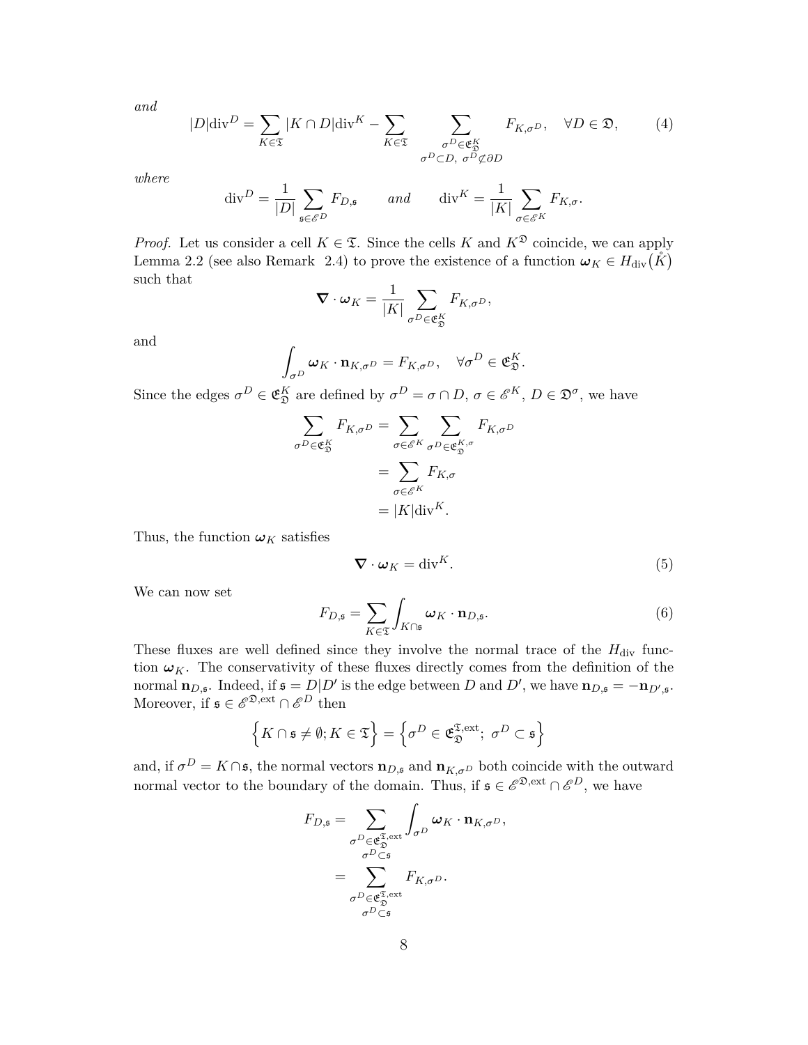*and*

$$|D|\mathrm{div}^D = \sum_{K\in\mathfrak{T}} |K\cap D|\mathrm{div}^K - \sum_{K\in\mathfrak{T}} \sum_{\substack{\sigma^D\in\mathfrak{E}_{\mathfrak{D}}^K \\ \sigma^D\subset D,\ \sigma^D\not\subset\partial D}} F_{K,\sigma^D}, \quad \forall D\in\mathfrak{D}, \tag{4}$$

*where*

$$\mathrm{div}^D = \frac{1}{|D|}\sum_{\mathfrak{s}\in\mathscr{E}^D} F_{D,\mathfrak{s}} \qquad \textit{and} \qquad \mathrm{div}^K = \frac{1}{|K|}\sum_{\sigma\in\mathscr{E}^K} F_{K,\sigma}.$$

*Proof.* Let us consider a cell $K\in\mathfrak{T}$. Since the cells $K$ and $K^{\mathfrak{D}}$ coincide, we can apply Lemma 2.2 (see also Remark 2.4) to prove the existence of a function $\boldsymbol{\omega}_K \in H_{\mathrm{div}}(\mathring{K})$ such that

$$\boldsymbol{\nabla}\cdot\boldsymbol{\omega}_K = \frac{1}{|K|}\sum_{\sigma^D\in\mathfrak{E}_{\mathfrak{D}}^K} F_{K,\sigma^D},$$

and

$$\int_{\sigma^D} \boldsymbol{\omega}_K\cdot\mathbf{n}_{K,\sigma^D} = F_{K,\sigma^D}, \quad \forall\sigma^D\in\mathfrak{E}_{\mathfrak{D}}^K.$$

Since the edges $\sigma^D\in\mathfrak{E}_{\mathfrak{D}}^K$ are defined by $\sigma^D = \sigma\cap D$, $\sigma\in\mathscr{E}^K$, $D\in\mathfrak{D}^\sigma$, we have

$$\begin{aligned}
\sum_{\sigma^D\in\mathfrak{E}_{\mathfrak{D}}^K} F_{K,\sigma^D} &= \sum_{\sigma\in\mathscr{E}^K}\sum_{\sigma^D\in\mathfrak{E}_{\mathfrak{D}}^{K,\sigma}} F_{K,\sigma^D} \\
&= \sum_{\sigma\in\mathscr{E}^K} F_{K,\sigma} \\
&= |K|\mathrm{div}^K.
\end{aligned}$$

Thus, the function $\boldsymbol{\omega}_K$ satisfies

$$\boldsymbol{\nabla}\cdot\boldsymbol{\omega}_K = \mathrm{div}^K. \tag{5}$$

We can now set

$$F_{D,\mathfrak{s}} = \sum_{K\in\mathfrak{T}} \int_{K\cap\mathfrak{s}} \boldsymbol{\omega}_K\cdot\mathbf{n}_{D,\mathfrak{s}}. \tag{6}$$

These fluxes are well defined since they involve the normal trace of the $H_{\mathrm{div}}$ function $\boldsymbol{\omega}_K$. The conservativity of these fluxes directly comes from the definition of the normal $\mathbf{n}_{D,\mathfrak{s}}$. Indeed, if $\mathfrak{s} = D|D'$ is the edge between $D$ and $D'$, we have $\mathbf{n}_{D,\mathfrak{s}} = -\mathbf{n}_{D',\mathfrak{s}}$. Moreover, if $\mathfrak{s}\in\mathscr{E}^{\mathfrak{D},\mathrm{ext}}\cap\mathscr{E}^D$ then

$$\Big\{K\cap\mathfrak{s}\neq\emptyset; K\in\mathfrak{T}\Big\} = \Big\{\sigma^D\in\mathfrak{E}_{\mathfrak{D}}^{\mathfrak{T},\mathrm{ext}};\ \sigma^D\subset\mathfrak{s}\Big\}$$

and, if $\sigma^D = K\cap\mathfrak{s}$, the normal vectors $\mathbf{n}_{D,\mathfrak{s}}$ and $\mathbf{n}_{K,\sigma^D}$ both coincide with the outward normal vector to the boundary of the domain. Thus, if $\mathfrak{s}\in\mathscr{E}^{\mathfrak{D},\mathrm{ext}}\cap\mathscr{E}^D$, we have

$$\begin{aligned}
F_{D,\mathfrak{s}} &= \sum_{\substack{\sigma^D\in\mathfrak{E}_{\mathfrak{D}}^{\mathfrak{T},\mathrm{ext}} \\ \sigma^D\subset\mathfrak{s}}} \int_{\sigma^D} \boldsymbol{\omega}_K\cdot\mathbf{n}_{K,\sigma^D}, \\
&= \sum_{\substack{\sigma^D\in\mathfrak{E}_{\mathfrak{D}}^{\mathfrak{T},\mathrm{ext}} \\ \sigma^D\subset\mathfrak{s}}} F_{K,\sigma^D}.
\end{aligned}$$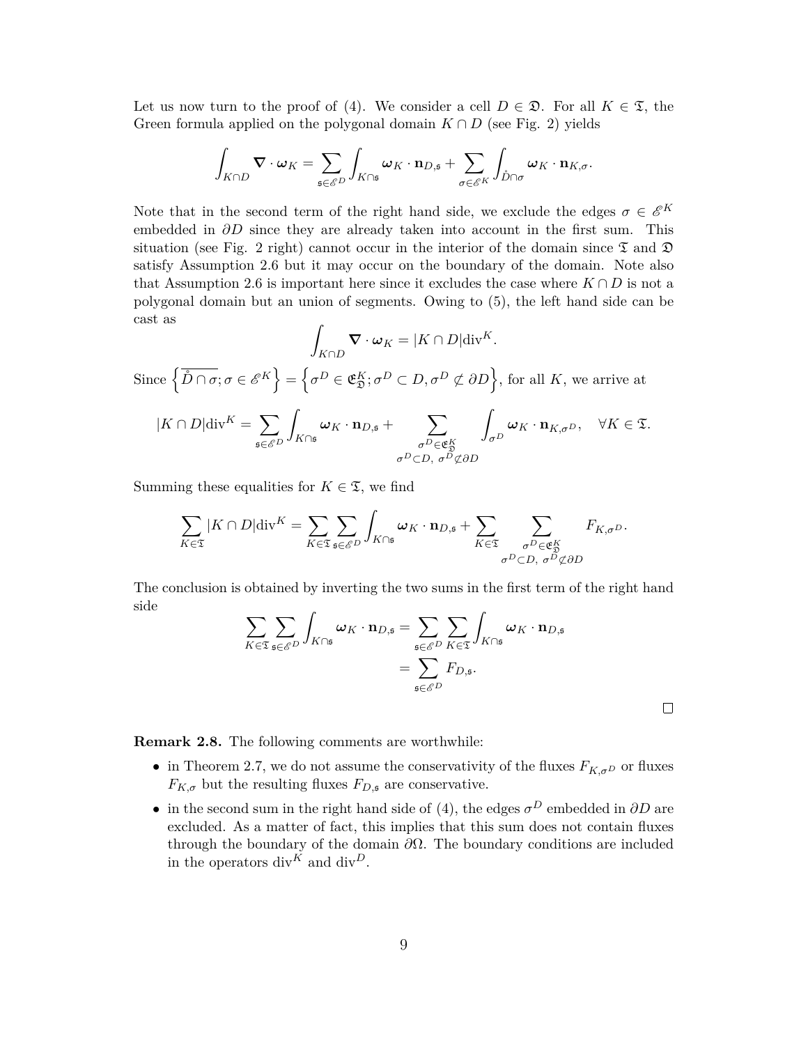Let us now turn to the proof of (4). We consider a cell $D \in \mathfrak{D}$. For all $K \in \mathfrak{T}$, the Green formula applied on the polygonal domain $K \cap D$ (see Fig. 2) yields

$$\int_{K\cap D} \boldsymbol{\nabla} \cdot \boldsymbol{\omega}_K = \sum_{\mathfrak{s}\in\mathscr{E}^D} \int_{K\cap\mathfrak{s}} \boldsymbol{\omega}_K \cdot \mathbf{n}_{D,\mathfrak{s}} + \sum_{\sigma\in\mathscr{E}^K} \int_{\mathring{D}\cap\sigma} \boldsymbol{\omega}_K \cdot \mathbf{n}_{K,\sigma}.$$

Note that in the second term of the right hand side, we exclude the edges $\sigma \in \mathscr{E}^K$ embedded in $\partial D$ since they are already taken into account in the first sum. This situation (see Fig. 2 right) cannot occur in the interior of the domain since $\mathfrak{T}$ and $\mathfrak{D}$ satisfy Assumption 2.6 but it may occur on the boundary of the domain. Note also that Assumption 2.6 is important here since it excludes the case where $K \cap D$ is not a polygonal domain but an union of segments. Owing to (5), the left hand side can be cast as

$$\int_{K\cap D} \boldsymbol{\nabla} \cdot \boldsymbol{\omega}_K = |K \cap D| \mathrm{div}^K.$$

Since $\left\{\overline{\mathring{D}\cap\sigma}; \sigma \in \mathscr{E}^K\right\} = \left\{\sigma^D \in \mathfrak{E}^K_{\mathfrak{D}}; \sigma^D \subset D, \sigma^D \not\subset \partial D\right\}$, for all $K$, we arrive at

$$|K \cap D| \mathrm{div}^K = \sum_{\mathfrak{s}\in\mathscr{E}^D} \int_{K\cap\mathfrak{s}} \boldsymbol{\omega}_K \cdot \mathbf{n}_{D,\mathfrak{s}} + \sum_{\substack{\sigma^D\in\mathfrak{E}^K_{\mathfrak{D}}\\ \sigma^D\subset D,\ \sigma^D\not\subset\partial D}} \int_{\sigma^D} \boldsymbol{\omega}_K \cdot \mathbf{n}_{K,\sigma^D}, \quad \forall K \in \mathfrak{T}.$$

Summing these equalities for $K \in \mathfrak{T}$, we find

$$\sum_{K\in\mathfrak{T}} |K \cap D| \mathrm{div}^K = \sum_{K\in\mathfrak{T}} \sum_{\mathfrak{s}\in\mathscr{E}^D} \int_{K\cap\mathfrak{s}} \boldsymbol{\omega}_K \cdot \mathbf{n}_{D,\mathfrak{s}} + \sum_{K\in\mathfrak{T}} \sum_{\substack{\sigma^D\in\mathfrak{E}^K_{\mathfrak{D}}\\ \sigma^D\subset D,\ \sigma^D\not\subset\partial D}} F_{K,\sigma^D}.$$

The conclusion is obtained by inverting the two sums in the first term of the right hand side

$$\begin{aligned}
\sum_{K\in\mathfrak{T}} \sum_{\mathfrak{s}\in\mathscr{E}^D} \int_{K\cap\mathfrak{s}} \boldsymbol{\omega}_K \cdot \mathbf{n}_{D,\mathfrak{s}} &= \sum_{\mathfrak{s}\in\mathscr{E}^D} \sum_{K\in\mathfrak{T}} \int_{K\cap\mathfrak{s}} \boldsymbol{\omega}_K \cdot \mathbf{n}_{D,\mathfrak{s}} \\
&= \sum_{\mathfrak{s}\in\mathscr{E}^D} F_{D,\mathfrak{s}}.
\end{aligned}$$

□

**Remark 2.8.** The following comments are worthwhile:

- in Theorem 2.7, we do not assume the conservativity of the fluxes $F_{K,\sigma^D}$ or fluxes $F_{K,\sigma}$ but the resulting fluxes $F_{D,\mathfrak{s}}$ are conservative.
- in the second sum in the right hand side of (4), the edges $\sigma^D$ embedded in $\partial D$ are excluded. As a matter of fact, this implies that this sum does not contain fluxes through the boundary of the domain $\partial\Omega$. The boundary conditions are included in the operators $\mathrm{div}^K$ and $\mathrm{div}^D$.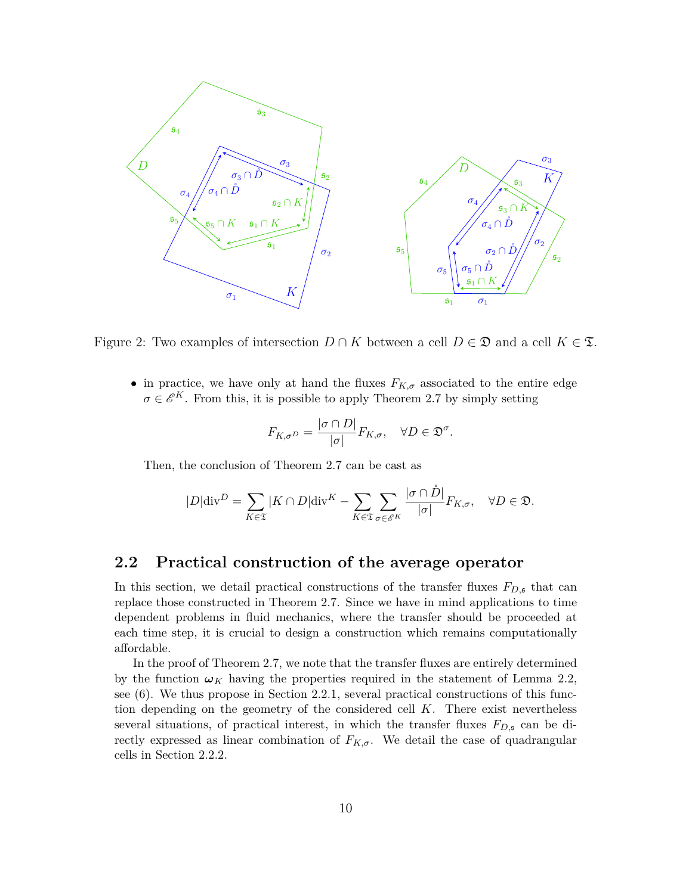Figure 2: Two examples of intersection $D \cap K$ between a cell $D \in \mathfrak{D}$ and a cell $K \in \mathfrak{T}$.

- in practice, we have only at hand the fluxes $F_{K,\sigma}$ associated to the entire edge $\sigma \in \mathscr{E}^K$. From this, it is possible to apply Theorem 2.7 by simply setting

$$F_{K,\sigma^D} = \frac{|\sigma \cap D|}{|\sigma|} F_{K,\sigma}, \quad \forall D \in \mathfrak{D}^\sigma.$$

Then, the conclusion of Theorem 2.7 can be cast as

$$|D| \text{div}^D = \sum_{K \in \mathfrak{T}} |K \cap D| \text{div}^K - \sum_{K \in \mathfrak{T}} \sum_{\sigma \in \mathscr{E}^K} \frac{|\sigma \cap \mathring{D}|}{|\sigma|} F_{K,\sigma}, \quad \forall D \in \mathfrak{D}.$$

## 2.2 Practical construction of the average operator

In this section, we detail practical constructions of the transfer fluxes $F_{D,\mathfrak{s}}$ that can replace those constructed in Theorem 2.7. Since we have in mind applications to time dependent problems in fluid mechanics, where the transfer should be proceeded at each time step, it is crucial to design a construction which remains computationally affordable.

In the proof of Theorem 2.7, we note that the transfer fluxes are entirely determined by the function $\boldsymbol{\omega}_K$ having the properties required in the statement of Lemma 2.2, see (6). We thus propose in Section 2.2.1, several practical constructions of this function depending on the geometry of the considered cell $K$. There exist nevertheless several situations, of practical interest, in which the transfer fluxes $F_{D,\mathfrak{s}}$ can be directly expressed as linear combination of $F_{K,\sigma}$. We detail the case of quadrangular cells in Section 2.2.2.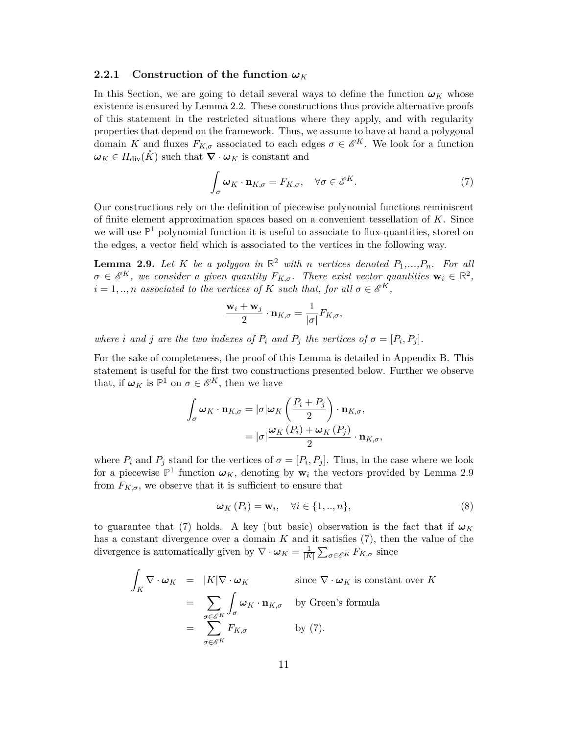### 2.2.1 Construction of the function $\boldsymbol{\omega}_K$

In this Section, we are going to detail several ways to define the function $\boldsymbol{\omega}_K$ whose existence is ensured by Lemma 2.2. These constructions thus provide alternative proofs of this statement in the restricted situations where they apply, and with regularity properties that depend on the framework. Thus, we assume to have at hand a polygonal domain $K$ and fluxes $F_{K,\sigma}$ associated to each edges $\sigma \in \mathscr{E}^K$. We look for a function $\boldsymbol{\omega}_K \in H_{\text{div}}(\mathring{K})$ such that $\boldsymbol{\nabla} \cdot \boldsymbol{\omega}_K$ is constant and

$$\int_\sigma \boldsymbol{\omega}_K \cdot \mathbf{n}_{K,\sigma} = F_{K,\sigma}, \quad \forall \sigma \in \mathscr{E}^K. \tag{7}$$

Our constructions rely on the definition of piecewise polynomial functions reminiscent of finite element approximation spaces based on a convenient tessellation of $K$. Since we will use $\mathbb{P}^1$ polynomial function it is useful to associate to flux-quantities, stored on the edges, a vector field which is associated to the vertices in the following way.

**Lemma 2.9.** *Let $K$ be a polygon in $\mathbb{R}^2$ with $n$ vertices denoted $P_1$,...,$P_n$. For all $\sigma \in \mathscr{E}^K$, we consider a given quantity $F_{K,\sigma}$. There exist vector quantities $\mathbf{w}_i \in \mathbb{R}^2$, $i = 1,..,n$ associated to the vertices of $K$ such that, for all $\sigma \in \mathscr{E}^K$,*

$$\frac{\mathbf{w}_i + \mathbf{w}_j}{2} \cdot \mathbf{n}_{K,\sigma} = \frac{1}{|\sigma|} F_{K,\sigma},$$

*where $i$ and $j$ are the two indexes of $P_i$ and $P_j$ the vertices of $\sigma = [P_i, P_j]$.*

For the sake of completeness, the proof of this Lemma is detailed in Appendix B. This statement is useful for the first two constructions presented below. Further we observe that, if $\boldsymbol{\omega}_K$ is $\mathbb{P}^1$ on $\sigma \in \mathscr{E}^K$, then we have

$$\begin{aligned}
\int_\sigma \boldsymbol{\omega}_K \cdot \mathbf{n}_{K,\sigma} &= |\sigma| \boldsymbol{\omega}_K \left( \frac{P_i + P_j}{2} \right) \cdot \mathbf{n}_{K,\sigma}, \\
&= |\sigma| \frac{\boldsymbol{\omega}_K (P_i) + \boldsymbol{\omega}_K (P_j)}{2} \cdot \mathbf{n}_{K,\sigma},
\end{aligned}$$

where $P_i$ and $P_j$ stand for the vertices of $\sigma = [P_i, P_j]$. Thus, in the case where we look for a piecewise $\mathbb{P}^1$ function $\boldsymbol{\omega}_K$, denoting by $\mathbf{w}_i$ the vectors provided by Lemma 2.9 from $F_{K,\sigma}$, we observe that it is sufficient to ensure that

$$\boldsymbol{\omega}_K (P_i) = \mathbf{w}_i, \quad \forall i \in \{1,..,n\}, \tag{8}$$

to guarantee that (7) holds. A key (but basic) observation is the fact that if $\boldsymbol{\omega}_K$ has a constant divergence over a domain $K$ and it satisfies (7), then the value of the divergence is automatically given by $\nabla \cdot \boldsymbol{\omega}_K = \frac{1}{|K|} \sum_{\sigma \in \mathscr{E}^K} F_{K,\sigma}$ since

$$\begin{aligned}
\int_K \nabla \cdot \boldsymbol{\omega}_K &= |K| \nabla \cdot \boldsymbol{\omega}_K && \text{since } \nabla \cdot \boldsymbol{\omega}_K \text{ is constant over } K \\
&= \sum_{\sigma \in \mathscr{E}^K} \int_\sigma \boldsymbol{\omega}_K \cdot \mathbf{n}_{K,\sigma} && \text{by Green's formula} \\
&= \sum_{\sigma \in \mathscr{E}^K} F_{K,\sigma} && \text{by (7).}
\end{aligned}$$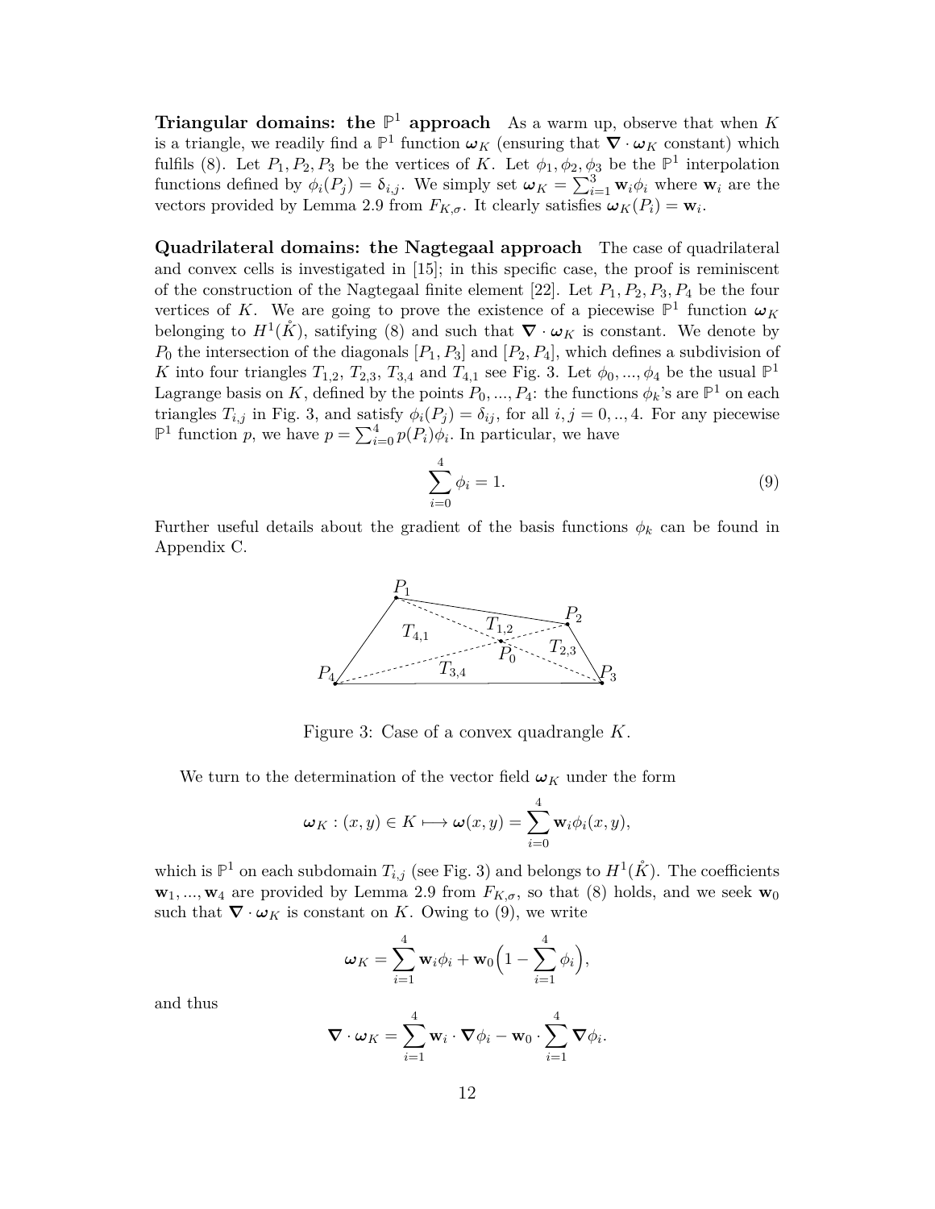**Triangular domains: the $\mathbb{P}^1$ approach** As a warm up, observe that when $K$ is a triangle, we readily find a $\mathbb{P}^1$ function $\boldsymbol{\omega}_K$ (ensuring that $\boldsymbol{\nabla}\cdot\boldsymbol{\omega}_K$ constant) which fulfils (8). Let $P_1, P_2, P_3$ be the vertices of $K$. Let $\phi_1, \phi_2, \phi_3$ be the $\mathbb{P}^1$ interpolation functions defined by $\phi_i(P_j) = \delta_{i,j}$. We simply set $\boldsymbol{\omega}_K = \sum_{i=1}^{3} \mathbf{w}_i \phi_i$ where $\mathbf{w}_i$ are the vectors provided by Lemma 2.9 from $F_{K,\sigma}$. It clearly satisfies $\boldsymbol{\omega}_K(P_i) = \mathbf{w}_i$.

**Quadrilateral domains: the Nagtegaal approach** The case of quadrilateral and convex cells is investigated in [15]; in this specific case, the proof is reminiscent of the construction of the Nagtegaal finite element [22]. Let $P_1, P_2, P_3, P_4$ be the four vertices of $K$. We are going to prove the existence of a piecewise $\mathbb{P}^1$ function $\boldsymbol{\omega}_K$ belonging to $H^1(\mathring{K})$, satisfying (8) and such that $\boldsymbol{\nabla}\cdot\boldsymbol{\omega}_K$ is constant. We denote by $P_0$ the intersection of the diagonals $[P_1, P_3]$ and $[P_2, P_4]$, which defines a subdivision of $K$ into four triangles $T_{1,2}$, $T_{2,3}$, $T_{3,4}$ and $T_{4,1}$ see Fig. 3. Let $\phi_0, ..., \phi_4$ be the usual $\mathbb{P}^1$ Lagrange basis on $K$, defined by the points $P_0, ..., P_4$: the functions $\phi_k$'s are $\mathbb{P}^1$ on each triangles $T_{i,j}$ in Fig. 3, and satisfy $\phi_i(P_j) = \delta_{ij}$, for all $i, j = 0, .., 4$. For any piecewise $\mathbb{P}^1$ function $p$, we have $p = \sum_{i=0}^{4} p(P_i)\phi_i$. In particular, we have

$$\sum_{i=0}^{4} \phi_i = 1. \tag{9}$$

Further useful details about the gradient of the basis functions $\phi_k$ can be found in Appendix C.

Figure 3: Case of a convex quadrangle $K$.

We turn to the determination of the vector field $\boldsymbol{\omega}_K$ under the form

$$\boldsymbol{\omega}_K : (x, y) \in K \longmapsto \boldsymbol{\omega}(x, y) = \sum_{i=0}^{4} \mathbf{w}_i \phi_i(x, y),$$

which is $\mathbb{P}^1$ on each subdomain $T_{i,j}$ (see Fig. 3) and belongs to $H^1(\mathring{K})$. The coefficients $\mathbf{w}_1, ..., \mathbf{w}_4$ are provided by Lemma 2.9 from $F_{K,\sigma}$, so that (8) holds, and we seek $\mathbf{w}_0$ such that $\boldsymbol{\nabla}\cdot\boldsymbol{\omega}_K$ is constant on $K$. Owing to (9), we write

$$\boldsymbol{\omega}_K = \sum_{i=1}^{4} \mathbf{w}_i \phi_i + \mathbf{w}_0 \Big( 1 - \sum_{i=1}^{4} \phi_i \Big),$$

and thus

$$\boldsymbol{\nabla}\cdot\boldsymbol{\omega}_K = \sum_{i=1}^{4} \mathbf{w}_i \cdot \boldsymbol{\nabla}\phi_i - \mathbf{w}_0 \cdot \sum_{i=1}^{4} \boldsymbol{\nabla}\phi_i.$$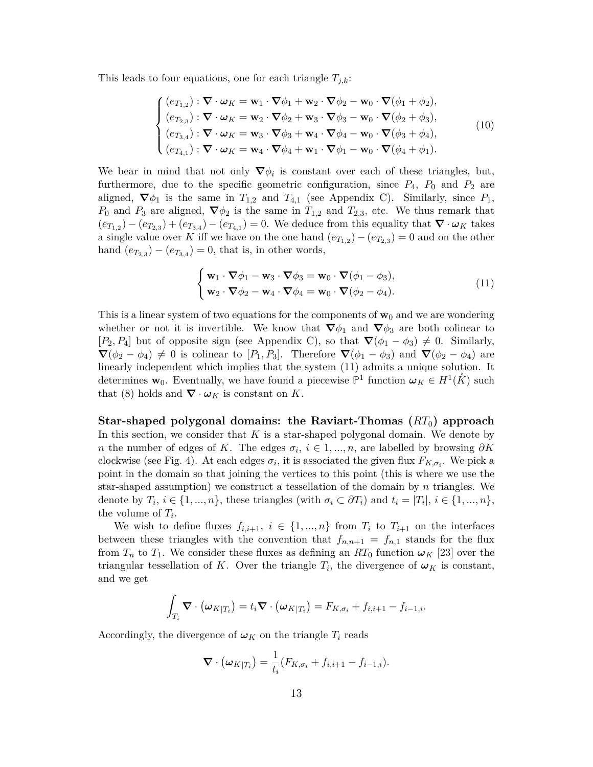This leads to four equations, one for each triangle $T_{j,k}$:

$$
\begin{cases}
(e_{T_{1,2}}) : \boldsymbol{\nabla} \cdot \boldsymbol{\omega}_K = \mathbf{w}_1 \cdot \boldsymbol{\nabla}\phi_1 + \mathbf{w}_2 \cdot \boldsymbol{\nabla}\phi_2 - \mathbf{w}_0 \cdot \boldsymbol{\nabla}(\phi_1 + \phi_2), \\
(e_{T_{2,3}}) : \boldsymbol{\nabla} \cdot \boldsymbol{\omega}_K = \mathbf{w}_2 \cdot \boldsymbol{\nabla}\phi_2 + \mathbf{w}_3 \cdot \boldsymbol{\nabla}\phi_3 - \mathbf{w}_0 \cdot \boldsymbol{\nabla}(\phi_2 + \phi_3), \\
(e_{T_{3,4}}) : \boldsymbol{\nabla} \cdot \boldsymbol{\omega}_K = \mathbf{w}_3 \cdot \boldsymbol{\nabla}\phi_3 + \mathbf{w}_4 \cdot \boldsymbol{\nabla}\phi_4 - \mathbf{w}_0 \cdot \boldsymbol{\nabla}(\phi_3 + \phi_4), \\
(e_{T_{4,1}}) : \boldsymbol{\nabla} \cdot \boldsymbol{\omega}_K = \mathbf{w}_4 \cdot \boldsymbol{\nabla}\phi_4 + \mathbf{w}_1 \cdot \boldsymbol{\nabla}\phi_1 - \mathbf{w}_0 \cdot \boldsymbol{\nabla}(\phi_4 + \phi_1).
\end{cases}
\tag{10}
$$

We bear in mind that not only $\boldsymbol{\nabla}\phi_i$ is constant over each of these triangles, but, furthermore, due to the specific geometric configuration, since $P_4$, $P_0$ and $P_2$ are aligned, $\boldsymbol{\nabla}\phi_1$ is the same in $T_{1,2}$ and $T_{4,1}$ (see Appendix C). Similarly, since $P_1$, $P_0$ and $P_3$ are aligned, $\boldsymbol{\nabla}\phi_2$ is the same in $T_{1,2}$ and $T_{2,3}$, etc. We thus remark that $(e_{T_{1,2}}) - (e_{T_{2,3}}) + (e_{T_{3,4}}) - (e_{T_{4,1}}) = 0$. We deduce from this equality that $\boldsymbol{\nabla} \cdot \boldsymbol{\omega}_K$ takes a single value over $K$ iff we have on the one hand $(e_{T_{1,2}}) - (e_{T_{2,3}}) = 0$ and on the other hand $(e_{T_{2,3}}) - (e_{T_{3,4}}) = 0$, that is, in other words,

$$
\begin{cases}
\mathbf{w}_1 \cdot \boldsymbol{\nabla}\phi_1 - \mathbf{w}_3 \cdot \boldsymbol{\nabla}\phi_3 = \mathbf{w}_0 \cdot \boldsymbol{\nabla}(\phi_1 - \phi_3), \\
\mathbf{w}_2 \cdot \boldsymbol{\nabla}\phi_2 - \mathbf{w}_4 \cdot \boldsymbol{\nabla}\phi_4 = \mathbf{w}_0 \cdot \boldsymbol{\nabla}(\phi_2 - \phi_4).
\end{cases}
\tag{11}
$$

This is a linear system of two equations for the components of $\mathbf{w}_0$ and we are wondering whether or not it is invertible. We know that $\boldsymbol{\nabla}\phi_1$ and $\boldsymbol{\nabla}\phi_3$ are both colinear to $[P_2, P_4]$ but of opposite sign (see Appendix C), so that $\boldsymbol{\nabla}(\phi_1 - \phi_3) \neq 0$. Similarly, $\boldsymbol{\nabla}(\phi_2 - \phi_4) \neq 0$ is colinear to $[P_1, P_3]$. Therefore $\boldsymbol{\nabla}(\phi_1 - \phi_3)$ and $\boldsymbol{\nabla}(\phi_2 - \phi_4)$ are linearly independent which implies that the system (11) admits a unique solution. It determines $\mathbf{w}_0$. Eventually, we have found a piecewise $\mathbb{P}^1$ function $\boldsymbol{\omega}_K \in H^1(\mathring{K})$ such that (8) holds and $\boldsymbol{\nabla} \cdot \boldsymbol{\omega}_K$ is constant on $K$.

**Star-shaped polygonal domains: the Raviart-Thomas ($RT_0$) approach** In this section, we consider that $K$ is a star-shaped polygonal domain. We denote by $n$ the number of edges of $K$. The edges $\sigma_i$, $i \in 1, ..., n$, are labelled by browsing $\partial K$ clockwise (see Fig. 4). At each edges $\sigma_i$, it is associated the given flux $F_{K,\sigma_i}$. We pick a point in the domain so that joining the vertices to this point (this is where we use the star-shaped assumption) we construct a tessellation of the domain by $n$ triangles. We denote by $T_i$, $i \in \{1, ..., n\}$, these triangles (with $\sigma_i \subset \partial T_i$) and $t_i = |T_i|$, $i \in \{1, ..., n\}$, the volume of $T_i$.

We wish to define fluxes $f_{i,i+1}$, $i \in \{1, ..., n\}$ from $T_i$ to $T_{i+1}$ on the interfaces between these triangles with the convention that $f_{n,n+1} = f_{n,1}$ stands for the flux from $T_n$ to $T_1$. We consider these fluxes as defining an $RT_0$ function $\boldsymbol{\omega}_K$ [23] over the triangular tessellation of $K$. Over the triangle $T_i$, the divergence of $\boldsymbol{\omega}_K$ is constant, and we get

$$
\int_{T_i} \boldsymbol{\nabla} \cdot \left(\boldsymbol{\omega}_{K|T_i}\right) = t_i \boldsymbol{\nabla} \cdot \left(\boldsymbol{\omega}_{K|T_i}\right) = F_{K,\sigma_i} + f_{i,i+1} - f_{i-1,i}.
$$

Accordingly, the divergence of $\boldsymbol{\omega}_K$ on the triangle $T_i$ reads

$$
\boldsymbol{\nabla} \cdot \left(\boldsymbol{\omega}_{K|T_i}\right) = \frac{1}{t_i}(F_{K,\sigma_i} + f_{i,i+1} - f_{i-1,i}).
$$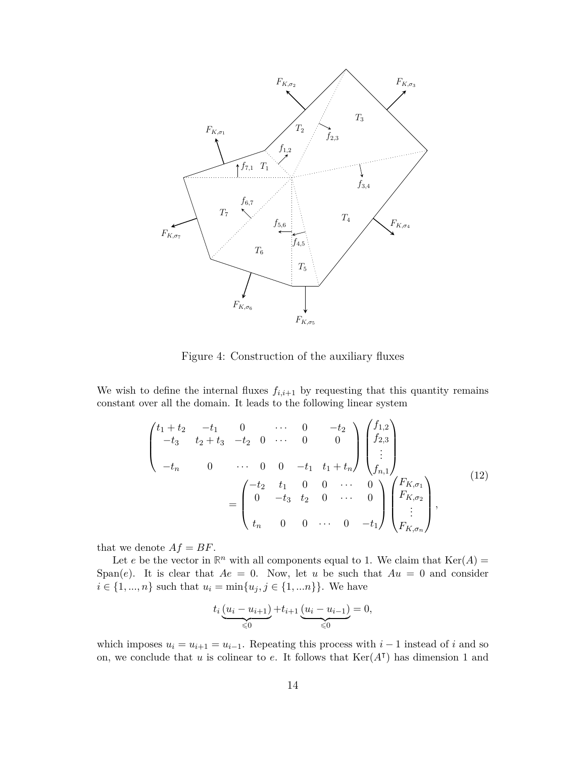Figure 4: Construction of the auxiliary fluxes

We wish to define the internal fluxes $f_{i,i+1}$ by requesting that this quantity remains constant over all the domain. It leads to the following linear system

$$
\begin{pmatrix}
t_1+t_2 & -t_1 & 0 & \cdots & 0 & -t_2 \\
-t_3 & t_2+t_3 & -t_2 & 0 \quad \cdots & 0 & 0 \\
 & & & & & \\
-t_n & 0 & \cdots \quad 0 & 0 & -t_1 & t_1+t_n
\end{pmatrix}
\begin{pmatrix}
f_{1,2} \\ f_{2,3} \\ \vdots \\ f_{n,1}
\end{pmatrix}
= \begin{pmatrix}
-t_2 & t_1 & 0 & 0 & \cdots & 0 \\
0 & -t_3 & t_2 & 0 & \cdots & 0 \\
 & & & & & \\
t_n & 0 & 0 & \cdots & 0 & -t_1
\end{pmatrix}
\begin{pmatrix}
F_{K,\sigma_1} \\ F_{K,\sigma_2} \\ \vdots \\ F_{K,\sigma_n}
\end{pmatrix},
\tag{12}
$$

that we denote $Af = BF$.

Let $e$ be the vector in $\mathbb{R}^n$ with all components equal to 1. We claim that $\mathrm{Ker}(A) = \mathrm{Span}(e)$. It is clear that $Ae = 0$. Now, let $u$ be such that $Au = 0$ and consider $i \in \{1, ..., n\}$ such that $u_i = \min\{u_j, j \in \{1, ...n\}\}$. We have

$$
t_i \underbrace{(u_i - u_{i+1})}_{\leqslant 0} + t_{i+1} \underbrace{(u_i - u_{i-1})}_{\leqslant 0} = 0,
$$

which imposes $u_i = u_{i+1} = u_{i-1}$. Repeating this process with $i-1$ instead of $i$ and so on, we conclude that $u$ is colinear to $e$. It follows that $\mathrm{Ker}(A^\intercal)$ has dimension 1 and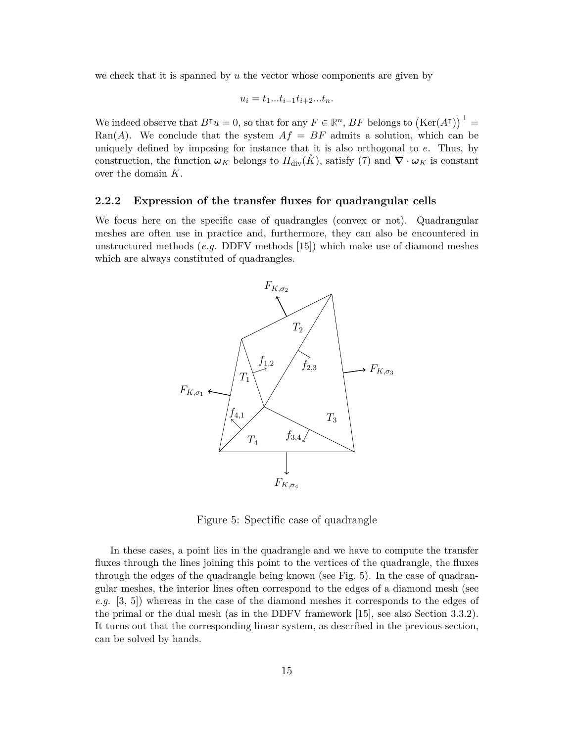we check that it is spanned by $u$ the vector whose components are given by

$$u_i = t_1...t_{i-1}t_{i+2}...t_n.$$

We indeed observe that $B^\intercal u = 0$, so that for any $F \in \mathbb{R}^n$, $BF$ belongs to $\left(\mathrm{Ker}(A^\intercal)\right)^\perp = \mathrm{Ran}(A)$. We conclude that the system $Af = BF$ admits a solution, which can be uniquely defined by imposing for instance that it is also orthogonal to $e$. Thus, by construction, the function $\boldsymbol{\omega}_K$ belongs to $H_{\mathrm{div}}(\mathring{K})$, satisfy (7) and $\boldsymbol{\nabla} \cdot \boldsymbol{\omega}_K$ is constant over the domain $K$.

### 2.2.2 Expression of the transfer fluxes for quadrangular cells

We focus here on the specific case of quadrangles (convex or not). Quadrangular meshes are often use in practice and, furthermore, they can also be encountered in unstructured methods (*e.g.* DDFV methods [15]) which make use of diamond meshes which are always constituted of quadrangles.

Figure 5: Spectific case of quadrangle

In these cases, a point lies in the quadrangle and we have to compute the transfer fluxes through the lines joining this point to the vertices of the quadrangle, the fluxes through the edges of the quadrangle being known (see Fig. 5). In the case of quadrangular meshes, the interior lines often correspond to the edges of a diamond mesh (see *e.g.* [3, 5]) whereas in the case of the diamond meshes it corresponds to the edges of the primal or the dual mesh (as in the DDFV framework [15], see also Section 3.3.2). It turns out that the corresponding linear system, as described in the previous section, can be solved by hands.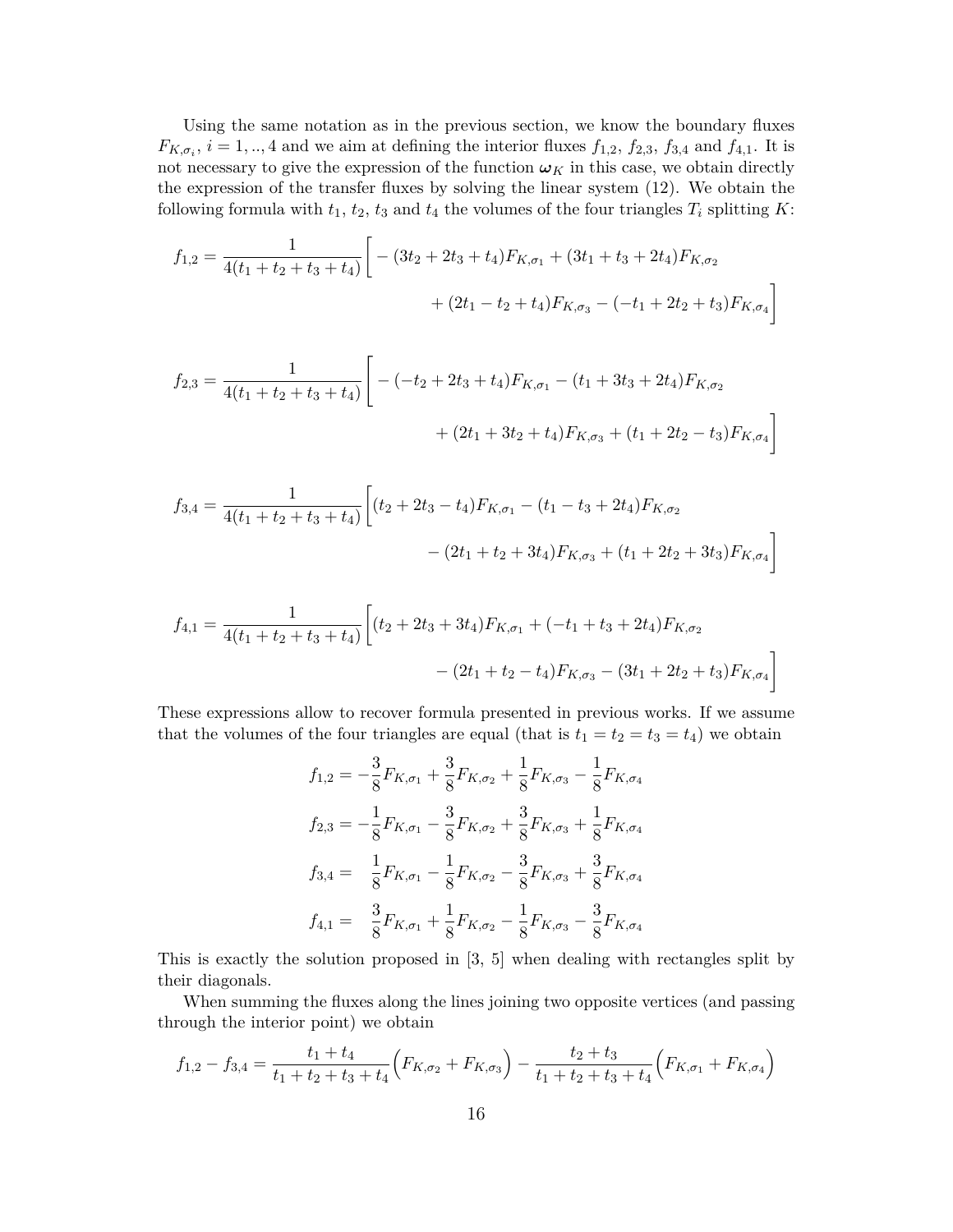Using the same notation as in the previous section, we know the boundary fluxes $F_{K,\sigma_i}$, $i = 1,..,4$ and we aim at defining the interior fluxes $f_{1,2}$, $f_{2,3}$, $f_{3,4}$ and $f_{4,1}$. It is not necessary to give the expression of the function $\boldsymbol{\omega}_K$ in this case, we obtain directly the expression of the transfer fluxes by solving the linear system (12). We obtain the following formula with $t_1$, $t_2$, $t_3$ and $t_4$ the volumes of the four triangles $T_i$ splitting $K$:

$$
\begin{aligned}
f_{1,2} = \frac{1}{4(t_1+t_2+t_3+t_4)}\Big[ &-(3t_2+2t_3+t_4)F_{K,\sigma_1} + (3t_1+t_3+2t_4)F_{K,\sigma_2} \\
&+ (2t_1-t_2+t_4)F_{K,\sigma_3} - (-t_1+2t_2+t_3)F_{K,\sigma_4}\Big]
\end{aligned}
$$

$$
\begin{aligned}
f_{2,3} = \frac{1}{4(t_1+t_2+t_3+t_4)}\Big[ &-(-t_2+2t_3+t_4)F_{K,\sigma_1} - (t_1+3t_3+2t_4)F_{K,\sigma_2} \\
&+ (2t_1+3t_2+t_4)F_{K,\sigma_3} + (t_1+2t_2-t_3)F_{K,\sigma_4}\Big]
\end{aligned}
$$

$$
\begin{aligned}
f_{3,4} = \frac{1}{4(t_1+t_2+t_3+t_4)}\Big[ &(t_2+2t_3-t_4)F_{K,\sigma_1} - (t_1-t_3+2t_4)F_{K,\sigma_2} \\
&- (2t_1+t_2+3t_4)F_{K,\sigma_3} + (t_1+2t_2+3t_3)F_{K,\sigma_4}\Big]
\end{aligned}
$$

$$
\begin{aligned}
f_{4,1} = \frac{1}{4(t_1+t_2+t_3+t_4)}\Big[ &(t_2+2t_3+3t_4)F_{K,\sigma_1} + (-t_1+t_3+2t_4)F_{K,\sigma_2} \\
&- (2t_1+t_2-t_4)F_{K,\sigma_3} - (3t_1+2t_2+t_3)F_{K,\sigma_4}\Big]
\end{aligned}
$$

These expressions allow to recover formula presented in previous works. If we assume that the volumes of the four triangles are equal (that is $t_1 = t_2 = t_3 = t_4$) we obtain

$$
\begin{aligned}
f_{1,2} &= -\frac{3}{8}F_{K,\sigma_1} + \frac{3}{8}F_{K,\sigma_2} + \frac{1}{8}F_{K,\sigma_3} - \frac{1}{8}F_{K,\sigma_4} \\
f_{2,3} &= -\frac{1}{8}F_{K,\sigma_1} - \frac{3}{8}F_{K,\sigma_2} + \frac{3}{8}F_{K,\sigma_3} + \frac{1}{8}F_{K,\sigma_4} \\
f_{3,4} &= \ \ \frac{1}{8}F_{K,\sigma_1} - \frac{1}{8}F_{K,\sigma_2} - \frac{3}{8}F_{K,\sigma_3} + \frac{3}{8}F_{K,\sigma_4} \\
f_{4,1} &= \ \ \frac{3}{8}F_{K,\sigma_1} + \frac{1}{8}F_{K,\sigma_2} - \frac{1}{8}F_{K,\sigma_3} - \frac{3}{8}F_{K,\sigma_4}
\end{aligned}
$$

This is exactly the solution proposed in [3, 5] when dealing with rectangles split by their diagonals.

When summing the fluxes along the lines joining two opposite vertices (and passing through the interior point) we obtain

$$
f_{1,2} - f_{3,4} = \frac{t_1+t_4}{t_1+t_2+t_3+t_4}\Big(F_{K,\sigma_2} + F_{K,\sigma_3}\Big) - \frac{t_2+t_3}{t_1+t_2+t_3+t_4}\Big(F_{K,\sigma_1} + F_{K,\sigma_4}\Big)
$$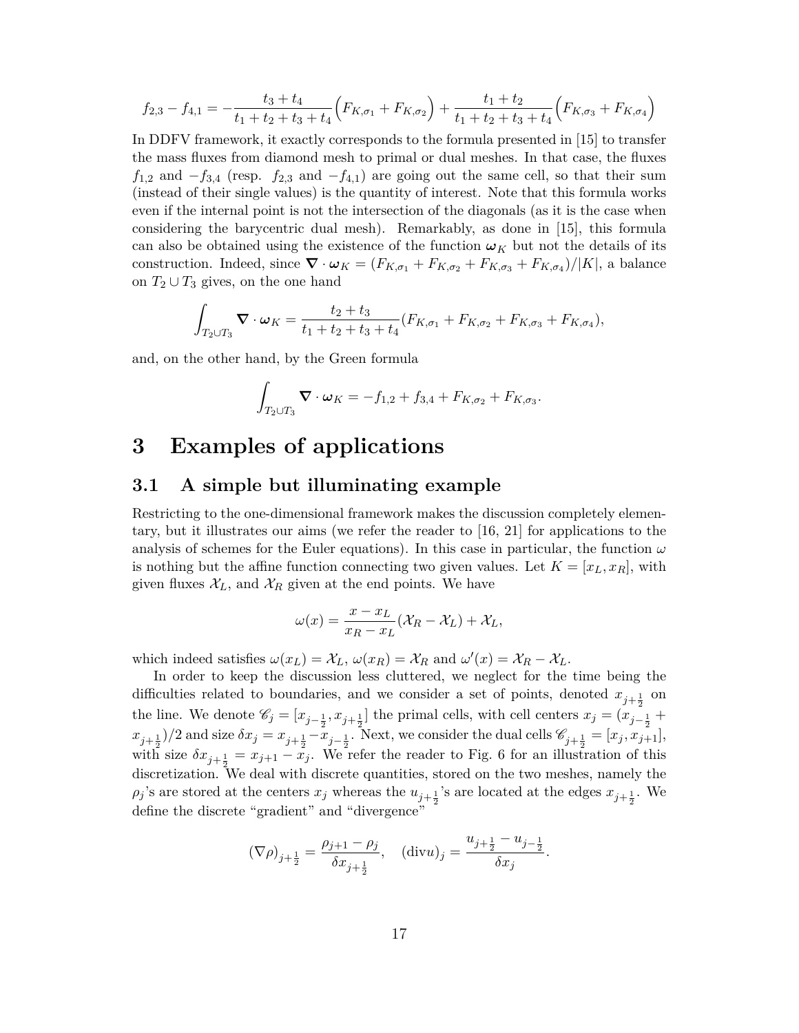$$f_{2,3} - f_{4,1} = -\frac{t_3 + t_4}{t_1 + t_2 + t_3 + t_4}\Big(F_{K,\sigma_1} + F_{K,\sigma_2}\Big) + \frac{t_1 + t_2}{t_1 + t_2 + t_3 + t_4}\Big(F_{K,\sigma_3} + F_{K,\sigma_4}\Big)$$

In DDFV framework, it exactly corresponds to the formula presented in [15] to transfer the mass fluxes from diamond mesh to primal or dual meshes. In that case, the fluxes $f_{1,2}$ and $-f_{3,4}$ (resp. $f_{2,3}$ and $-f_{4,1}$) are going out the same cell, so that their sum (instead of their single values) is the quantity of interest. Note that this formula works even if the internal point is not the intersection of the diagonals (as it is the case when considering the barycentric dual mesh). Remarkably, as done in [15], this formula can also be obtained using the existence of the function $\boldsymbol{\omega}_K$ but not the details of its construction. Indeed, since $\boldsymbol{\nabla} \cdot \boldsymbol{\omega}_K = (F_{K,\sigma_1} + F_{K,\sigma_2} + F_{K,\sigma_3} + F_{K,\sigma_4})/|K|$, a balance on $T_2 \cup T_3$ gives, on the one hand

$$\int_{T_2 \cup T_3} \boldsymbol{\nabla} \cdot \boldsymbol{\omega}_K = \frac{t_2 + t_3}{t_1 + t_2 + t_3 + t_4}(F_{K,\sigma_1} + F_{K,\sigma_2} + F_{K,\sigma_3} + F_{K,\sigma_4}),$$

and, on the other hand, by the Green formula

$$\int_{T_2 \cup T_3} \boldsymbol{\nabla} \cdot \boldsymbol{\omega}_K = -f_{1,2} + f_{3,4} + F_{K,\sigma_2} + F_{K,\sigma_3}.$$

# 3 Examples of applications

## 3.1 A simple but illuminating example

Restricting to the one-dimensional framework makes the discussion completely elementary, but it illustrates our aims (we refer the reader to [16, 21] for applications to the analysis of schemes for the Euler equations). In this case in particular, the function $\omega$ is nothing but the affine function connecting two given values. Let $K = [x_L, x_R]$, with given fluxes $\mathcal{X}_L$, and $\mathcal{X}_R$ given at the end points. We have

$$\omega(x) = \frac{x - x_L}{x_R - x_L}(\mathcal{X}_R - \mathcal{X}_L) + \mathcal{X}_L,$$

which indeed satisfies $\omega(x_L) = \mathcal{X}_L$, $\omega(x_R) = \mathcal{X}_R$ and $\omega'(x) = \mathcal{X}_R - \mathcal{X}_L$.

In order to keep the discussion less cluttered, we neglect for the time being the difficulties related to boundaries, and we consider a set of points, denoted $x_{j+\frac{1}{2}}$ on the line. We denote $\mathscr{C}_j = [x_{j-\frac{1}{2}}, x_{j+\frac{1}{2}}]$ the primal cells, with cell centers $x_j = (x_{j-\frac{1}{2}} + x_{j+\frac{1}{2}})/2$ and size $\delta x_j = x_{j+\frac{1}{2}} - x_{j-\frac{1}{2}}$. Next, we consider the dual cells $\mathscr{C}_{j+\frac{1}{2}} = [x_j, x_{j+1}]$, with size $\delta x_{j+\frac{1}{2}} = x_{j+1} - x_j$. We refer the reader to Fig. 6 for an illustration of this discretization. We deal with discrete quantities, stored on the two meshes, namely the $\rho_j$'s are stored at the centers $x_j$ whereas the $u_{j+\frac{1}{2}}$'s are located at the edges $x_{j+\frac{1}{2}}$. We define the discrete "gradient" and "divergence"

$$(\nabla\rho)_{j+\frac{1}{2}} = \frac{\rho_{j+1} - \rho_j}{\delta x_{j+\frac{1}{2}}}, \quad (\mathrm{div} u)_j = \frac{u_{j+\frac{1}{2}} - u_{j-\frac{1}{2}}}{\delta x_j}.$$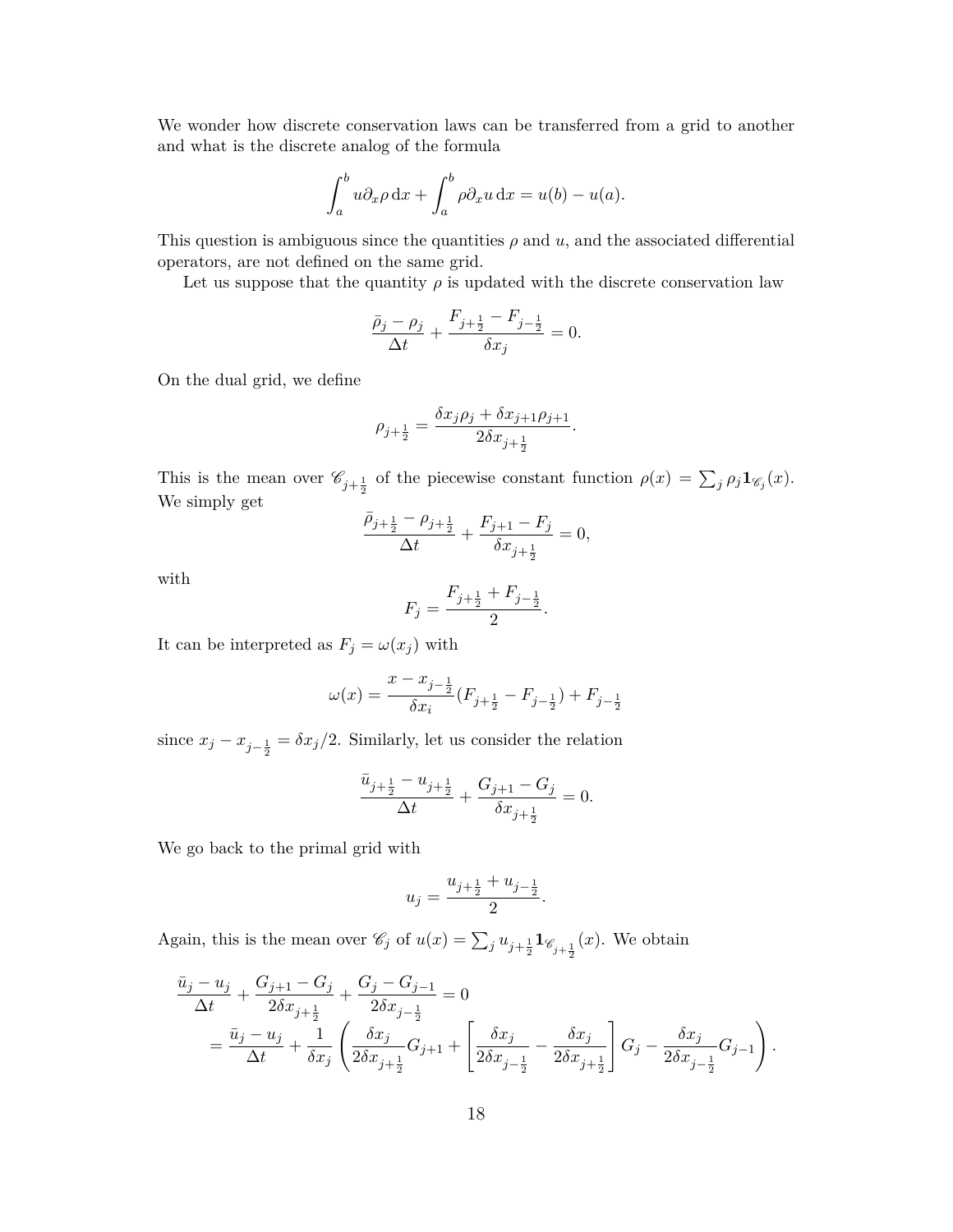We wonder how discrete conservation laws can be transferred from a grid to another and what is the discrete analog of the formula

$$\int_a^b u\partial_x \rho \, \mathrm{d}x + \int_a^b \rho \partial_x u \, \mathrm{d}x = u(b) - u(a).$$

This question is ambiguous since the quantities $\rho$ and $u$, and the associated differential operators, are not defined on the same grid.

Let us suppose that the quantity $\rho$ is updated with the discrete conservation law

$$\frac{\bar{\rho}_j - \rho_j}{\Delta t} + \frac{F_{j+\frac{1}{2}} - F_{j-\frac{1}{2}}}{\delta x_j} = 0.$$

On the dual grid, we define

$$\rho_{j+\frac{1}{2}} = \frac{\delta x_j \rho_j + \delta x_{j+1} \rho_{j+1}}{2\delta x_{j+\frac{1}{2}}}.$$

This is the mean over $\mathscr{C}_{j+\frac{1}{2}}$ of the piecewise constant function $\rho(x) = \sum_j \rho_j \mathbf{1}_{\mathscr{C}_j}(x)$. We simply get

$$\frac{\bar{\rho}_{j+\frac{1}{2}} - \rho_{j+\frac{1}{2}}}{\Delta t} + \frac{F_{j+1} - F_j}{\delta x_{j+\frac{1}{2}}} = 0,$$

with

$$F_j = \frac{F_{j+\frac{1}{2}} + F_{j-\frac{1}{2}}}{2}.$$

It can be interpreted as $F_j = \omega(x_j)$ with

$$\omega(x) = \frac{x - x_{j-\frac{1}{2}}}{\delta x_i}(F_{j+\frac{1}{2}} - F_{j-\frac{1}{2}}) + F_{j-\frac{1}{2}}$$

since $x_j - x_{j-\frac{1}{2}} = \delta x_j/2$. Similarly, let us consider the relation

$$\frac{\bar{u}_{j+\frac{1}{2}} - u_{j+\frac{1}{2}}}{\Delta t} + \frac{G_{j+1} - G_j}{\delta x_{j+\frac{1}{2}}} = 0.$$

We go back to the primal grid with

$$u_j = \frac{u_{j+\frac{1}{2}} + u_{j-\frac{1}{2}}}{2}.$$

Again, this is the mean over $\mathscr{C}_j$ of $u(x) = \sum_j u_{j+\frac{1}{2}} \mathbf{1}_{\mathscr{C}_{j+\frac{1}{2}}}(x)$. We obtain

$$\begin{aligned}
&\frac{\bar{u}_j - u_j}{\Delta t} + \frac{G_{j+1} - G_j}{2\delta x_{j+\frac{1}{2}}} + \frac{G_j - G_{j-1}}{2\delta x_{j-\frac{1}{2}}} = 0 \\
&\quad = \frac{\bar{u}_j - u_j}{\Delta t} + \frac{1}{\delta x_j}\left( \frac{\delta x_j}{2\delta x_{j+\frac{1}{2}}} G_{j+1} + \left[ \frac{\delta x_j}{2\delta x_{j-\frac{1}{2}}} - \frac{\delta x_j}{2\delta x_{j+\frac{1}{2}}} \right] G_j - \frac{\delta x_j}{2\delta x_{j-\frac{1}{2}}} G_{j-1} \right).
\end{aligned}$$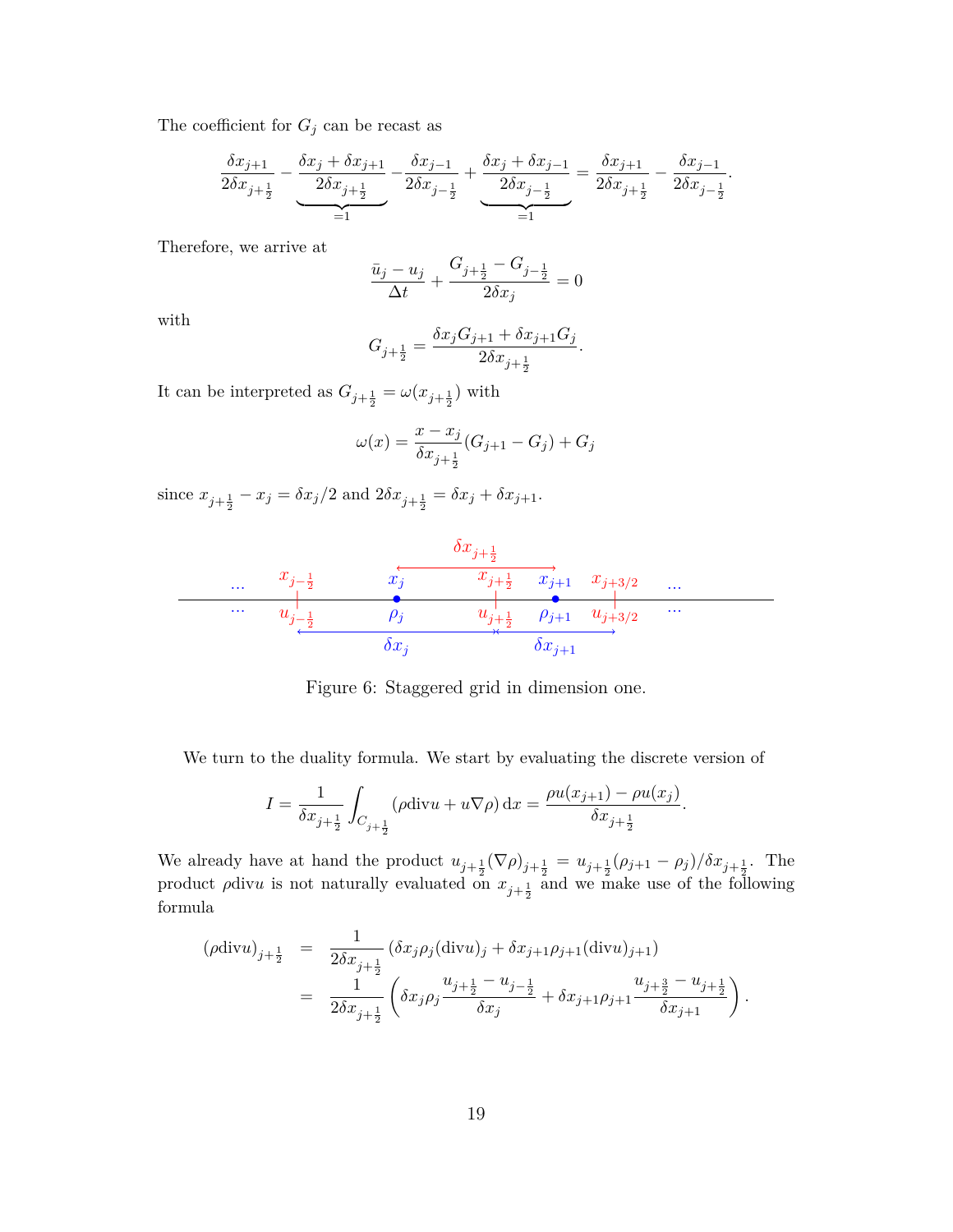The coefficient for $G_j$ can be recast as

$$\frac{\delta x_{j+1}}{2\delta x_{j+\frac{1}{2}}} - \underbrace{\frac{\delta x_j + \delta x_{j+1}}{2\delta x_{j+\frac{1}{2}}}}_{=1} - \frac{\delta x_{j-1}}{2\delta x_{j-\frac{1}{2}}} + \underbrace{\frac{\delta x_j + \delta x_{j-1}}{2\delta x_{j-\frac{1}{2}}}}_{=1} = \frac{\delta x_{j+1}}{2\delta x_{j+\frac{1}{2}}} - \frac{\delta x_{j-1}}{2\delta x_{j-\frac{1}{2}}}.$$

Therefore, we arrive at

$$\frac{\bar{u}_j - u_j}{\Delta t} + \frac{G_{j+\frac{1}{2}} - G_{j-\frac{1}{2}}}{2\delta x_j} = 0$$

with

$$G_{j+\frac{1}{2}} = \frac{\delta x_j G_{j+1} + \delta x_{j+1} G_j}{2\delta x_{j+\frac{1}{2}}}.$$

It can be interpreted as $G_{j+\frac{1}{2}} = \omega(x_{j+\frac{1}{2}})$ with

$$\omega(x) = \frac{x - x_j}{\delta x_{j+\frac{1}{2}}}(G_{j+1} - G_j) + G_j$$

since $x_{j+\frac{1}{2}} - x_j = \delta x_j/2$ and $2\delta x_{j+\frac{1}{2}} = \delta x_j + \delta x_{j+1}$.

Figure 6: Staggered grid in dimension one.

We turn to the duality formula. We start by evaluating the discrete version of

$$I = \frac{1}{\delta x_{j+\frac{1}{2}}} \int_{C_{j+\frac{1}{2}}} (\rho \text{div} u + u \nabla \rho) \, \mathrm{d}x = \frac{\rho u(x_{j+1}) - \rho u(x_j)}{\delta x_{j+\frac{1}{2}}}.$$

We already have at hand the product $u_{j+\frac{1}{2}}(\nabla \rho)_{j+\frac{1}{2}} = u_{j+\frac{1}{2}}(\rho_{j+1} - \rho_j)/\delta x_{j+\frac{1}{2}}$. The product $\rho \text{div} u$ is not naturally evaluated on $x_{j+\frac{1}{2}}$ and we make use of the following formula

$$\begin{aligned}
(\rho \text{div} u)_{j+\frac{1}{2}} &= \frac{1}{2\delta x_{j+\frac{1}{2}}} \left( \delta x_j \rho_j (\text{div} u)_j + \delta x_{j+1} \rho_{j+1} (\text{div} u)_{j+1} \right) \\
&= \frac{1}{2\delta x_{j+\frac{1}{2}}} \left( \delta x_j \rho_j \frac{u_{j+\frac{1}{2}} - u_{j-\frac{1}{2}}}{\delta x_j} + \delta x_{j+1} \rho_{j+1} \frac{u_{j+\frac{3}{2}} - u_{j+\frac{1}{2}}}{\delta x_{j+1}} \right).
\end{aligned}$$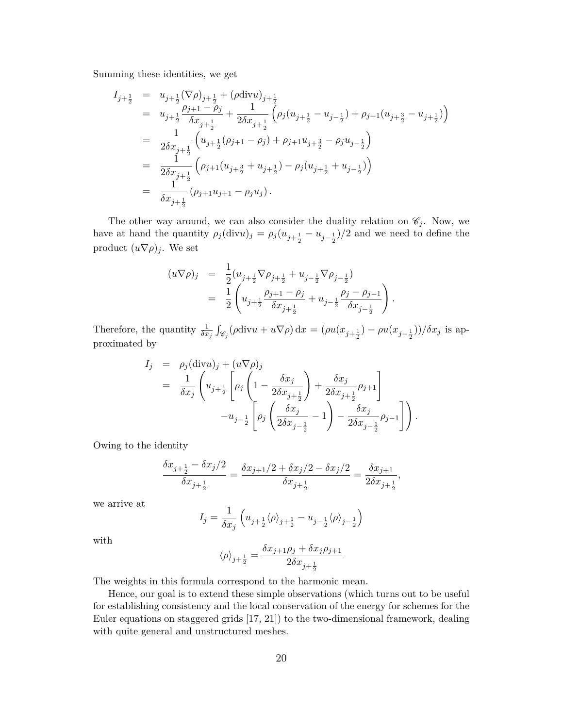Summing these identities, we get

$$
\begin{aligned}
I_{j+\frac{1}{2}} &= u_{j+\frac{1}{2}}(\nabla\rho)_{j+\frac{1}{2}} + (\rho\text{div}u)_{j+\frac{1}{2}} \\
&= u_{j+\frac{1}{2}}\frac{\rho_{j+1}-\rho_j}{\delta x_{j+\frac{1}{2}}} + \frac{1}{2\delta x_{j+\frac{1}{2}}}\Big(\rho_j(u_{j+\frac{1}{2}}-u_{j-\frac{1}{2}}) + \rho_{j+1}(u_{j+\frac{3}{2}}-u_{j+\frac{1}{2}})\Big) \\
&= \frac{1}{2\delta x_{j+\frac{1}{2}}}\Big(u_{j+\frac{1}{2}}(\rho_{j+1}-\rho_j) + \rho_{j+1}u_{j+\frac{3}{2}} - \rho_j u_{j-\frac{1}{2}}\Big) \\
&= \frac{1}{2\delta x_{j+\frac{1}{2}}}\Big(\rho_{j+1}(u_{j+\frac{3}{2}}+u_{j+\frac{1}{2}}) - \rho_j(u_{j+\frac{1}{2}}+u_{j-\frac{1}{2}})\Big) \\
&= \frac{1}{\delta x_{j+\frac{1}{2}}}\left(\rho_{j+1}u_{j+1} - \rho_j u_j\right).
\end{aligned}
$$

The other way around, we can also consider the duality relation on $\mathscr{C}_j$. Now, we have at hand the quantity $\rho_j(\text{div}u)_j = \rho_j(u_{j+\frac{1}{2}} - u_{j-\frac{1}{2}})/2$ and we need to define the product $(u\nabla\rho)_j$. We set

$$
\begin{aligned}
(u\nabla\rho)_j &= \frac{1}{2}(u_{j+\frac{1}{2}}\nabla\rho_{j+\frac{1}{2}} + u_{j-\frac{1}{2}}\nabla\rho_{j-\frac{1}{2}}) \\
&= \frac{1}{2}\left(u_{j+\frac{1}{2}}\frac{\rho_{j+1}-\rho_j}{\delta x_{j+\frac{1}{2}}} + u_{j-\frac{1}{2}}\frac{\rho_j-\rho_{j-1}}{\delta x_{j-\frac{1}{2}}}\right).
\end{aligned}
$$

Therefore, the quantity $\frac{1}{\delta x_j}\int_{\mathscr{C}_j}(\rho\text{div}u + u\nabla\rho)\,\mathrm{d}x = (\rho u(x_{j+\frac{1}{2}}) - \rho u(x_{j-\frac{1}{2}}))/\delta x_j$ is approximated by

$$
\begin{aligned}
I_j &= \rho_j(\text{div}u)_j + (u\nabla\rho)_j \\
&= \frac{1}{\delta x_j}\left(u_{j+\frac{1}{2}}\left[\rho_j\left(1-\frac{\delta x_j}{2\delta x_{j+\frac{1}{2}}}\right) + \frac{\delta x_j}{2\delta x_{j+\frac{1}{2}}}\rho_{j+1}\right]\right. \\
&\qquad\qquad \left. - u_{j-\frac{1}{2}}\left[\rho_j\left(\frac{\delta x_j}{2\delta x_{j-\frac{1}{2}}}-1\right) - \frac{\delta x_j}{2\delta x_{j-\frac{1}{2}}}\rho_{j-1}\right]\right).
\end{aligned}
$$

Owing to the identity

$$
\frac{\delta x_{j+\frac{1}{2}} - \delta x_j/2}{\delta x_{j+\frac{1}{2}}} = \frac{\delta x_{j+1}/2 + \delta x_j/2 - \delta x_j/2}{\delta x_{j+\frac{1}{2}}} = \frac{\delta x_{j+1}}{2\delta x_{j+\frac{1}{2}}},
$$

we arrive at

$$
I_j = \frac{1}{\delta x_j}\left(u_{j+\frac{1}{2}}\langle\rho\rangle_{j+\frac{1}{2}} - u_{j-\frac{1}{2}}\langle\rho\rangle_{j-\frac{1}{2}}\right)
$$

with

$$
\langle\rho\rangle_{j+\frac{1}{2}} = \frac{\delta x_{j+1}\rho_j + \delta x_j\rho_{j+1}}{2\delta x_{j+\frac{1}{2}}}
$$

The weights in this formula correspond to the harmonic mean.

Hence, our goal is to extend these simple observations (which turns out to be useful for establishing consistency and the local conservation of the energy for schemes for the Euler equations on staggered grids [17, 21]) to the two-dimensional framework, dealing with quite general and unstructured meshes.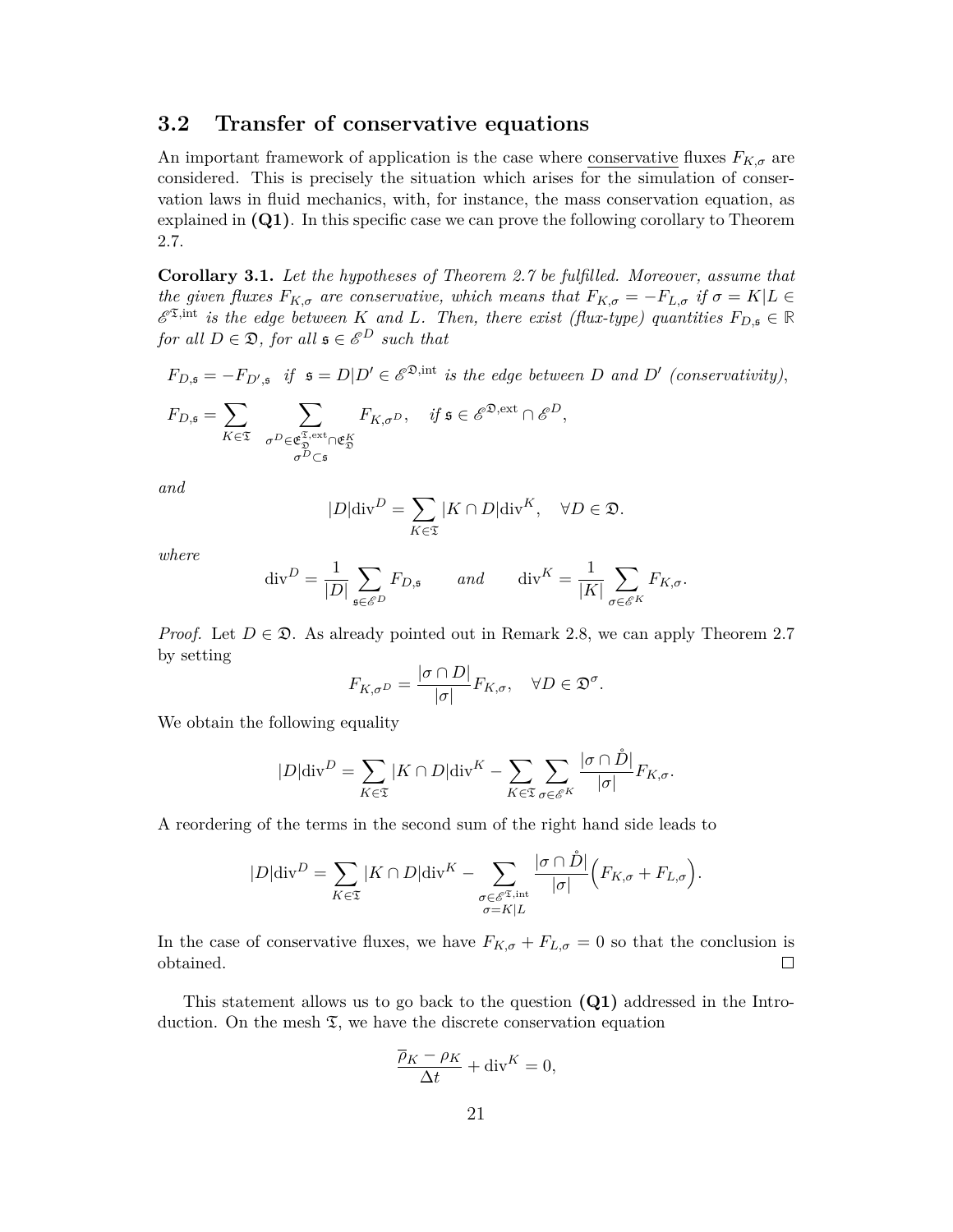## 3.2 Transfer of conservative equations

An important framework of application is the case where conservative fluxes $F_{K,\sigma}$ are considered. This is precisely the situation which arises for the simulation of conservation laws in fluid mechanics, with, for instance, the mass conservation equation, as explained in **(Q1)**. In this specific case we can prove the following corollary to Theorem 2.7.

**Corollary 3.1.** *Let the hypotheses of Theorem 2.7 be fulfilled. Moreover, assume that the given fluxes $F_{K,\sigma}$ are conservative, which means that $F_{K,\sigma} = -F_{L,\sigma}$ if $\sigma = K|L \in \mathscr{E}^{\mathfrak{T},\text{int}}$ is the edge between $K$ and $L$. Then, there exist (flux-type) quantities $F_{D,\mathfrak{s}} \in \mathbb{R}$ for all $D \in \mathfrak{D}$, for all $\mathfrak{s} \in \mathscr{E}^D$ such that*

$$F_{D,\mathfrak{s}} = -F_{D',\mathfrak{s}} \quad \textit{if} \;\; \mathfrak{s} = D|D' \in \mathscr{E}^{\mathfrak{D},\text{int}} \textit{ is the edge between } D \textit{ and } D' \textit{ (conservativity)},$$

$$F_{D,\mathfrak{s}} = \sum_{K\in\mathfrak{T}} \sum_{\substack{\sigma^D \in \mathfrak{E}_{\mathfrak{D}}^{\mathfrak{T},\text{ext}} \cap \mathfrak{E}_{\mathfrak{D}}^K \\ \sigma^D \subset \mathfrak{s}}} F_{K,\sigma^D}, \quad \textit{if } \mathfrak{s} \in \mathscr{E}^{\mathfrak{D},\text{ext}} \cap \mathscr{E}^D,$$

*and*

$$|D|\text{div}^D = \sum_{K\in\mathfrak{T}} |K \cap D| \text{div}^K, \quad \forall D \in \mathfrak{D}.$$

*where*

$$\text{div}^D = \frac{1}{|D|} \sum_{\mathfrak{s}\in\mathscr{E}^D} F_{D,\mathfrak{s}} \qquad \textit{and} \qquad \text{div}^K = \frac{1}{|K|} \sum_{\sigma\in\mathscr{E}^K} F_{K,\sigma}.$$

*Proof.* Let $D \in \mathfrak{D}$. As already pointed out in Remark 2.8, we can apply Theorem 2.7 by setting

$$F_{K,\sigma^D} = \frac{|\sigma \cap D|}{|\sigma|} F_{K,\sigma}, \quad \forall D \in \mathfrak{D}^\sigma.$$

We obtain the following equality

$$|D|\text{div}^D = \sum_{K\in\mathfrak{T}} |K \cap D| \text{div}^K - \sum_{K\in\mathfrak{T}} \sum_{\sigma\in\mathscr{E}^K} \frac{|\sigma \cap \mathring{D}|}{|\sigma|} F_{K,\sigma}.$$

A reordering of the terms in the second sum of the right hand side leads to

$$|D|\text{div}^D = \sum_{K\in\mathfrak{T}} |K \cap D| \text{div}^K - \sum_{\substack{\sigma\in\mathscr{E}^{\mathfrak{T},\text{int}} \\ \sigma=K|L}} \frac{|\sigma \cap \mathring{D}|}{|\sigma|} \Big( F_{K,\sigma} + F_{L,\sigma} \Big).$$

In the case of conservative fluxes, we have $F_{K,\sigma} + F_{L,\sigma} = 0$ so that the conclusion is obtained. ☐

This statement allows us to go back to the question **(Q1)** addressed in the Introduction. On the mesh $\mathfrak{T}$, we have the discrete conservation equation

$$\frac{\overline{\rho}_K - \rho_K}{\Delta t} + \text{div}^K = 0,$$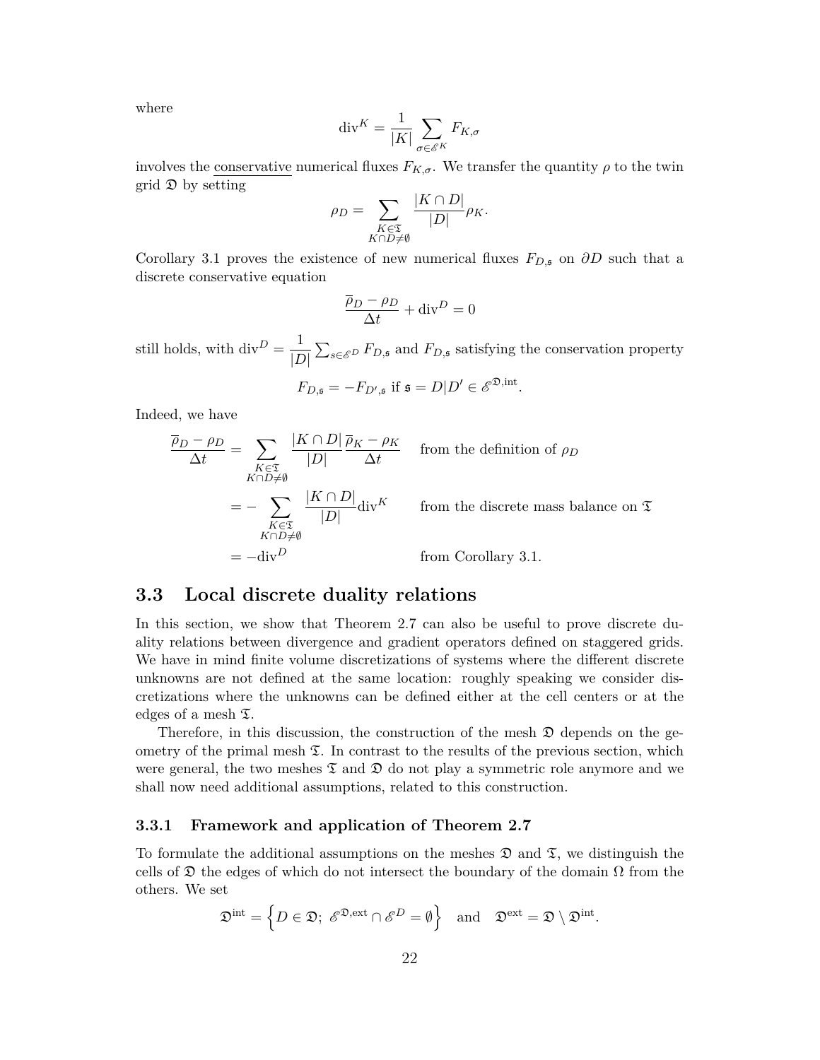where

$$\mathrm{div}^K = \frac{1}{|K|} \sum_{\sigma \in \mathscr{E}^K} F_{K,\sigma}$$

involves the conservative numerical fluxes $F_{K,\sigma}$. We transfer the quantity $\rho$ to the twin grid $\mathfrak{D}$ by setting

$$\rho_D = \sum_{\substack{K \in \mathfrak{T} \\ K \cap D \neq \emptyset}} \frac{|K \cap D|}{|D|} \rho_K.$$

Corollary 3.1 proves the existence of new numerical fluxes $F_{D,\mathfrak{s}}$ on $\partial D$ such that a discrete conservative equation

$$\frac{\overline{\rho}_D - \rho_D}{\Delta t} + \mathrm{div}^D = 0$$

still holds, with $\mathrm{div}^D = \dfrac{1}{|D|} \sum_{s \in \mathscr{E}^D} F_{D,\mathfrak{s}}$ and $F_{D,\mathfrak{s}}$ satisfying the conservation property

$$F_{D,\mathfrak{s}} = -F_{D',\mathfrak{s}} \text{ if } \mathfrak{s} = D|D' \in \mathscr{E}^{\mathfrak{D},\mathrm{int}}.$$

Indeed, we have

$$\begin{aligned}
\frac{\overline{\rho}_D - \rho_D}{\Delta t} &= \sum_{\substack{K \in \mathfrak{T} \\ K \cap D \neq \emptyset}} \frac{|K \cap D|}{|D|} \frac{\overline{\rho}_K - \rho_K}{\Delta t} && \text{from the definition of } \rho_D \\
&= - \sum_{\substack{K \in \mathfrak{T} \\ K \cap D \neq \emptyset}} \frac{|K \cap D|}{|D|} \mathrm{div}^K && \text{from the discrete mass balance on } \mathfrak{T} \\
&= -\mathrm{div}^D && \text{from Corollary 3.1.}
\end{aligned}$$

## 3.3 Local discrete duality relations

In this section, we show that Theorem 2.7 can also be useful to prove discrete duality relations between divergence and gradient operators defined on staggered grids. We have in mind finite volume discretizations of systems where the different discrete unknowns are not defined at the same location: roughly speaking we consider discretizations where the unknowns can be defined either at the cell centers or at the edges of a mesh $\mathfrak{T}$.

Therefore, in this discussion, the construction of the mesh $\mathfrak{D}$ depends on the geometry of the primal mesh $\mathfrak{T}$. In contrast to the results of the previous section, which were general, the two meshes $\mathfrak{T}$ and $\mathfrak{D}$ do not play a symmetric role anymore and we shall now need additional assumptions, related to this construction.

### 3.3.1 Framework and application of Theorem 2.7

To formulate the additional assumptions on the meshes $\mathfrak{D}$ and $\mathfrak{T}$, we distinguish the cells of $\mathfrak{D}$ the edges of which do not intersect the boundary of the domain $\Omega$ from the others. We set

$$\mathfrak{D}^{\mathrm{int}} = \left\{ D \in \mathfrak{D};\ \mathscr{E}^{\mathfrak{D},\mathrm{ext}} \cap \mathscr{E}^D = \emptyset \right\} \quad \text{and} \quad \mathfrak{D}^{\mathrm{ext}} = \mathfrak{D} \setminus \mathfrak{D}^{\mathrm{int}}.$$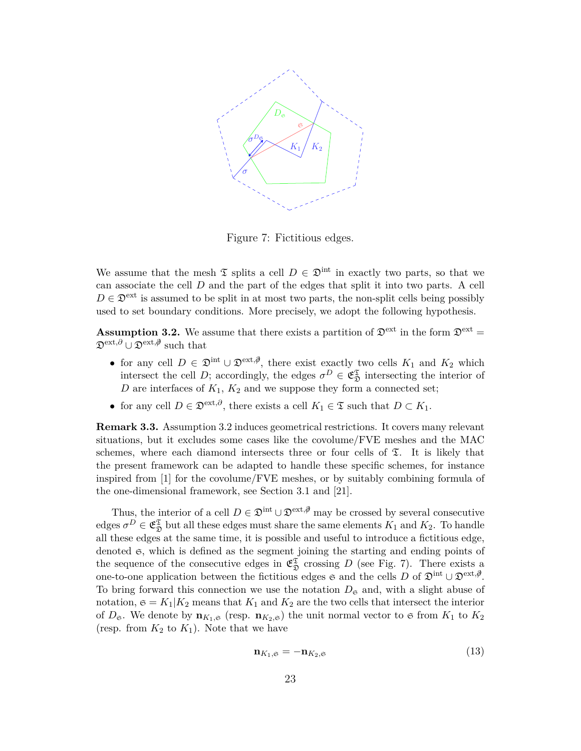Figure 7: Fictitious edges.

We assume that the mesh $\mathfrak{T}$ splits a cell $D \in \mathfrak{D}^{\text{int}}$ in exactly two parts, so that we can associate the cell $D$ and the part of the edges that split it into two parts. A cell $D \in \mathfrak{D}^{\text{ext}}$ is assumed to be split in at most two parts, the non-split cells being possibly used to set boundary conditions. More precisely, we adopt the following hypothesis.

**Assumption 3.2.** We assume that there exists a partition of $\mathfrak{D}^{\text{ext}}$ in the form $\mathfrak{D}^{\text{ext}} = \mathfrak{D}^{\text{ext},\partial} \cup \mathfrak{D}^{\text{ext},\not\partial}$ such that

- for any cell $D \in \mathfrak{D}^{\text{int}} \cup \mathfrak{D}^{\text{ext},\not\partial}$, there exist exactly two cells $K_1$ and $K_2$ which intersect the cell $D$; accordingly, the edges $\sigma^D \in \mathfrak{E}_{\mathfrak{D}}^{\mathfrak{T}}$ intersecting the interior of $D$ are interfaces of $K_1$, $K_2$ and we suppose they form a connected set;
- for any cell $D \in \mathfrak{D}^{\text{ext},\partial}$, there exists a cell $K_1 \in \mathfrak{T}$ such that $D \subset K_1$.

**Remark 3.3.** Assumption 3.2 induces geometrical restrictions. It covers many relevant situations, but it excludes some cases like the covolume/FVE meshes and the MAC schemes, where each diamond intersects three or four cells of $\mathfrak{T}$. It is likely that the present framework can be adapted to handle these specific schemes, for instance inspired from [1] for the covolume/FVE meshes, or by suitably combining formula of the one-dimensional framework, see Section 3.1 and [21].

Thus, the interior of a cell $D \in \mathfrak{D}^{\text{int}} \cup \mathfrak{D}^{\text{ext},\not\partial}$ may be crossed by several consecutive edges $\sigma^D \in \mathfrak{E}_{\mathfrak{D}}^{\mathfrak{T}}$ but all these edges must share the same elements $K_1$ and $K_2$. To handle all these edges at the same time, it is possible and useful to introduce a fictitious edge, denoted $\mathfrak{s}$, which is defined as the segment joining the starting and ending points of the sequence of the consecutive edges in $\mathfrak{E}_{\mathfrak{D}}^{\mathfrak{T}}$ crossing $D$ (see Fig. 7). There exists a one-to-one application between the fictitious edges $\mathfrak{s}$ and the cells $D$ of $\mathfrak{D}^{\text{int}} \cup \mathfrak{D}^{\text{ext},\not\partial}$. To bring forward this connection we use the notation $D_{\mathfrak{s}}$ and, with a slight abuse of notation, $\mathfrak{s} = K_1|K_2$ means that $K_1$ and $K_2$ are the two cells that intersect the interior of $D_{\mathfrak{s}}$. We denote by $\mathbf{n}_{K_1,\mathfrak{s}}$ (resp. $\mathbf{n}_{K_2,\mathfrak{s}}$) the unit normal vector to $\mathfrak{s}$ from $K_1$ to $K_2$ (resp. from $K_2$ to $K_1$). Note that we have

$$\mathbf{n}_{K_1,\mathfrak{s}} = -\mathbf{n}_{K_2,\mathfrak{s}} \tag{13}$$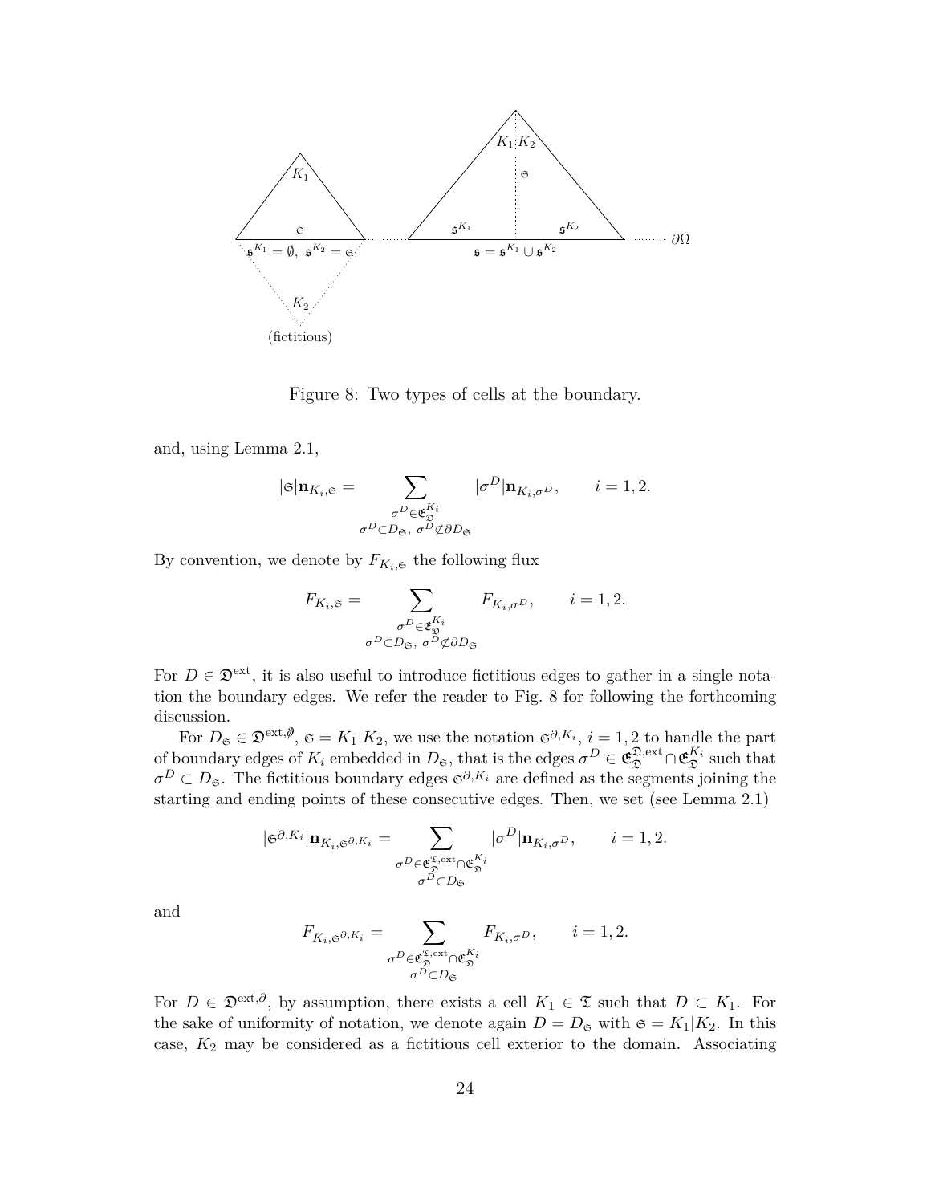Figure 8: Two types of cells at the boundary.

and, using Lemma 2.1,

$$|\mathfrak{s}|\mathbf{n}_{K_i,\mathfrak{s}} = \sum_{\substack{\sigma^D \in \mathfrak{E}_{\mathfrak{D}}^{K_i} \\ \sigma^D \subset D_{\mathfrak{s}},\ \sigma^D \not\subset \partial D_{\mathfrak{s}}}} |\sigma^D|\mathbf{n}_{K_i,\sigma^D}, \qquad i=1,2.$$

By convention, we denote by $F_{K_i,\mathfrak{s}}$ the following flux

$$F_{K_i,\mathfrak{s}} = \sum_{\substack{\sigma^D \in \mathfrak{E}_{\mathfrak{D}}^{K_i} \\ \sigma^D \subset D_{\mathfrak{s}},\ \sigma^D \not\subset \partial D_{\mathfrak{s}}}} F_{K_i,\sigma^D}, \qquad i=1,2.$$

For $D \in \mathfrak{D}^{\rm ext}$, it is also useful to introduce fictitious edges to gather in a single notation the boundary edges. We refer the reader to Fig. 8 for following the forthcoming discussion.

For $D_{\mathfrak{s}} \in \mathfrak{D}^{{\rm ext},\not\partial}$, $\mathfrak{s}=K_1|K_2$, we use the notation $\mathfrak{s}^{\partial,K_i}$, $i=1,2$ to handle the part of boundary edges of $K_i$ embedded in $D_{\mathfrak{s}}$, that is the edges $\sigma^D \in \mathfrak{E}_{\mathfrak{D}}^{\mathfrak{D},{\rm ext}} \cap \mathfrak{E}_{\mathfrak{D}}^{K_i}$ such that $\sigma^D \subset D_{\mathfrak{s}}$. The fictitious boundary edges $\mathfrak{s}^{\partial,K_i}$ are defined as the segments joining the starting and ending points of these consecutive edges. Then, we set (see Lemma 2.1)

$$|\mathfrak{s}^{\partial,K_i}|\mathbf{n}_{K_i,\mathfrak{s}^{\partial,K_i}} = \sum_{\substack{\sigma^D \in \mathfrak{E}_{\mathfrak{D}}^{\mathfrak{T},{\rm ext}} \cap \mathfrak{E}_{\mathfrak{D}}^{K_i} \\ \sigma^D \subset D_{\mathfrak{s}}}} |\sigma^D|\mathbf{n}_{K_i,\sigma^D}, \qquad i=1,2.$$

and

$$F_{K_i,\mathfrak{s}^{\partial,K_i}} = \sum_{\substack{\sigma^D \in \mathfrak{E}_{\mathfrak{D}}^{\mathfrak{T},{\rm ext}} \cap \mathfrak{E}_{\mathfrak{D}}^{K_i} \\ \sigma^D \subset D_{\mathfrak{s}}}} F_{K_i,\sigma^D}, \qquad i=1,2.$$

For $D \in \mathfrak{D}^{{\rm ext},\partial}$, by assumption, there exists a cell $K_1 \in \mathfrak{T}$ such that $D \subset K_1$. For the sake of uniformity of notation, we denote again $D = D_{\mathfrak{s}}$ with $\mathfrak{s} = K_1|K_2$. In this case, $K_2$ may be considered as a fictitious cell exterior to the domain. Associating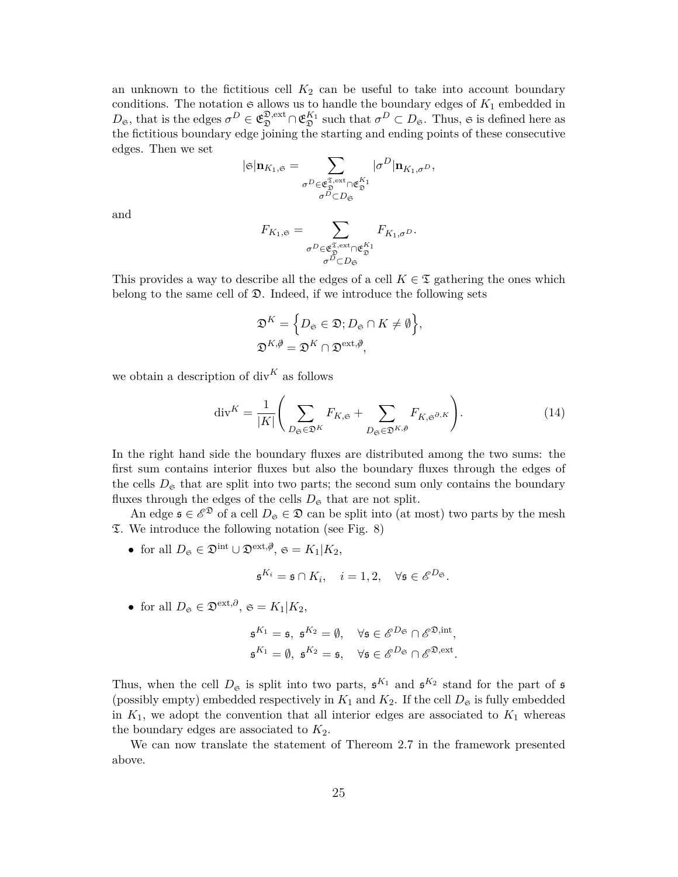an unknown to the fictitious cell $K_2$ can be useful to take into account boundary conditions. The notation $\mathfrak{s}$ allows us to handle the boundary edges of $K_1$ embedded in $D_{\mathfrak{s}}$, that is the edges $\sigma^D \in \mathfrak{E}_{\mathfrak{D}}^{\mathfrak{D},\mathrm{ext}} \cap \mathfrak{E}_{\mathfrak{D}}^{K_1}$ such that $\sigma^D \subset D_{\mathfrak{s}}$. Thus, $\mathfrak{s}$ is defined here as the fictitious boundary edge joining the starting and ending points of these consecutive edges. Then we set

$$
|\mathfrak{s}|\mathbf{n}_{K_1,\mathfrak{s}} = \sum_{\substack{\sigma^D \in \mathfrak{E}_{\mathfrak{D}}^{\mathfrak{T},\mathrm{ext}} \cap \mathfrak{E}_{\mathfrak{D}}^{K_1} \\ \sigma^D \subset D_{\mathfrak{s}}}} |\sigma^D| \mathbf{n}_{K_1,\sigma^D},
$$

and

$$
F_{K_1,\mathfrak{s}} = \sum_{\substack{\sigma^D \in \mathfrak{E}_{\mathfrak{D}}^{\mathfrak{T},\mathrm{ext}} \cap \mathfrak{E}_{\mathfrak{D}}^{K_1} \\ \sigma^D \subset D_{\mathfrak{s}}}} F_{K_1,\sigma^D}.
$$

This provides a way to describe all the edges of a cell $K \in \mathfrak{T}$ gathering the ones which belong to the same cell of $\mathfrak{D}$. Indeed, if we introduce the following sets

$$
\mathfrak{D}^K = \Big\{ D_{\mathfrak{s}} \in \mathfrak{D}; D_{\mathfrak{s}} \cap K \neq \emptyset \Big\},
$$
$$
\mathfrak{D}^{K,\not\partial} = \mathfrak{D}^K \cap \mathfrak{D}^{\mathrm{ext},\not\partial},
$$

we obtain a description of $\mathrm{div}^K$ as follows

$$
\mathrm{div}^K = \frac{1}{|K|} \left( \sum_{D_{\mathfrak{s}} \in \mathfrak{D}^K} F_{K,\mathfrak{s}} + \sum_{D_{\mathfrak{s}} \in \mathfrak{D}^{K,\not\partial}} F_{K,\mathfrak{s}^{\partial,K}} \right). \tag{14}
$$

In the right hand side the boundary fluxes are distributed among the two sums: the first sum contains interior fluxes but also the boundary fluxes through the edges of the cells $D_{\mathfrak{s}}$ that are split into two parts; the second sum only contains the boundary fluxes through the edges of the cells $D_{\mathfrak{s}}$ that are not split.

An edge $\mathfrak{s} \in \mathscr{E}^{\mathfrak{D}}$ of a cell $D_{\mathfrak{s}} \in \mathfrak{D}$ can be split into (at most) two parts by the mesh $\mathfrak{T}$. We introduce the following notation (see Fig. 8)

- for all $D_{\mathfrak{s}} \in \mathfrak{D}^{\mathrm{int}} \cup \mathfrak{D}^{\mathrm{ext},\not\partial}$, $\mathfrak{s} = K_1|K_2$,

$$
\mathfrak{s}^{K_i} = \mathfrak{s} \cap K_i, \quad i = 1, 2, \quad \forall \mathfrak{s} \in \mathscr{E}^{D_{\mathfrak{s}}}.
$$

- for all $D_{\mathfrak{s}} \in \mathfrak{D}^{\mathrm{ext},\partial}$, $\mathfrak{s} = K_1|K_2$,

$$
\mathfrak{s}^{K_1} = \mathfrak{s}, \ \mathfrak{s}^{K_2} = \emptyset, \quad \forall \mathfrak{s} \in \mathscr{E}^{D_{\mathfrak{s}}} \cap \mathscr{E}^{\mathfrak{D},\mathrm{int}},
$$
$$
\mathfrak{s}^{K_1} = \emptyset, \ \mathfrak{s}^{K_2} = \mathfrak{s}, \quad \forall \mathfrak{s} \in \mathscr{E}^{D_{\mathfrak{s}}} \cap \mathscr{E}^{\mathfrak{D},\mathrm{ext}}.
$$

Thus, when the cell $D_{\mathfrak{s}}$ is split into two parts, $\mathfrak{s}^{K_1}$ and $\mathfrak{s}^{K_2}$ stand for the part of $\mathfrak{s}$ (possibly empty) embedded respectively in $K_1$ and $K_2$. If the cell $D_{\mathfrak{s}}$ is fully embedded in $K_1$, we adopt the convention that all interior edges are associated to $K_1$ whereas the boundary edges are associated to $K_2$.

We can now translate the statement of Thereom 2.7 in the framework presented above.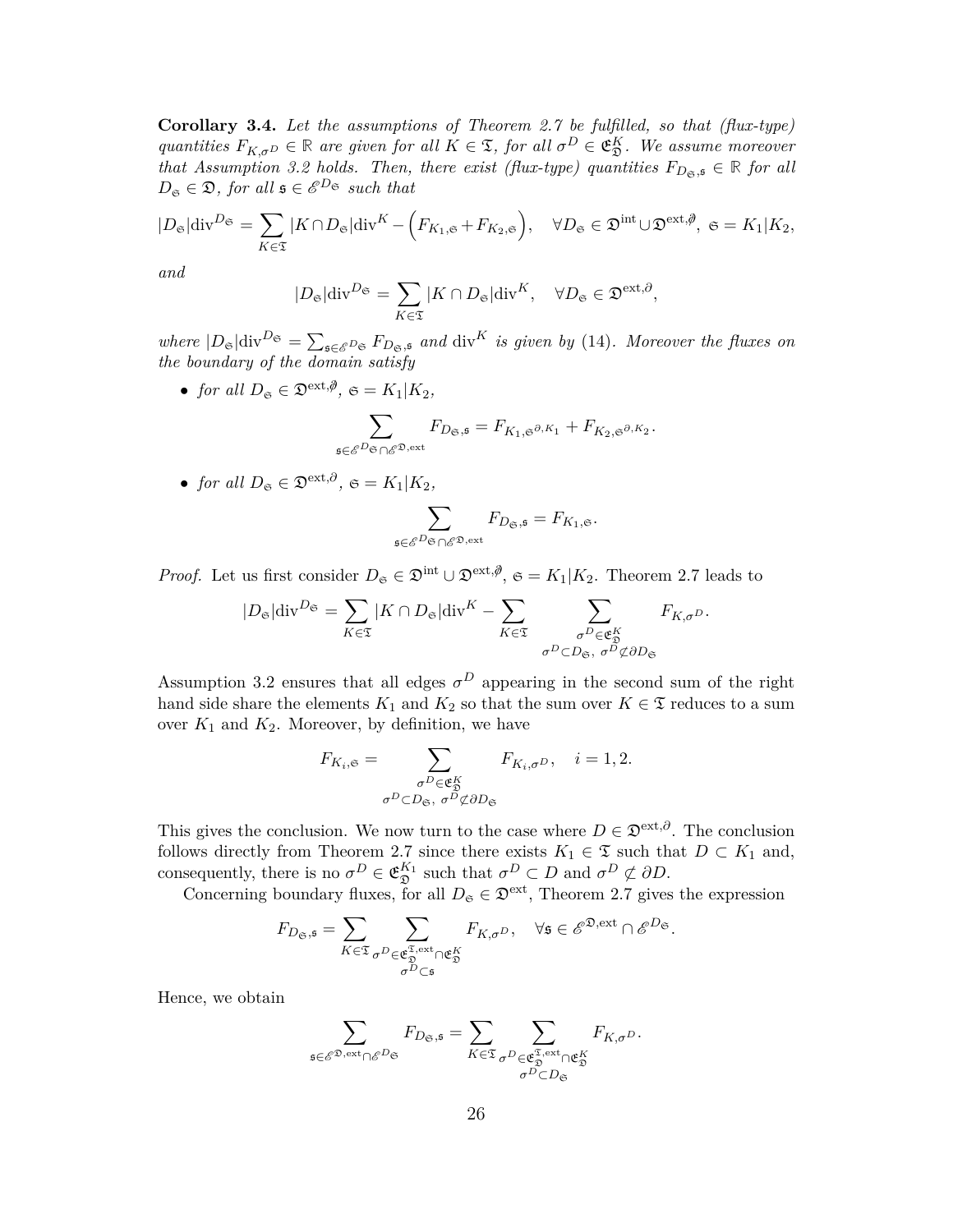**Corollary 3.4.** *Let the assumptions of Theorem 2.7 be fulfilled, so that (flux-type) quantities $F_{K,\sigma^D} \in \mathbb{R}$ are given for all $K \in \mathfrak{T}$, for all $\sigma^D \in \mathfrak{E}_{\mathfrak{D}}^K$. We assume moreover that Assumption 3.2 holds. Then, there exist (flux-type) quantities $F_{D_\mathfrak{S},\mathfrak{s}} \in \mathbb{R}$ for all $D_\mathfrak{S} \in \mathfrak{D}$, for all $\mathfrak{s} \in \mathscr{E}^{D_\mathfrak{S}}$ such that*

$$|D_\mathfrak{S}|\mathrm{div}^{D_\mathfrak{S}} = \sum_{K\in\mathfrak{T}} |K \cap D_\mathfrak{S}|\mathrm{div}^K - \Big(F_{K_1,\mathfrak{S}} + F_{K_2,\mathfrak{S}}\Big), \quad \forall D_\mathfrak{S} \in \mathfrak{D}^{\mathrm{int}} \cup \mathfrak{D}^{\mathrm{ext},\not\partial},\ \mathfrak{S} = K_1|K_2,$$

*and*

$$|D_\mathfrak{S}|\mathrm{div}^{D_\mathfrak{S}} = \sum_{K\in\mathfrak{T}} |K \cap D_\mathfrak{S}|\mathrm{div}^K, \quad \forall D_\mathfrak{S} \in \mathfrak{D}^{\mathrm{ext},\partial},$$

*where $|D_\mathfrak{S}|\mathrm{div}^{D_\mathfrak{S}} = \sum_{\mathfrak{s}\in\mathscr{E}^{D_\mathfrak{S}}} F_{D_\mathfrak{S},\mathfrak{s}}$ and $\mathrm{div}^K$ is given by (14). Moreover the fluxes on the boundary of the domain satisfy*

- *for all $D_\mathfrak{S} \in \mathfrak{D}^{\mathrm{ext},\not\partial}$, $\mathfrak{S} = K_1|K_2$,*

$$\sum_{\mathfrak{s}\in\mathscr{E}^{D_\mathfrak{S}}\cap\mathscr{E}^{\mathfrak{D},\mathrm{ext}}} F_{D_\mathfrak{S},\mathfrak{s}} = F_{K_1,\mathfrak{S}^{\partial,K_1}} + F_{K_2,\mathfrak{S}^{\partial,K_2}}.$$

- *for all $D_\mathfrak{S} \in \mathfrak{D}^{\mathrm{ext},\partial}$, $\mathfrak{S} = K_1|K_2$,*

$$\sum_{\mathfrak{s}\in\mathscr{E}^{D_\mathfrak{S}}\cap\mathscr{E}^{\mathfrak{D},\mathrm{ext}}} F_{D_\mathfrak{S},\mathfrak{s}} = F_{K_1,\mathfrak{S}}.$$

*Proof.* Let us first consider $D_\mathfrak{S} \in \mathfrak{D}^{\mathrm{int}} \cup \mathfrak{D}^{\mathrm{ext},\not\partial}$, $\mathfrak{S} = K_1|K_2$. Theorem 2.7 leads to

$$|D_\mathfrak{S}|\mathrm{div}^{D_\mathfrak{S}} = \sum_{K\in\mathfrak{T}} |K \cap D_\mathfrak{S}|\mathrm{div}^K - \sum_{K\in\mathfrak{T}} \sum_{\substack{\sigma^D\in\mathfrak{E}_{\mathfrak{D}}^K \\ \sigma^D\subset D_\mathfrak{S},\ \sigma^D\not\subset\partial D_\mathfrak{S}}} F_{K,\sigma^D}.$$

Assumption 3.2 ensures that all edges $\sigma^D$ appearing in the second sum of the right hand side share the elements $K_1$ and $K_2$ so that the sum over $K \in \mathfrak{T}$ reduces to a sum over $K_1$ and $K_2$. Moreover, by definition, we have

$$F_{K_i,\mathfrak{S}} = \sum_{\substack{\sigma^D\in\mathfrak{E}_{\mathfrak{D}}^K \\ \sigma^D\subset D_\mathfrak{S},\ \sigma^D\not\subset\partial D_\mathfrak{S}}} F_{K_i,\sigma^D}, \quad i = 1, 2.$$

This gives the conclusion. We now turn to the case where $D \in \mathfrak{D}^{\mathrm{ext},\partial}$. The conclusion follows directly from Theorem 2.7 since there exists $K_1 \in \mathfrak{T}$ such that $D \subset K_1$ and, consequently, there is no $\sigma^D \in \mathfrak{E}_{\mathfrak{D}}^{K_1}$ such that $\sigma^D \subset D$ and $\sigma^D \not\subset \partial D$.

Concerning boundary fluxes, for all $D_\mathfrak{S} \in \mathfrak{D}^{\mathrm{ext}}$, Theorem 2.7 gives the expression

$$F_{D_\mathfrak{S},\mathfrak{s}} = \sum_{K\in\mathfrak{T}} \sum_{\substack{\sigma^D\in\mathfrak{E}_{\mathfrak{D}}^{\mathfrak{T},\mathrm{ext}}\cap\mathfrak{E}_{\mathfrak{D}}^K \\ \sigma^D\subset\mathfrak{s}}} F_{K,\sigma^D}, \quad \forall \mathfrak{s} \in \mathscr{E}^{\mathfrak{D},\mathrm{ext}} \cap \mathscr{E}^{D_\mathfrak{S}}.$$

Hence, we obtain

$$\sum_{\mathfrak{s}\in\mathscr{E}^{\mathfrak{D},\mathrm{ext}}\cap\mathscr{E}^{D_\mathfrak{S}}} F_{D_\mathfrak{S},\mathfrak{s}} = \sum_{K\in\mathfrak{T}} \sum_{\substack{\sigma^D\in\mathfrak{E}_{\mathfrak{D}}^{\mathfrak{T},\mathrm{ext}}\cap\mathfrak{E}_{\mathfrak{D}}^K \\ \sigma^D\subset D_\mathfrak{S}}} F_{K,\sigma^D}.$$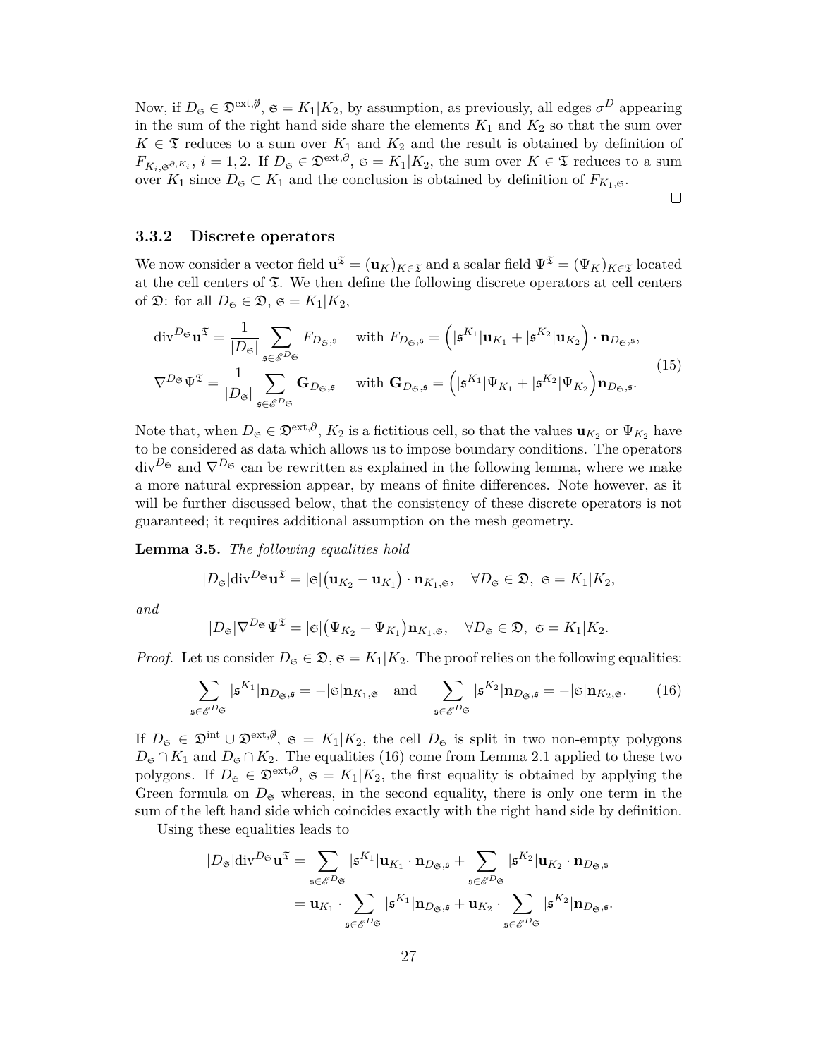Now, if $D_\mathfrak{S} \in \mathfrak{D}^{\text{ext},\not\partial}$, $\mathfrak{S} = K_1|K_2$, by assumption, as previously, all edges $\sigma^D$ appearing in the sum of the right hand side share the elements $K_1$ and $K_2$ so that the sum over $K \in \mathfrak{T}$ reduces to a sum over $K_1$ and $K_2$ and the result is obtained by definition of $F_{K_i,\mathfrak{s}^{\partial,K_i}}$, $i = 1, 2$. If $D_\mathfrak{S} \in \mathfrak{D}^{\text{ext},\partial}$, $\mathfrak{S} = K_1|K_2$, the sum over $K \in \mathfrak{T}$ reduces to a sum over $K_1$ since $D_\mathfrak{S} \subset K_1$ and the conclusion is obtained by definition of $F_{K_1,\mathfrak{S}}$.

∎

### 3.3.2 Discrete operators

We now consider a vector field $\mathbf{u}^\mathfrak{T} = (\mathbf{u}_K)_{K\in\mathfrak{T}}$ and a scalar field $\Psi^\mathfrak{T} = (\Psi_K)_{K\in\mathfrak{T}}$ located at the cell centers of $\mathfrak{T}$. We then define the following discrete operators at cell centers of $\mathfrak{D}$: for all $D_\mathfrak{S} \in \mathfrak{D}$, $\mathfrak{S} = K_1|K_2$,

$$
\begin{aligned}
\operatorname{div}^{D_\mathfrak{S}} \mathbf{u}^\mathfrak{T} &= \frac{1}{|D_\mathfrak{S}|} \sum_{\mathfrak{s}\in\mathscr{E}^{D_\mathfrak{S}}} F_{D_\mathfrak{S},\mathfrak{s}} \quad \text{with } F_{D_\mathfrak{S},\mathfrak{s}} = \Big(|\mathfrak{s}^{K_1}|\mathbf{u}_{K_1} + |\mathfrak{s}^{K_2}|\mathbf{u}_{K_2}\Big) \cdot \mathbf{n}_{D_\mathfrak{S},\mathfrak{s}}, \\
\nabla^{D_\mathfrak{S}} \Psi^\mathfrak{T} &= \frac{1}{|D_\mathfrak{S}|} \sum_{\mathfrak{s}\in\mathscr{E}^{D_\mathfrak{S}}} \mathbf{G}_{D_\mathfrak{S},\mathfrak{s}} \quad \text{with } \mathbf{G}_{D_\mathfrak{S},\mathfrak{s}} = \Big(|\mathfrak{s}^{K_1}|\Psi_{K_1} + |\mathfrak{s}^{K_2}|\Psi_{K_2}\Big)\mathbf{n}_{D_\mathfrak{S},\mathfrak{s}}.
\end{aligned}
\tag{15}
$$

Note that, when $D_\mathfrak{S} \in \mathfrak{D}^{\text{ext},\partial}$, $K_2$ is a fictitious cell, so that the values $\mathbf{u}_{K_2}$ or $\Psi_{K_2}$ have to be considered as data which allows us to impose boundary conditions. The operators $\operatorname{div}^{D_\mathfrak{S}}$ and $\nabla^{D_\mathfrak{S}}$ can be rewritten as explained in the following lemma, where we make a more natural expression appear, by means of finite differences. Note however, as it will be further discussed below, that the consistency of these discrete operators is not guaranteed; it requires additional assumption on the mesh geometry.

**Lemma 3.5.** *The following equalities hold*

$$
|D_\mathfrak{S}|\operatorname{div}^{D_\mathfrak{S}} \mathbf{u}^\mathfrak{T} = |\mathfrak{S}|\big(\mathbf{u}_{K_2} - \mathbf{u}_{K_1}\big) \cdot \mathbf{n}_{K_1,\mathfrak{S}}, \quad \forall D_\mathfrak{S} \in \mathfrak{D},\ \mathfrak{S} = K_1|K_2,
$$

*and*

$$
|D_\mathfrak{S}|\nabla^{D_\mathfrak{S}} \Psi^\mathfrak{T} = |\mathfrak{S}|\big(\Psi_{K_2} - \Psi_{K_1}\big)\mathbf{n}_{K_1,\mathfrak{S}}, \quad \forall D_\mathfrak{S} \in \mathfrak{D},\ \mathfrak{S} = K_1|K_2.
$$

*Proof.* Let us consider $D_\mathfrak{S} \in \mathfrak{D}$, $\mathfrak{S} = K_1|K_2$. The proof relies on the following equalities:

$$
\sum_{\mathfrak{s}\in\mathscr{E}^{D_\mathfrak{S}}} |\mathfrak{s}^{K_1}|\mathbf{n}_{D_\mathfrak{S},\mathfrak{s}} = -|\mathfrak{S}|\mathbf{n}_{K_1,\mathfrak{S}} \quad \text{and} \quad \sum_{\mathfrak{s}\in\mathscr{E}^{D_\mathfrak{S}}} |\mathfrak{s}^{K_2}|\mathbf{n}_{D_\mathfrak{S},\mathfrak{s}} = -|\mathfrak{S}|\mathbf{n}_{K_2,\mathfrak{S}}. \tag{16}
$$

If $D_\mathfrak{S} \in \mathfrak{D}^{\text{int}} \cup \mathfrak{D}^{\text{ext},\not\partial}$, $\mathfrak{S} = K_1|K_2$, the cell $D_\mathfrak{S}$ is split in two non-empty polygons $D_\mathfrak{S} \cap K_1$ and $D_\mathfrak{S} \cap K_2$. The equalities (16) come from Lemma 2.1 applied to these two polygons. If $D_\mathfrak{S} \in \mathfrak{D}^{\text{ext},\partial}$, $\mathfrak{S} = K_1|K_2$, the first equality is obtained by applying the Green formula on $D_\mathfrak{S}$ whereas, in the second equality, there is only one term in the sum of the left hand side which coincides exactly with the right hand side by definition.

Using these equalities leads to

$$
\begin{aligned}
|D_\mathfrak{S}|\operatorname{div}^{D_\mathfrak{S}} \mathbf{u}^\mathfrak{T} &= \sum_{\mathfrak{s}\in\mathscr{E}^{D_\mathfrak{S}}} |\mathfrak{s}^{K_1}|\mathbf{u}_{K_1} \cdot \mathbf{n}_{D_\mathfrak{S},\mathfrak{s}} + \sum_{\mathfrak{s}\in\mathscr{E}^{D_\mathfrak{S}}} |\mathfrak{s}^{K_2}|\mathbf{u}_{K_2} \cdot \mathbf{n}_{D_\mathfrak{S},\mathfrak{s}} \\
&= \mathbf{u}_{K_1} \cdot \sum_{\mathfrak{s}\in\mathscr{E}^{D_\mathfrak{S}}} |\mathfrak{s}^{K_1}|\mathbf{n}_{D_\mathfrak{S},\mathfrak{s}} + \mathbf{u}_{K_2} \cdot \sum_{\mathfrak{s}\in\mathscr{E}^{D_\mathfrak{S}}} |\mathfrak{s}^{K_2}|\mathbf{n}_{D_\mathfrak{S},\mathfrak{s}}.
\end{aligned}
$$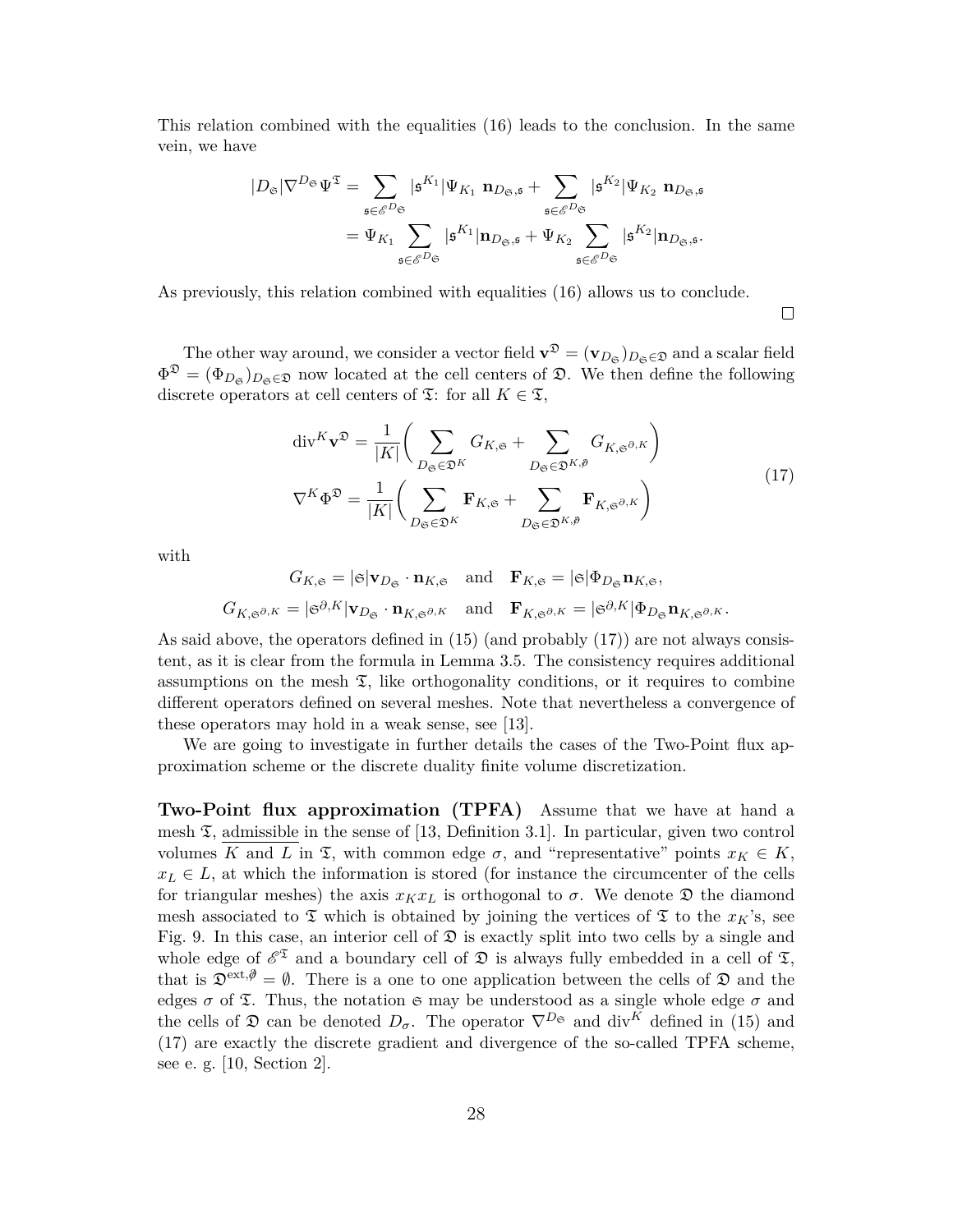This relation combined with the equalities (16) leads to the conclusion. In the same vein, we have

$$
\begin{aligned}
|D_{\mathfrak{S}}|\nabla^{D_{\mathfrak{S}}}\Psi^{\mathfrak{T}} &= \sum_{\mathfrak{s}\in\mathscr{E}^{D_{\mathfrak{S}}}} |\mathfrak{s}^{K_1}|\Psi_{K_1}\ \mathbf{n}_{D_{\mathfrak{S}},\mathfrak{s}} + \sum_{\mathfrak{s}\in\mathscr{E}^{D_{\mathfrak{S}}}} |\mathfrak{s}^{K_2}|\Psi_{K_2}\ \mathbf{n}_{D_{\mathfrak{S}},\mathfrak{s}} \\
&= \Psi_{K_1}\sum_{\mathfrak{s}\in\mathscr{E}^{D_{\mathfrak{S}}}} |\mathfrak{s}^{K_1}|\mathbf{n}_{D_{\mathfrak{S}},\mathfrak{s}} + \Psi_{K_2}\sum_{\mathfrak{s}\in\mathscr{E}^{D_{\mathfrak{S}}}} |\mathfrak{s}^{K_2}|\mathbf{n}_{D_{\mathfrak{S}},\mathfrak{s}}.
\end{aligned}
$$

As previously, this relation combined with equalities (16) allows us to conclude.

□

The other way around, we consider a vector field $\mathbf{v}^{\mathfrak{D}} = (\mathbf{v}_{D_{\mathfrak{S}}})_{D_{\mathfrak{S}}\in\mathfrak{D}}$ and a scalar field $\Phi^{\mathfrak{D}} = (\Phi_{D_{\mathfrak{S}}})_{D_{\mathfrak{S}}\in\mathfrak{D}}$ now located at the cell centers of $\mathfrak{D}$. We then define the following discrete operators at cell centers of $\mathfrak{T}$: for all $K\in\mathfrak{T}$,

$$
\begin{aligned}
\operatorname{div}^K\mathbf{v}^{\mathfrak{D}} &= \frac{1}{|K|}\Bigg(\sum_{D_{\mathfrak{S}}\in\mathfrak{D}^K} G_{K,\mathfrak{S}} + \sum_{D_{\mathfrak{S}}\in\mathfrak{D}^{K,\not\partial}} G_{K,\mathfrak{S}^{\partial,K}}\Bigg) \\
\nabla^K\Phi^{\mathfrak{D}} &= \frac{1}{|K|}\Bigg(\sum_{D_{\mathfrak{S}}\in\mathfrak{D}^K} \mathbf{F}_{K,\mathfrak{S}} + \sum_{D_{\mathfrak{S}}\in\mathfrak{D}^{K,\not\partial}} \mathbf{F}_{K,\mathfrak{S}^{\partial,K}}\Bigg)
\end{aligned}
\tag{17}
$$

with

$$
G_{K,\mathfrak{S}} = |\mathfrak{S}|\mathbf{v}_{D_{\mathfrak{S}}}\cdot\mathbf{n}_{K,\mathfrak{S}} \quad\text{and}\quad \mathbf{F}_{K,\mathfrak{S}} = |\mathfrak{S}|\Phi_{D_{\mathfrak{S}}}\mathbf{n}_{K,\mathfrak{S}},
$$

$$
G_{K,\mathfrak{S}^{\partial,K}} = |\mathfrak{S}^{\partial,K}|\mathbf{v}_{D_{\mathfrak{S}}}\cdot\mathbf{n}_{K,\mathfrak{S}^{\partial,K}} \quad\text{and}\quad \mathbf{F}_{K,\mathfrak{S}^{\partial,K}} = |\mathfrak{S}^{\partial,K}|\Phi_{D_{\mathfrak{S}}}\mathbf{n}_{K,\mathfrak{S}^{\partial,K}}.
$$

As said above, the operators defined in (15) (and probably (17)) are not always consistent, as it is clear from the formula in Lemma 3.5. The consistency requires additional assumptions on the mesh $\mathfrak{T}$, like orthogonality conditions, or it requires to combine different operators defined on several meshes. Note that nevertheless a convergence of these operators may hold in a weak sense, see [13].

We are going to investigate in further details the cases of the Two-Point flux approximation scheme or the discrete duality finite volume discretization.

**Two-Point flux approximation (TPFA)** Assume that we have at hand a mesh $\mathfrak{T}$, admissible in the sense of [13, Definition 3.1]. In particular, given two control volumes $K$ and $L$ in $\mathfrak{T}$, with common edge $\sigma$, and "representative" points $x_K\in K$, $x_L\in L$, at which the information is stored (for instance the circumcenter of the cells for triangular meshes) the axis $x_Kx_L$ is orthogonal to $\sigma$. We denote $\mathfrak{D}$ the diamond mesh associated to $\mathfrak{T}$ which is obtained by joining the vertices of $\mathfrak{T}$ to the $x_K$'s, see Fig. 9. In this case, an interior cell of $\mathfrak{D}$ is exactly split into two cells by a single and whole edge of $\mathscr{E}^{\mathfrak{T}}$ and a boundary cell of $\mathfrak{D}$ is always fully embedded in a cell of $\mathfrak{T}$, that is $\mathfrak{D}^{\text{ext},\not\partial} = \emptyset$. There is a one to one application between the cells of $\mathfrak{D}$ and the edges $\sigma$ of $\mathfrak{T}$. Thus, the notation $\mathfrak{S}$ may be understood as a single whole edge $\sigma$ and the cells of $\mathfrak{D}$ can be denoted $D_\sigma$. The operator $\nabla^{D_{\mathfrak{S}}}$ and $\operatorname{div}^K$ defined in (15) and (17) are exactly the discrete gradient and divergence of the so-called TPFA scheme, see e. g. [10, Section 2].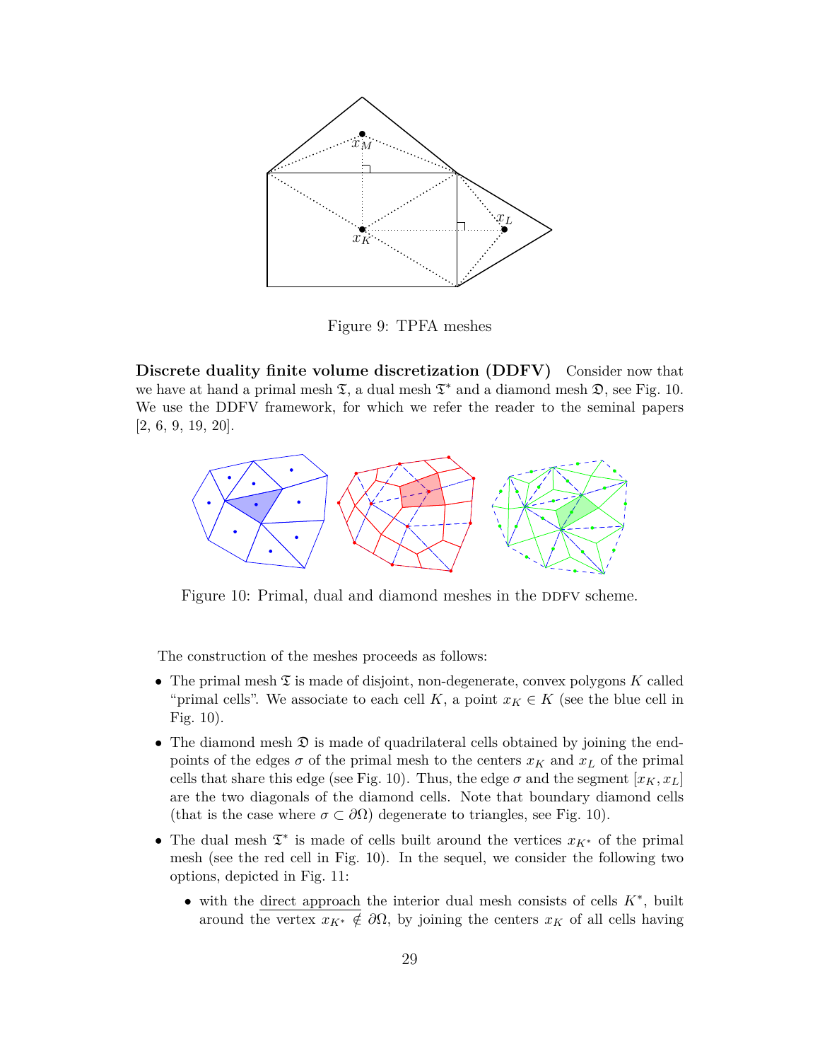Figure 9: TPFA meshes

**Discrete duality finite volume discretization (DDFV)** Consider now that we have at hand a primal mesh $\mathfrak{T}$, a dual mesh $\mathfrak{T}^*$ and a diamond mesh $\mathfrak{D}$, see Fig. 10. We use the DDFV framework, for which we refer the reader to the seminal papers [2, 6, 9, 19, 20].

Figure 10: Primal, dual and diamond meshes in the DDFV scheme.

The construction of the meshes proceeds as follows:

- The primal mesh $\mathfrak{T}$ is made of disjoint, non-degenerate, convex polygons $K$ called "primal cells". We associate to each cell $K$, a point $x_K \in K$ (see the blue cell in Fig. 10).
- The diamond mesh $\mathfrak{D}$ is made of quadrilateral cells obtained by joining the end-points of the edges $\sigma$ of the primal mesh to the centers $x_K$ and $x_L$ of the primal cells that share this edge (see Fig. 10). Thus, the edge $\sigma$ and the segment $[x_K, x_L]$ are the two diagonals of the diamond cells. Note that boundary diamond cells (that is the case where $\sigma \subset \partial\Omega$) degenerate to triangles, see Fig. 10).
- The dual mesh $\mathfrak{T}^*$ is made of cells built around the vertices $x_{K^*}$ of the primal mesh (see the red cell in Fig. 10). In the sequel, we consider the following two options, depicted in Fig. 11:
  - with the direct approach the interior dual mesh consists of cells $K^*$, built around the vertex $x_{K^*} \notin \partial\Omega$, by joining the centers $x_K$ of all cells having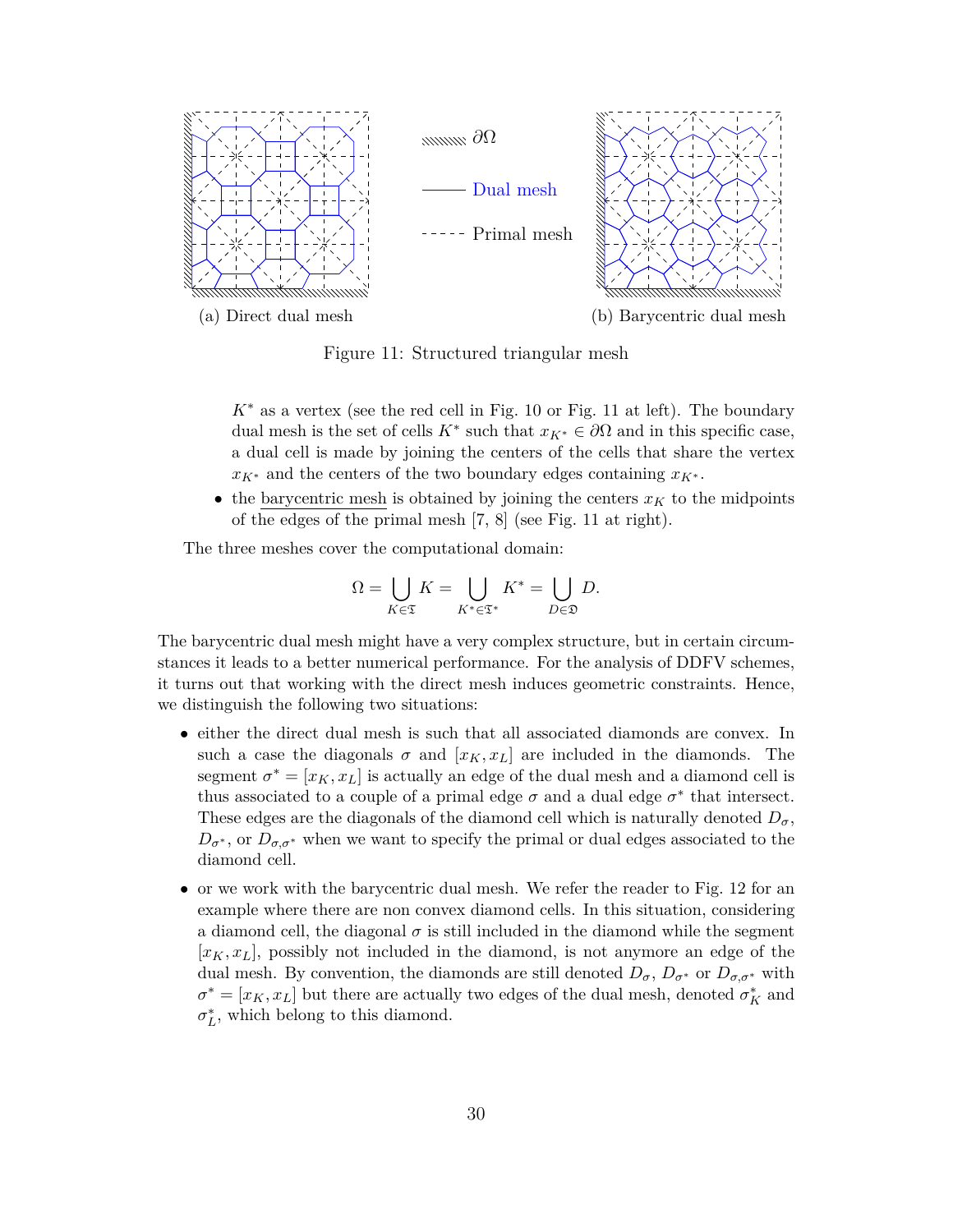(a) Direct dual mesh

(b) Barycentric dual mesh

Figure 11: Structured triangular mesh

$K^*$ as a vertex (see the red cell in Fig. 10 or Fig. 11 at left). The boundary dual mesh is the set of cells $K^*$ such that $x_{K^*} \in \partial\Omega$ and in this specific case, a dual cell is made by joining the centers of the cells that share the vertex $x_{K^*}$ and the centers of the two boundary edges containing $x_{K^*}$.

- the barycentric mesh is obtained by joining the centers $x_K$ to the midpoints of the edges of the primal mesh [7, 8] (see Fig. 11 at right).

The three meshes cover the computational domain:

$$\Omega = \bigcup_{K \in \mathfrak{T}} K = \bigcup_{K^* \in \mathfrak{T}^*} K^* = \bigcup_{D \in \mathfrak{D}} D.$$

The barycentric dual mesh might have a very complex structure, but in certain circumstances it leads to a better numerical performance. For the analysis of DDFV schemes, it turns out that working with the direct mesh induces geometric constraints. Hence, we distinguish the following two situations:

- either the direct dual mesh is such that all associated diamonds are convex. In such a case the diagonals $\sigma$ and $[x_K, x_L]$ are included in the diamonds. The segment $\sigma^* = [x_K, x_L]$ is actually an edge of the dual mesh and a diamond cell is thus associated to a couple of a primal edge $\sigma$ and a dual edge $\sigma^*$ that intersect. These edges are the diagonals of the diamond cell which is naturally denoted $D_\sigma$, $D_{\sigma^*}$, or $D_{\sigma,\sigma^*}$ when we want to specify the primal or dual edges associated to the diamond cell.
- or we work with the barycentric dual mesh. We refer the reader to Fig. 12 for an example where there are non convex diamond cells. In this situation, considering a diamond cell, the diagonal $\sigma$ is still included in the diamond while the segment $[x_K, x_L]$, possibly not included in the diamond, is not anymore an edge of the dual mesh. By convention, the diamonds are still denoted $D_\sigma$, $D_{\sigma^*}$ or $D_{\sigma,\sigma^*}$ with $\sigma^* = [x_K, x_L]$ but there are actually two edges of the dual mesh, denoted $\sigma_K^*$ and $\sigma_L^*$, which belong to this diamond.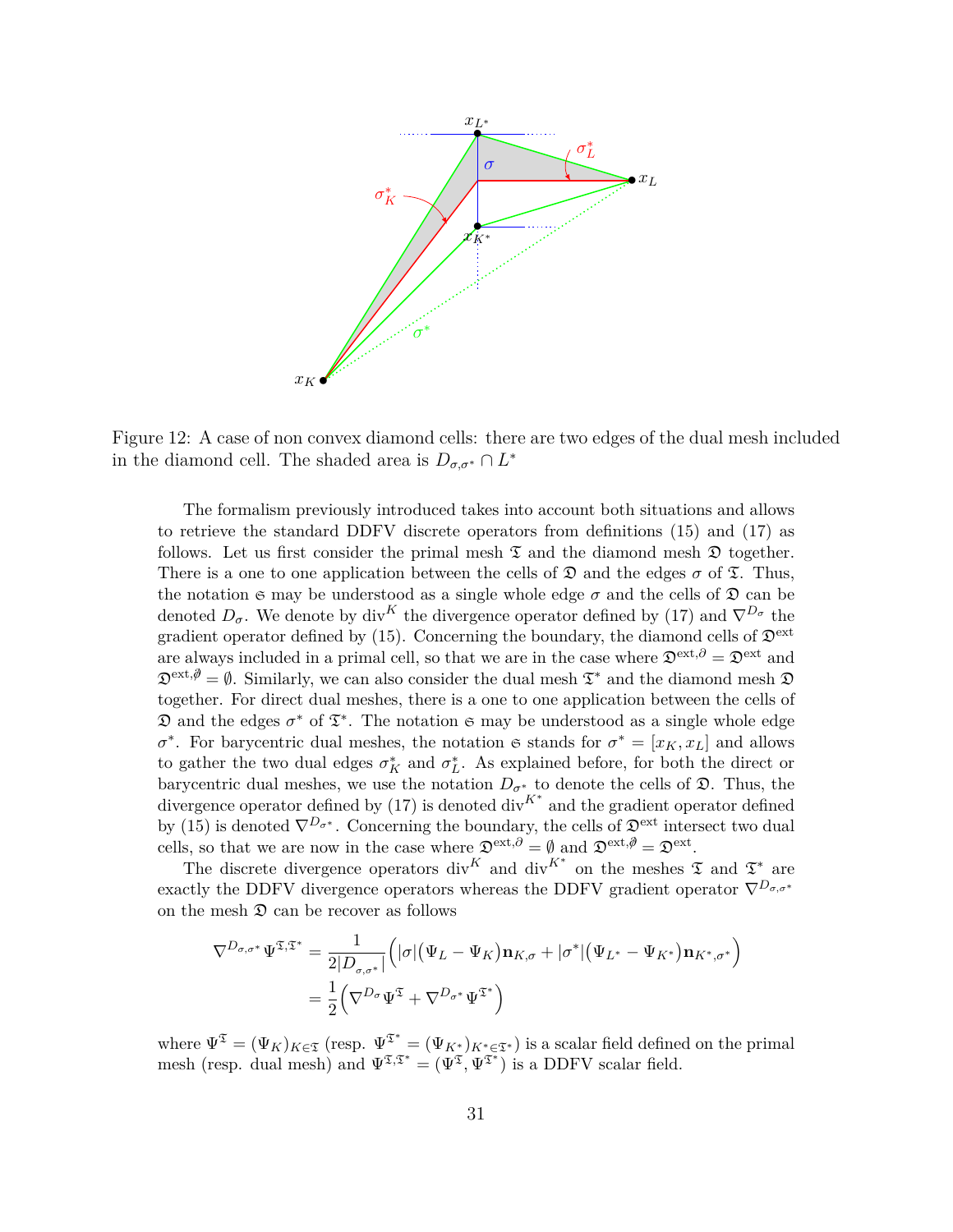Figure 12: A case of non convex diamond cells: there are two edges of the dual mesh included in the diamond cell. The shaded area is $D_{\sigma,\sigma^*} \cap L^*$

The formalism previously introduced takes into account both situations and allows to retrieve the standard DDFV discrete operators from definitions (15) and (17) as follows. Let us first consider the primal mesh $\mathfrak{T}$ and the diamond mesh $\mathfrak{D}$ together. There is a one to one application between the cells of $\mathfrak{D}$ and the edges $\sigma$ of $\mathfrak{T}$. Thus, the notation $\mathfrak{s}$ may be understood as a single whole edge $\sigma$ and the cells of $\mathfrak{D}$ can be denoted $D_\sigma$. We denote by $\operatorname{div}^K$ the divergence operator defined by (17) and $\nabla^{D_\sigma}$ the gradient operator defined by (15). Concerning the boundary, the diamond cells of $\mathfrak{D}^{\text{ext}}$ are always included in a primal cell, so that we are in the case where $\mathfrak{D}^{\text{ext},\partial} = \mathfrak{D}^{\text{ext}}$ and $\mathfrak{D}^{\text{ext},\not\partial} = \emptyset$. Similarly, we can also consider the dual mesh $\mathfrak{T}^*$ and the diamond mesh $\mathfrak{D}$ together. For direct dual meshes, there is a one to one application between the cells of $\mathfrak{D}$ and the edges $\sigma^*$ of $\mathfrak{T}^*$. The notation $\mathfrak{s}$ may be understood as a single whole edge $\sigma^*$. For barycentric dual meshes, the notation $\mathfrak{s}$ stands for $\sigma^* = [x_K, x_L]$ and allows to gather the two dual edges $\sigma_K^*$ and $\sigma_L^*$. As explained before, for both the direct or barycentric dual meshes, we use the notation $D_{\sigma^*}$ to denote the cells of $\mathfrak{D}$. Thus, the divergence operator defined by (17) is denoted $\operatorname{div}^{K^*}$ and the gradient operator defined by (15) is denoted $\nabla^{D_{\sigma^*}}$. Concerning the boundary, the cells of $\mathfrak{D}^{\text{ext}}$ intersect two dual cells, so that we are now in the case where $\mathfrak{D}^{\text{ext},\partial} = \emptyset$ and $\mathfrak{D}^{\text{ext},\not\partial} = \mathfrak{D}^{\text{ext}}$.

The discrete divergence operators $\operatorname{div}^K$ and $\operatorname{div}^{K^*}$ on the meshes $\mathfrak{T}$ and $\mathfrak{T}^*$ are exactly the DDFV divergence operators whereas the DDFV gradient operator $\nabla^{D_{\sigma,\sigma^*}}$ on the mesh $\mathfrak{D}$ can be recover as follows

$$
\begin{aligned}
\nabla^{D_{\sigma,\sigma^*}} \Psi^{\mathfrak{T},\mathfrak{T}^*} &= \frac{1}{2|D_{\sigma,\sigma^*}|}\Big(|\sigma|\big(\Psi_L - \Psi_K\big)\mathbf{n}_{K,\sigma} + |\sigma^*|\big(\Psi_{L^*} - \Psi_{K^*}\big)\mathbf{n}_{K^*,\sigma^*}\Big) \\
&= \frac{1}{2}\Big(\nabla^{D_\sigma}\Psi^{\mathfrak{T}} + \nabla^{D_{\sigma^*}}\Psi^{\mathfrak{T}^*}\Big)
\end{aligned}
$$

where $\Psi^{\mathfrak{T}} = (\Psi_K)_{K\in\mathfrak{T}}$ (resp. $\Psi^{\mathfrak{T}^*} = (\Psi_{K^*})_{K^*\in\mathfrak{T}^*}$) is a scalar field defined on the primal mesh (resp. dual mesh) and $\Psi^{\mathfrak{T},\mathfrak{T}^*} = (\Psi^{\mathfrak{T}}, \Psi^{\mathfrak{T}^*})$ is a DDFV scalar field.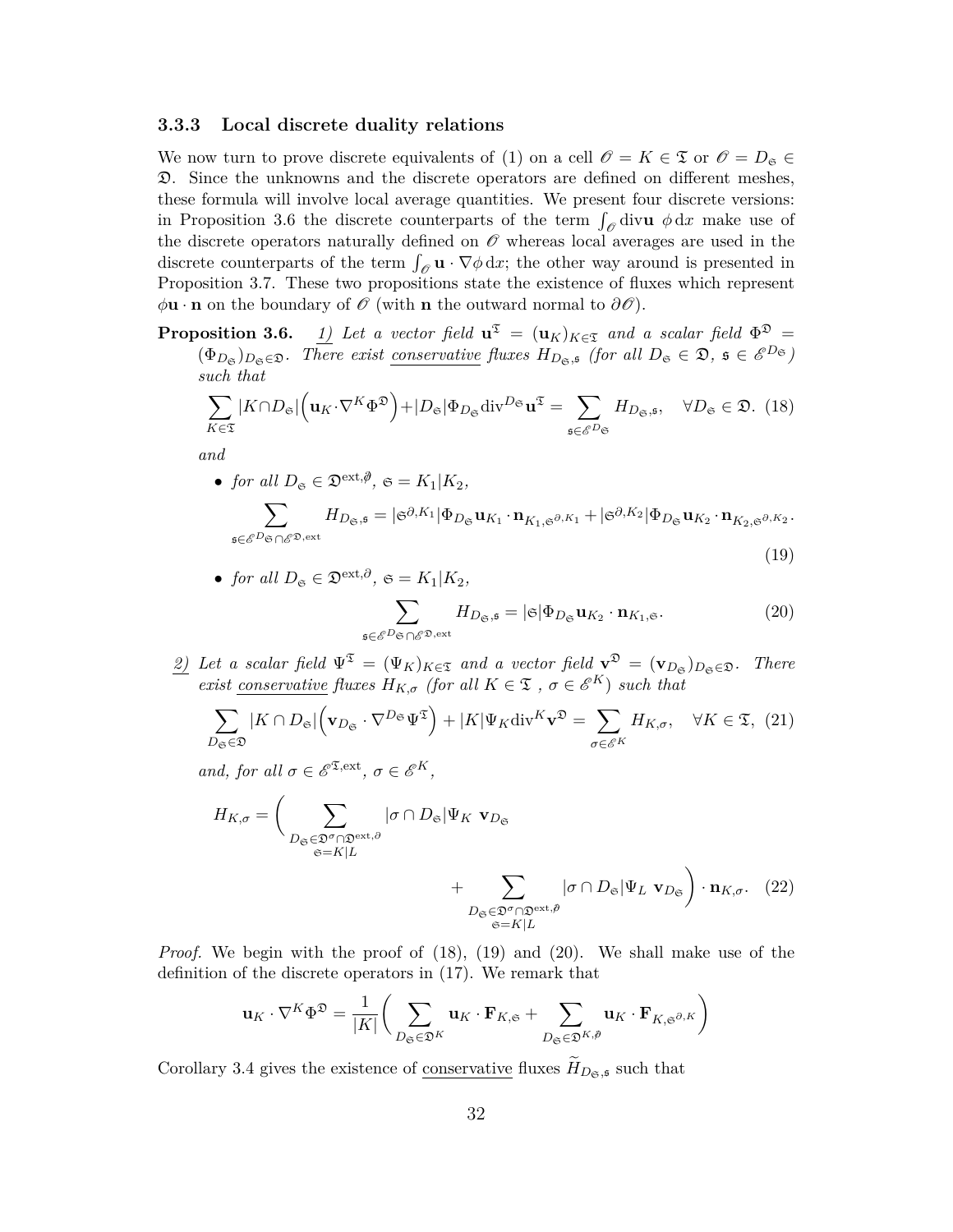### 3.3.3 Local discrete duality relations

We now turn to prove discrete equivalents of (1) on a cell $\mathscr{O} = K \in \mathfrak{T}$ or $\mathscr{O} = D_{\mathfrak{S}} \in \mathfrak{D}$. Since the unknowns and the discrete operators are defined on different meshes, these formula will involve local average quantities. We present four discrete versions: in Proposition 3.6 the discrete counterparts of the term $\int_{\mathscr{O}} \mathrm{div}\mathbf{u}\ \phi\,\mathrm{d}x$ make use of the discrete operators naturally defined on $\mathscr{O}$ whereas local averages are used in the discrete counterparts of the term $\int_{\mathscr{O}} \mathbf{u}\cdot\nabla\phi\,\mathrm{d}x$; the other way around is presented in Proposition 3.7. These two propositions state the existence of fluxes which represent $\phi\mathbf{u}\cdot\mathbf{n}$ on the boundary of $\mathscr{O}$ (with $\mathbf{n}$ the outward normal to $\partial\mathscr{O}$).

**Proposition 3.6.** *1) Let a vector field $\mathbf{u}^{\mathfrak{T}} = (\mathbf{u}_K)_{K\in\mathfrak{T}}$ and a scalar field $\Phi^{\mathfrak{D}} = (\Phi_{D_{\mathfrak{S}}})_{D_{\mathfrak{S}}\in\mathfrak{D}}$. There exist conservative fluxes $H_{D_{\mathfrak{S}},\mathfrak{s}}$ (for all $D_{\mathfrak{S}} \in \mathfrak{D}$, $\mathfrak{s} \in \mathscr{E}^{D_{\mathfrak{S}}}$) such that*

$$\sum_{K\in\mathfrak{T}} |K\cap D_{\mathfrak{S}}|\Big(\mathbf{u}_K\cdot\nabla^K\Phi^{\mathfrak{D}}\Big) + |D_{\mathfrak{S}}|\Phi_{D_{\mathfrak{S}}}\mathrm{div}^{D_{\mathfrak{S}}}\mathbf{u}^{\mathfrak{T}} = \sum_{\mathfrak{s}\in\mathscr{E}^{D_{\mathfrak{S}}}} H_{D_{\mathfrak{S}},\mathfrak{s}}, \quad \forall D_{\mathfrak{S}}\in\mathfrak{D}. \tag{18}$$

*and*

- *for all $D_{\mathfrak{S}} \in \mathfrak{D}^{\mathrm{ext},\not\partial}$, $\mathfrak{S} = K_1|K_2$,*

$$\sum_{\mathfrak{s}\in\mathscr{E}^{D_{\mathfrak{S}}}\cap\mathscr{E}^{\mathfrak{D},\mathrm{ext}}} H_{D_{\mathfrak{S}},\mathfrak{s}} = |\mathfrak{S}^{\partial,K_1}|\Phi_{D_{\mathfrak{S}}}\mathbf{u}_{K_1}\cdot\mathbf{n}_{K_1,\mathfrak{S}^{\partial,K_1}} + |\mathfrak{S}^{\partial,K_2}|\Phi_{D_{\mathfrak{S}}}\mathbf{u}_{K_2}\cdot\mathbf{n}_{K_2,\mathfrak{S}^{\partial,K_2}}. \tag{19}$$

- *for all $D_{\mathfrak{S}} \in \mathfrak{D}^{\mathrm{ext},\partial}$, $\mathfrak{S} = K_1|K_2$,*

$$\sum_{\mathfrak{s}\in\mathscr{E}^{D_{\mathfrak{S}}}\cap\mathscr{E}^{\mathfrak{D},\mathrm{ext}}} H_{D_{\mathfrak{S}},\mathfrak{s}} = |\mathfrak{S}|\Phi_{D_{\mathfrak{S}}}\mathbf{u}_{K_2}\cdot\mathbf{n}_{K_1,\mathfrak{S}}. \tag{20}$$

*2) Let a scalar field $\Psi^{\mathfrak{T}} = (\Psi_K)_{K\in\mathfrak{T}}$ and a vector field $\mathbf{v}^{\mathfrak{D}} = (\mathbf{v}_{D_{\mathfrak{S}}})_{D_{\mathfrak{S}}\in\mathfrak{D}}$. There exist conservative fluxes $H_{K,\sigma}$ (for all $K \in \mathfrak{T}$ , $\sigma \in \mathscr{E}^K$) such that*

$$\sum_{D_{\mathfrak{S}}\in\mathfrak{D}} |K\cap D_{\mathfrak{S}}|\Big(\mathbf{v}_{D_{\mathfrak{S}}}\cdot\nabla^{D_{\mathfrak{S}}}\Psi^{\mathfrak{T}}\Big) + |K|\Psi_K\mathrm{div}^K\mathbf{v}^{\mathfrak{D}} = \sum_{\sigma\in\mathscr{E}^K} H_{K,\sigma}, \quad \forall K\in\mathfrak{T}, \tag{21}$$

*and, for all $\sigma \in \mathscr{E}^{\mathfrak{T},\mathrm{ext}}$, $\sigma \in \mathscr{E}^K$,*

$$H_{K,\sigma} = \Bigg(\sum_{\substack{D_{\mathfrak{S}}\in\mathfrak{D}^\sigma\cap\mathfrak{D}^{\mathrm{ext},\partial}\\ \mathfrak{S}=K|L}} |\sigma\cap D_{\mathfrak{S}}|\Psi_K\ \mathbf{v}_{D_{\mathfrak{S}}} + \sum_{\substack{D_{\mathfrak{S}}\in\mathfrak{D}^\sigma\cap\mathfrak{D}^{\mathrm{ext},\not\partial}\\ \mathfrak{S}=K|L}} |\sigma\cap D_{\mathfrak{S}}|\Psi_L\ \mathbf{v}_{D_{\mathfrak{S}}}\Bigg)\cdot\mathbf{n}_{K,\sigma}. \tag{22}$$

*Proof.* We begin with the proof of (18), (19) and (20). We shall make use of the definition of the discrete operators in (17). We remark that

$$\mathbf{u}_K\cdot\nabla^K\Phi^{\mathfrak{D}} = \frac{1}{|K|}\Bigg(\sum_{D_{\mathfrak{S}}\in\mathfrak{D}^K} \mathbf{u}_K\cdot\mathbf{F}_{K,\mathfrak{S}} + \sum_{D_{\mathfrak{S}}\in\mathfrak{D}^{K,\not\partial}} \mathbf{u}_K\cdot\mathbf{F}_{K,\mathfrak{S}^{\partial,K}}\Bigg)$$

Corollary 3.4 gives the existence of conservative fluxes $\widetilde{H}_{D_{\mathfrak{S}},\mathfrak{s}}$ such that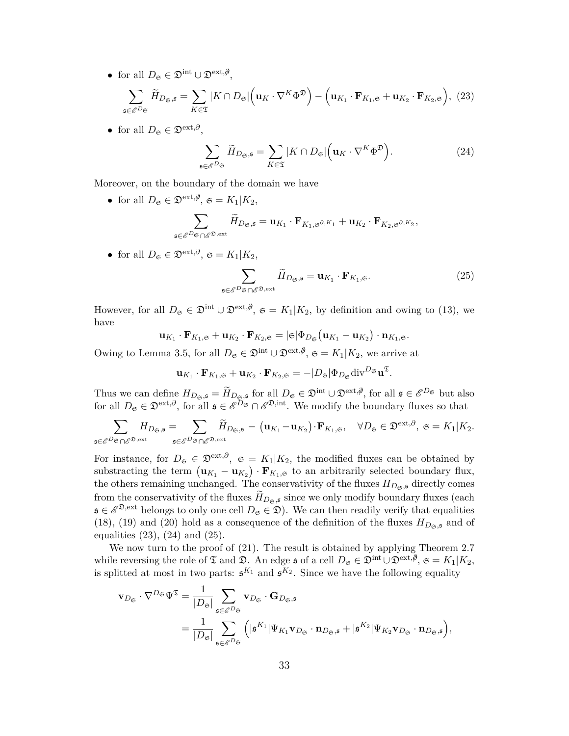- for all $D_{\mathfrak{s}} \in \mathfrak{D}^{\mathrm{int}} \cup \mathfrak{D}^{\mathrm{ext},\not\partial}$,

$$\sum_{\mathfrak{s}\in\mathscr{E}^{D_{\mathfrak{S}}}} \widetilde{H}_{D_{\mathfrak{S}},\mathfrak{s}} = \sum_{K\in\mathfrak{T}} |K \cap D_{\mathfrak{S}}| \Big(\mathbf{u}_K \cdot \nabla^K \Phi^{\mathfrak{D}}\Big) - \Big(\mathbf{u}_{K_1} \cdot \mathbf{F}_{K_1,\mathfrak{S}} + \mathbf{u}_{K_2} \cdot \mathbf{F}_{K_2,\mathfrak{S}}\Big), \quad (23)$$

- for all $D_{\mathfrak{S}} \in \mathfrak{D}^{\mathrm{ext},\partial}$,

$$\sum_{\mathfrak{s}\in\mathscr{E}^{D_{\mathfrak{S}}}} \widetilde{H}_{D_{\mathfrak{S}},\mathfrak{s}} = \sum_{K\in\mathfrak{T}} |K \cap D_{\mathfrak{S}}| \Big(\mathbf{u}_K \cdot \nabla^K \Phi^{\mathfrak{D}}\Big). \quad (24)$$

Moreover, on the boundary of the domain we have

- for all $D_{\mathfrak{S}} \in \mathfrak{D}^{\mathrm{ext},\not\partial}$, $\mathfrak{S} = K_1|K_2$,

$$\sum_{\mathfrak{s}\in\mathscr{E}^{D_{\mathfrak{S}}}\cap\mathscr{E}^{\mathfrak{D},\mathrm{ext}}} \widetilde{H}_{D_{\mathfrak{S}},\mathfrak{s}} = \mathbf{u}_{K_1} \cdot \mathbf{F}_{K_1,\mathfrak{S}^{\partial,K_1}} + \mathbf{u}_{K_2} \cdot \mathbf{F}_{K_2,\mathfrak{S}^{\partial,K_2}},$$

- for all $D_{\mathfrak{S}} \in \mathfrak{D}^{\mathrm{ext},\partial}$, $\mathfrak{S} = K_1|K_2$,

$$\sum_{\mathfrak{s}\in\mathscr{E}^{D_{\mathfrak{S}}}\cap\mathscr{E}^{\mathfrak{D},\mathrm{ext}}} \widetilde{H}_{D_{\mathfrak{S}},\mathfrak{s}} = \mathbf{u}_{K_1} \cdot \mathbf{F}_{K_1,\mathfrak{S}}. \quad (25)$$

However, for all $D_{\mathfrak{S}} \in \mathfrak{D}^{\mathrm{int}} \cup \mathfrak{D}^{\mathrm{ext},\not\partial}$, $\mathfrak{S} = K_1|K_2$, by definition and owing to (13), we have

$$\mathbf{u}_{K_1} \cdot \mathbf{F}_{K_1,\mathfrak{S}} + \mathbf{u}_{K_2} \cdot \mathbf{F}_{K_2,\mathfrak{S}} = |\mathfrak{S}| \Phi_{D_{\mathfrak{S}}} \big(\mathbf{u}_{K_1} - \mathbf{u}_{K_2}\big) \cdot \mathbf{n}_{K_1,\mathfrak{S}}.$$

Owing to Lemma 3.5, for all $D_{\mathfrak{S}} \in \mathfrak{D}^{\mathrm{int}} \cup \mathfrak{D}^{\mathrm{ext},\not\partial}$, $\mathfrak{S} = K_1|K_2$, we arrive at

$$\mathbf{u}_{K_1} \cdot \mathbf{F}_{K_1,\mathfrak{S}} + \mathbf{u}_{K_2} \cdot \mathbf{F}_{K_2,\mathfrak{S}} = -|D_{\mathfrak{S}}| \Phi_{D_{\mathfrak{S}}} \mathrm{div}^{D_{\mathfrak{S}}} \mathbf{u}^{\mathfrak{T}}.$$

Thus we can define $H_{D_{\mathfrak{S}},\mathfrak{s}} = \widetilde{H}_{D_{\mathfrak{S}},\mathfrak{s}}$ for all $D_{\mathfrak{S}} \in \mathfrak{D}^{\mathrm{int}} \cup \mathfrak{D}^{\mathrm{ext},\not\partial}$, for all $\mathfrak{s} \in \mathscr{E}^{D_{\mathfrak{S}}}$ but also for all $D_{\mathfrak{S}} \in \mathfrak{D}^{\mathrm{ext},\partial}$, for all $\mathfrak{s} \in \mathscr{E}^{D_{\mathfrak{S}}} \cap \mathscr{E}^{\mathfrak{D},\mathrm{int}}$. We modify the boundary fluxes so that

$$\sum_{\mathfrak{s}\in\mathscr{E}^{D_{\mathfrak{S}}}\cap\mathscr{E}^{\mathfrak{D},\mathrm{ext}}} H_{D_{\mathfrak{S}},\mathfrak{s}} = \sum_{\mathfrak{s}\in\mathscr{E}^{D_{\mathfrak{S}}}\cap\mathscr{E}^{\mathfrak{D},\mathrm{ext}}} \widetilde{H}_{D_{\mathfrak{S}},\mathfrak{s}} - \big(\mathbf{u}_{K_1} - \mathbf{u}_{K_2}\big) \cdot \mathbf{F}_{K_1,\mathfrak{S}}, \quad \forall D_{\mathfrak{S}} \in \mathfrak{D}^{\mathrm{ext},\partial},\ \mathfrak{S} = K_1|K_2.$$

For instance, for $D_{\mathfrak{S}} \in \mathfrak{D}^{\mathrm{ext},\partial}$, $\mathfrak{S} = K_1|K_2$, the modified fluxes can be obtained by substracting the term $\big(\mathbf{u}_{K_1} - \mathbf{u}_{K_2}\big) \cdot \mathbf{F}_{K_1,\mathfrak{S}}$ to an arbitrarily selected boundary flux, the others remaining unchanged. The conservativity of the fluxes $H_{D_{\mathfrak{S}},\mathfrak{s}}$ directly comes from the conservativity of the fluxes $\widetilde{H}_{D_{\mathfrak{S}},\mathfrak{s}}$ since we only modify boundary fluxes (each $\mathfrak{s} \in \mathscr{E}^{\mathfrak{D},\mathrm{ext}}$ belongs to only one cell $D_{\mathfrak{S}} \in \mathfrak{D}$). We can then readily verify that equalities (18), (19) and (20) hold as a consequence of the definition of the fluxes $H_{D_{\mathfrak{S}},\mathfrak{s}}$ and of equalities (23), (24) and (25).

We now turn to the proof of (21). The result is obtained by applying Theorem 2.7 while reversing the role of $\mathfrak{T}$ and $\mathfrak{D}$. An edge $\mathfrak{s}$ of a cell $D_{\mathfrak{S}} \in \mathfrak{D}^{\mathrm{int}} \cup \mathfrak{D}^{\mathrm{ext},\not\partial}$, $\mathfrak{S} = K_1|K_2$, is splitted at most in two parts: $\mathfrak{s}^{K_1}$ and $\mathfrak{s}^{K_2}$. Since we have the following equality

$$\begin{aligned}
\mathbf{v}_{D_{\mathfrak{S}}} \cdot \nabla^{D_{\mathfrak{S}}} \Psi^{\mathfrak{T}} &= \frac{1}{|D_{\mathfrak{S}}|} \sum_{\mathfrak{s}\in\mathscr{E}^{D_{\mathfrak{S}}}} \mathbf{v}_{D_{\mathfrak{S}}} \cdot \mathbf{G}_{D_{\mathfrak{S}},\mathfrak{s}} \\
&= \frac{1}{|D_{\mathfrak{S}}|} \sum_{\mathfrak{s}\in\mathscr{E}^{D_{\mathfrak{S}}}} \Big(|\mathfrak{s}^{K_1}| \Psi_{K_1} \mathbf{v}_{D_{\mathfrak{S}}} \cdot \mathbf{n}_{D_{\mathfrak{S}},\mathfrak{s}} + |\mathfrak{s}^{K_2}| \Psi_{K_2} \mathbf{v}_{D_{\mathfrak{S}}} \cdot \mathbf{n}_{D_{\mathfrak{S}},\mathfrak{s}}\Big),
\end{aligned}$$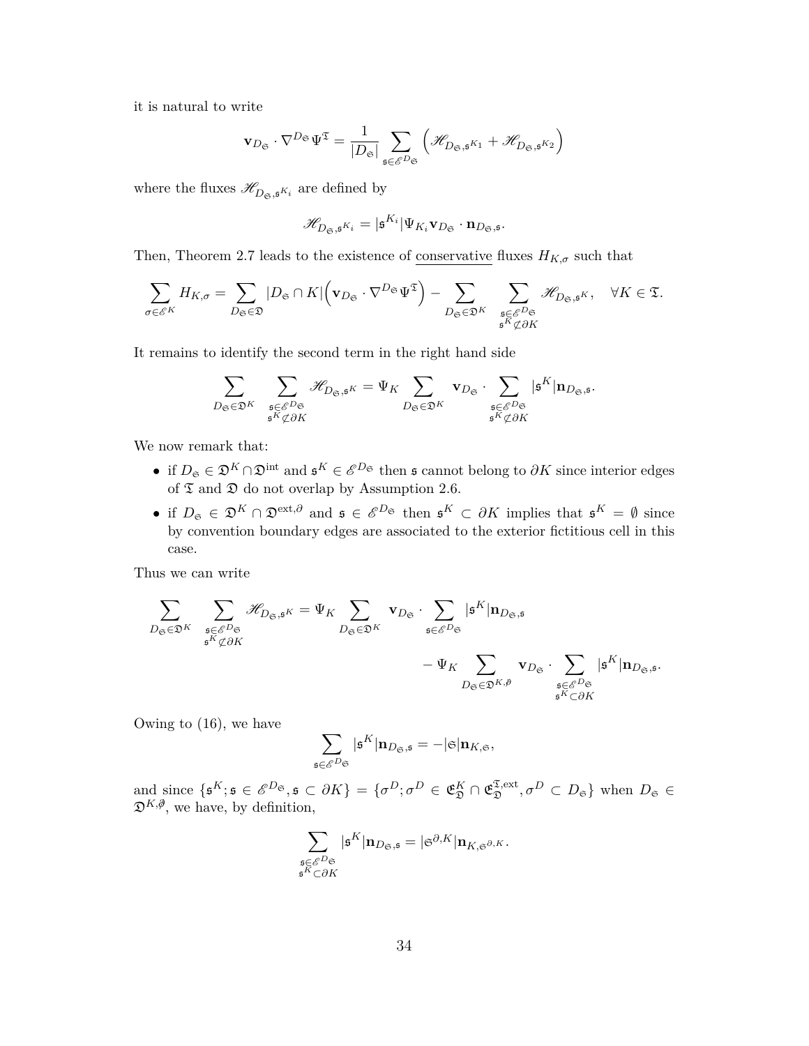it is natural to write

$$\mathbf{v}_{D_{\mathfrak{S}}} \cdot \nabla^{D_{\mathfrak{S}}} \Psi^{\mathfrak{T}} = \frac{1}{|D_{\mathfrak{S}}|} \sum_{\mathfrak{s} \in \mathscr{E}^{D_{\mathfrak{S}}}} \Big( \mathscr{H}_{D_{\mathfrak{S}}, \mathfrak{s}^{K_1}} + \mathscr{H}_{D_{\mathfrak{S}}, \mathfrak{s}^{K_2}} \Big)$$

where the fluxes $\mathscr{H}_{D_{\mathfrak{S}}, \mathfrak{s}^{K_i}}$ are defined by

$$\mathscr{H}_{D_{\mathfrak{S}}, \mathfrak{s}^{K_i}} = |\mathfrak{s}^{K_i}| \Psi_{K_i} \mathbf{v}_{D_{\mathfrak{S}}} \cdot \mathbf{n}_{D_{\mathfrak{S}}, \mathfrak{s}}.$$

Then, Theorem 2.7 leads to the existence of <u>conservative</u> fluxes $H_{K,\sigma}$ such that

$$\sum_{\sigma \in \mathscr{E}^K} H_{K,\sigma} = \sum_{D_{\mathfrak{S}} \in \mathfrak{D}} |D_{\mathfrak{S}} \cap K| \Big( \mathbf{v}_{D_{\mathfrak{S}}} \cdot \nabla^{D_{\mathfrak{S}}} \Psi^{\mathfrak{T}} \Big) - \sum_{D_{\mathfrak{S}} \in \mathfrak{D}^K} \sum_{\substack{\mathfrak{s} \in \mathscr{E}^{D_{\mathfrak{S}}} \\ \mathfrak{s}^K \not\subset \partial K}} \mathscr{H}_{D_{\mathfrak{S}}, \mathfrak{s}^K}, \quad \forall K \in \mathfrak{T}.$$

It remains to identify the second term in the right hand side

$$\sum_{D_{\mathfrak{S}} \in \mathfrak{D}^K} \sum_{\substack{\mathfrak{s} \in \mathscr{E}^{D_{\mathfrak{S}}} \\ \mathfrak{s}^K \not\subset \partial K}} \mathscr{H}_{D_{\mathfrak{S}}, \mathfrak{s}^K} = \Psi_K \sum_{D_{\mathfrak{S}} \in \mathfrak{D}^K} \mathbf{v}_{D_{\mathfrak{S}}} \cdot \sum_{\substack{\mathfrak{s} \in \mathscr{E}^{D_{\mathfrak{S}}} \\ \mathfrak{s}^K \not\subset \partial K}} |\mathfrak{s}^K| \mathbf{n}_{D_{\mathfrak{S}}, \mathfrak{s}}.$$

We now remark that:

- if $D_{\mathfrak{S}} \in \mathfrak{D}^K \cap \mathfrak{D}^{\text{int}}$ and $\mathfrak{s}^K \in \mathscr{E}^{D_{\mathfrak{S}}}$ then $\mathfrak{s}$ cannot belong to $\partial K$ since interior edges of $\mathfrak{T}$ and $\mathfrak{D}$ do not overlap by Assumption 2.6.
- if $D_{\mathfrak{S}} \in \mathfrak{D}^K \cap \mathfrak{D}^{\text{ext},\partial}$ and $\mathfrak{s} \in \mathscr{E}^{D_{\mathfrak{S}}}$ then $\mathfrak{s}^K \subset \partial K$ implies that $\mathfrak{s}^K = \emptyset$ since by convention boundary edges are associated to the exterior fictitious cell in this case.

Thus we can write

$$\sum_{D_{\mathfrak{S}} \in \mathfrak{D}^K} \sum_{\substack{\mathfrak{s} \in \mathscr{E}^{D_{\mathfrak{S}}} \\ \mathfrak{s}^K \not\subset \partial K}} \mathscr{H}_{D_{\mathfrak{S}}, \mathfrak{s}^K} = \Psi_K \sum_{D_{\mathfrak{S}} \in \mathfrak{D}^K} \mathbf{v}_{D_{\mathfrak{S}}} \cdot \sum_{\mathfrak{s} \in \mathscr{E}^{D_{\mathfrak{S}}}} |\mathfrak{s}^K| \mathbf{n}_{D_{\mathfrak{S}}, \mathfrak{s}} - \Psi_K \sum_{D_{\mathfrak{S}} \in \mathfrak{D}^{K,\not\partial}} \mathbf{v}_{D_{\mathfrak{S}}} \cdot \sum_{\substack{\mathfrak{s} \in \mathscr{E}^{D_{\mathfrak{S}}} \\ \mathfrak{s}^K \subset \partial K}} |\mathfrak{s}^K| \mathbf{n}_{D_{\mathfrak{S}}, \mathfrak{s}}.$$

Owing to (16), we have

$$\sum_{\mathfrak{s} \in \mathscr{E}^{D_{\mathfrak{S}}}} |\mathfrak{s}^K| \mathbf{n}_{D_{\mathfrak{S}}, \mathfrak{s}} = -|\mathfrak{S}| \mathbf{n}_{K, \mathfrak{S}},$$

and since $\{\mathfrak{s}^K ; \mathfrak{s} \in \mathscr{E}^{D_{\mathfrak{S}}}, \mathfrak{s} \subset \partial K\} = \{\sigma^D ; \sigma^D \in \mathfrak{E}_{\mathfrak{D}}^K \cap \mathfrak{E}_{\mathfrak{D}}^{\mathfrak{T},\text{ext}}, \sigma^D \subset D_{\mathfrak{S}}\}$ when $D_{\mathfrak{S}} \in \mathfrak{D}^{K,\not\partial}$, we have, by definition,

$$\sum_{\substack{\mathfrak{s} \in \mathscr{E}^{D_{\mathfrak{S}}} \\ \mathfrak{s}^K \subset \partial K}} |\mathfrak{s}^K| \mathbf{n}_{D_{\mathfrak{S}}, \mathfrak{s}} = |\mathfrak{S}^{\partial,K}| \mathbf{n}_{K, \mathfrak{S}^{\partial,K}}.$$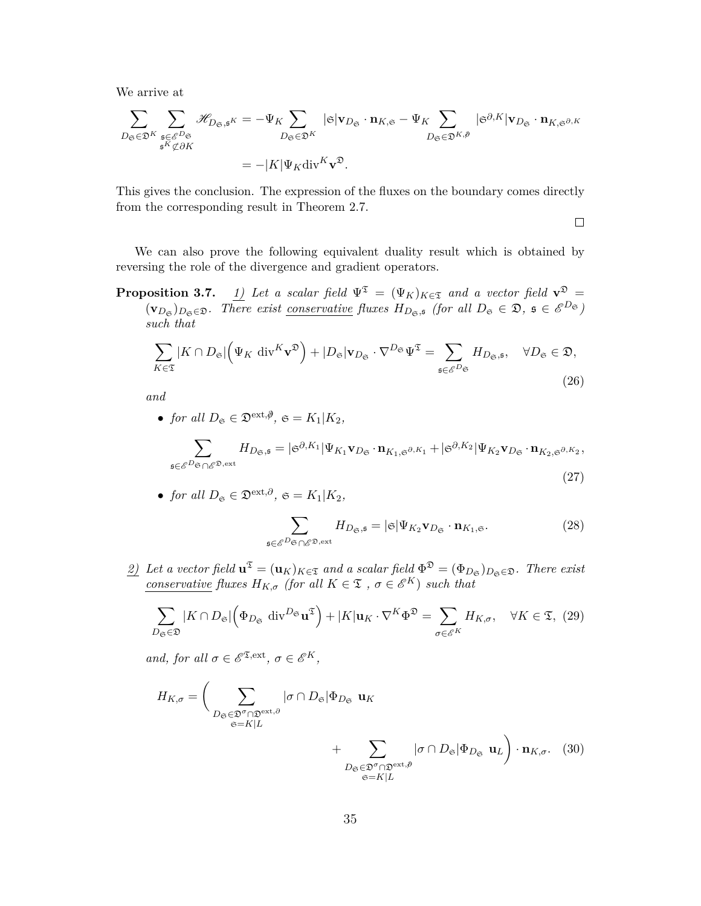We arrive at

$$\sum_{D_{\mathfrak{S}}\in\mathfrak{D}^K}\sum_{\substack{\mathfrak{s}\in\mathscr{E}^{D_{\mathfrak{S}}}\\ \mathfrak{s}^K\not\subset\partial K}}\mathscr{H}_{D_{\mathfrak{S}},\mathfrak{s}^K} = -\Psi_K\sum_{D_{\mathfrak{S}}\in\mathfrak{D}^K}|\mathfrak{S}|\mathbf{v}_{D_{\mathfrak{S}}}\cdot\mathbf{n}_{K,\mathfrak{S}} - \Psi_K\sum_{D_{\mathfrak{S}}\in\mathfrak{D}^{K,\not\partial}}|\mathfrak{S}^{\partial,K}|\mathbf{v}_{D_{\mathfrak{S}}}\cdot\mathbf{n}_{K,\mathfrak{S}^{\partial,K}}$$

$$= -|K|\Psi_K\mathrm{div}^K\mathbf{v}^{\mathfrak{D}}.$$

This gives the conclusion. The expression of the fluxes on the boundary comes directly from the corresponding result in Theorem 2.7.

□

We can also prove the following equivalent duality result which is obtained by reversing the role of the divergence and gradient operators.

**Proposition 3.7.** *1) Let a scalar field $\Psi^{\mathfrak{T}} = (\Psi_K)_{K\in\mathfrak{T}}$ and a vector field $\mathbf{v}^{\mathfrak{D}} = (\mathbf{v}_{D_{\mathfrak{S}}})_{D_{\mathfrak{S}}\in\mathfrak{D}}$. There exist conservative fluxes $H_{D_{\mathfrak{S}},\mathfrak{s}}$ (for all $D_{\mathfrak{S}}\in\mathfrak{D}$, $\mathfrak{s}\in\mathscr{E}^{D_{\mathfrak{S}}}$) such that*

$$\sum_{K\in\mathfrak{T}}|K\cap D_{\mathfrak{S}}|\Big(\Psi_K\ \mathrm{div}^K\mathbf{v}^{\mathfrak{D}}\Big) + |D_{\mathfrak{S}}|\mathbf{v}_{D_{\mathfrak{S}}}\cdot\nabla^{D_{\mathfrak{S}}}\Psi^{\mathfrak{T}} = \sum_{\mathfrak{s}\in\mathscr{E}^{D_{\mathfrak{S}}}}H_{D_{\mathfrak{S}},\mathfrak{s}},\quad \forall D_{\mathfrak{S}}\in\mathfrak{D}, \tag{26}$$

*and*

- *for all $D_{\mathfrak{S}}\in\mathfrak{D}^{\mathrm{ext},\not\partial}$, $\mathfrak{S} = K_1|K_2$,*

$$\sum_{\mathfrak{s}\in\mathscr{E}^{D_{\mathfrak{S}}}\cap\mathscr{E}^{\mathfrak{D},\mathrm{ext}}}H_{D_{\mathfrak{S}},\mathfrak{s}} = |\mathfrak{S}^{\partial,K_1}|\Psi_{K_1}\mathbf{v}_{D_{\mathfrak{S}}}\cdot\mathbf{n}_{K_1,\mathfrak{S}^{\partial,K_1}} + |\mathfrak{S}^{\partial,K_2}|\Psi_{K_2}\mathbf{v}_{D_{\mathfrak{S}}}\cdot\mathbf{n}_{K_2,\mathfrak{S}^{\partial,K_2}}, \tag{27}$$

- *for all $D_{\mathfrak{S}}\in\mathfrak{D}^{\mathrm{ext},\partial}$, $\mathfrak{S} = K_1|K_2$,*

$$\sum_{\mathfrak{s}\in\mathscr{E}^{D_{\mathfrak{S}}}\cap\mathscr{E}^{\mathfrak{D},\mathrm{ext}}}H_{D_{\mathfrak{S}},\mathfrak{s}} = |\mathfrak{S}|\Psi_{K_2}\mathbf{v}_{D_{\mathfrak{S}}}\cdot\mathbf{n}_{K_1,\mathfrak{S}}. \tag{28}$$

*2) Let a vector field $\mathbf{u}^{\mathfrak{T}} = (\mathbf{u}_K)_{K\in\mathfrak{T}}$ and a scalar field $\Phi^{\mathfrak{D}} = (\Phi_{D_{\mathfrak{S}}})_{D_{\mathfrak{S}}\in\mathfrak{D}}$. There exist conservative fluxes $H_{K,\sigma}$ (for all $K\in\mathfrak{T}$ , $\sigma\in\mathscr{E}^K$) such that*

$$\sum_{D_{\mathfrak{S}}\in\mathfrak{D}}|K\cap D_{\mathfrak{S}}|\Big(\Phi_{D_{\mathfrak{S}}}\ \mathrm{div}^{D_{\mathfrak{S}}}\mathbf{u}^{\mathfrak{T}}\Big) + |K|\mathbf{u}_K\cdot\nabla^K\Phi^{\mathfrak{D}} = \sum_{\sigma\in\mathscr{E}^K}H_{K,\sigma},\quad \forall K\in\mathfrak{T}, \tag{29}$$

*and, for all $\sigma\in\mathscr{E}^{\mathfrak{T},\mathrm{ext}}$, $\sigma\in\mathscr{E}^K$,*

$$H_{K,\sigma} = \Bigg(\sum_{\substack{D_{\mathfrak{S}}\in\mathfrak{D}^\sigma\cap\mathfrak{D}^{\mathrm{ext},\partial}\\ \mathfrak{S}=K|L}}|\sigma\cap D_{\mathfrak{S}}|\Phi_{D_{\mathfrak{S}}}\ \mathbf{u}_K + \sum_{\substack{D_{\mathfrak{S}}\in\mathfrak{D}^\sigma\cap\mathfrak{D}^{\mathrm{ext},\not\partial}\\ \mathfrak{S}=K|L}}|\sigma\cap D_{\mathfrak{S}}|\Phi_{D_{\mathfrak{S}}}\ \mathbf{u}_L\Bigg)\cdot\mathbf{n}_{K,\sigma}. \tag{30}$$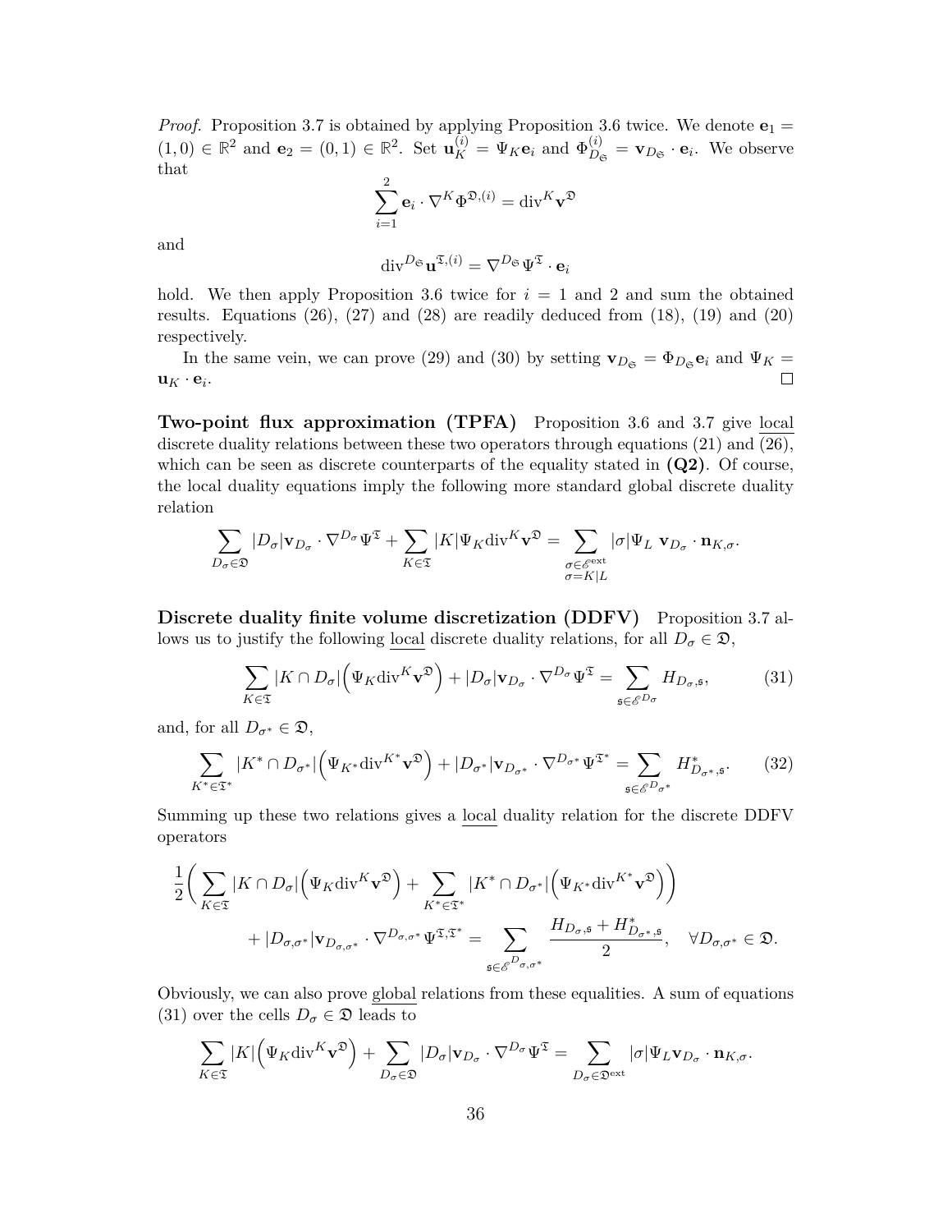*Proof.* Proposition 3.7 is obtained by applying Proposition 3.6 twice. We denote $\mathbf{e}_1 = (1,0) \in \mathbb{R}^2$ and $\mathbf{e}_2 = (0,1) \in \mathbb{R}^2$. Set $\mathbf{u}_K^{(i)} = \Psi_K \mathbf{e}_i$ and $\Phi_{D_\mathfrak{S}}^{(i)} = \mathbf{v}_{D_\mathfrak{S}} \cdot \mathbf{e}_i$. We observe that

$$\sum_{i=1}^{2} \mathbf{e}_i \cdot \nabla^K \Phi^{\mathfrak{D},(i)} = \mathrm{div}^K \mathbf{v}^{\mathfrak{D}}$$

and

$$\mathrm{div}^{D_\mathfrak{S}} \mathbf{u}^{\mathfrak{T},(i)} = \nabla^{D_\mathfrak{S}} \Psi^{\mathfrak{T}} \cdot \mathbf{e}_i$$

hold. We then apply Proposition 3.6 twice for $i = 1$ and 2 and sum the obtained results. Equations (26), (27) and (28) are readily deduced from (18), (19) and (20) respectively.

In the same vein, we can prove (29) and (30) by setting $\mathbf{v}_{D_\mathfrak{S}} = \Phi_{D_\mathfrak{S}} \mathbf{e}_i$ and $\Psi_K = \mathbf{u}_K \cdot \mathbf{e}_i$. $\square$

**Two-point flux approximation (TPFA)** Proposition 3.6 and 3.7 give local discrete duality relations between these two operators through equations (21) and (26), which can be seen as discrete counterparts of the equality stated in **(Q2)**. Of course, the local duality equations imply the following more standard global discrete duality relation

$$\sum_{D_\sigma \in \mathfrak{D}} |D_\sigma| \mathbf{v}_{D_\sigma} \cdot \nabla^{D_\sigma} \Psi^{\mathfrak{T}} + \sum_{K \in \mathfrak{T}} |K| \Psi_K \mathrm{div}^K \mathbf{v}^{\mathfrak{D}} = \sum_{\substack{\sigma \in \mathscr{E}^{\mathrm{ext}} \\ \sigma = K|L}} |\sigma| \Psi_L \ \mathbf{v}_{D_\sigma} \cdot \mathbf{n}_{K,\sigma}.$$

**Discrete duality finite volume discretization (DDFV)** Proposition 3.7 allows us to justify the following local discrete duality relations, for all $D_\sigma \in \mathfrak{D}$,

$$\sum_{K \in \mathfrak{T}} |K \cap D_\sigma| \Big( \Psi_K \mathrm{div}^K \mathbf{v}^{\mathfrak{D}} \Big) + |D_\sigma| \mathbf{v}_{D_\sigma} \cdot \nabla^{D_\sigma} \Psi^{\mathfrak{T}} = \sum_{\mathfrak{s} \in \mathscr{E}^{D_\sigma}} H_{D_\sigma, \mathfrak{s}}, \tag{31}$$

and, for all $D_{\sigma^*} \in \mathfrak{D}$,

$$\sum_{K^* \in \mathfrak{T}^*} |K^* \cap D_{\sigma^*}| \Big( \Psi_{K^*} \mathrm{div}^{K^*} \mathbf{v}^{\mathfrak{D}} \Big) + |D_{\sigma^*}| \mathbf{v}_{D_{\sigma^*}} \cdot \nabla^{D_{\sigma^*}} \Psi^{\mathfrak{T}^*} = \sum_{\mathfrak{s} \in \mathscr{E}^{D_{\sigma^*}}} H^*_{D_{\sigma^*}, \mathfrak{s}}. \tag{32}$$

Summing up these two relations gives a local duality relation for the discrete DDFV operators

$$\frac{1}{2} \Bigg( \sum_{K \in \mathfrak{T}} |K \cap D_\sigma| \Big( \Psi_K \mathrm{div}^K \mathbf{v}^{\mathfrak{D}} \Big) + \sum_{K^* \in \mathfrak{T}^*} |K^* \cap D_{\sigma^*}| \Big( \Psi_{K^*} \mathrm{div}^{K^*} \mathbf{v}^{\mathfrak{D}} \Big) \Bigg) + |D_{\sigma,\sigma^*}| \mathbf{v}_{D_{\sigma,\sigma^*}} \cdot \nabla^{D_{\sigma,\sigma^*}} \Psi^{\mathfrak{T},\mathfrak{T}^*} = \sum_{\mathfrak{s} \in \mathscr{E}^{D_{\sigma,\sigma^*}}} \frac{H_{D_\sigma,\mathfrak{s}} + H^*_{D_{\sigma^*},\mathfrak{s}}}{2}, \quad \forall D_{\sigma,\sigma^*} \in \mathfrak{D}.$$

Obviously, we can also prove global relations from these equalities. A sum of equations (31) over the cells $D_\sigma \in \mathfrak{D}$ leads to

$$\sum_{K \in \mathfrak{T}} |K| \Big( \Psi_K \mathrm{div}^K \mathbf{v}^{\mathfrak{D}} \Big) + \sum_{D_\sigma \in \mathfrak{D}} |D_\sigma| \mathbf{v}_{D_\sigma} \cdot \nabla^{D_\sigma} \Psi^{\mathfrak{T}} = \sum_{D_\sigma \in \mathfrak{D}^{\mathrm{ext}}} |\sigma| \Psi_L \mathbf{v}_{D_\sigma} \cdot \mathbf{n}_{K,\sigma}.$$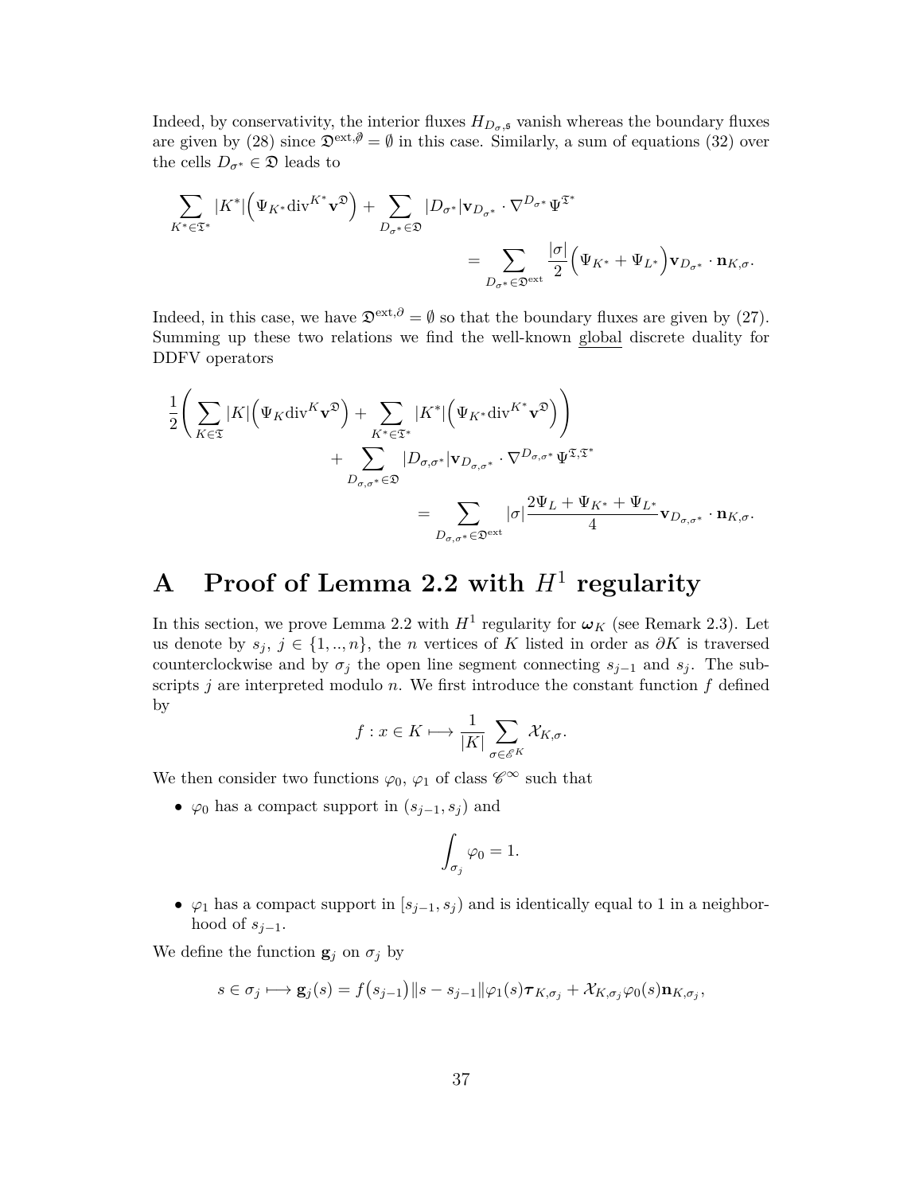Indeed, by conservativity, the interior fluxes $H_{D_\sigma,\mathfrak{s}}$ vanish whereas the boundary fluxes are given by (28) since $\mathfrak{D}^{\text{ext},\not\partial} = \emptyset$ in this case. Similarly, a sum of equations (32) over the cells $D_{\sigma^*} \in \mathfrak{D}$ leads to

$$\sum_{K^* \in \mathfrak{T}^*} |K^*| \Big( \Psi_{K^*} \text{div}^{K^*} \mathbf{v}^{\mathfrak{D}} \Big) + \sum_{D_{\sigma^*} \in \mathfrak{D}} |D_{\sigma^*}| \mathbf{v}_{D_{\sigma^*}} \cdot \nabla^{D_{\sigma^*}} \Psi^{\mathfrak{T}^*} = \sum_{D_{\sigma^*} \in \mathfrak{D}^{\text{ext}}} \frac{|\sigma|}{2} \Big( \Psi_{K^*} + \Psi_{L^*} \Big) \mathbf{v}_{D_{\sigma^*}} \cdot \mathbf{n}_{K,\sigma}.$$

Indeed, in this case, we have $\mathfrak{D}^{\text{ext},\partial} = \emptyset$ so that the boundary fluxes are given by (27). Summing up these two relations we find the well-known global discrete duality for DDFV operators

$$\frac{1}{2} \left( \sum_{K \in \mathfrak{T}} |K| \Big( \Psi_K \text{div}^K \mathbf{v}^{\mathfrak{D}} \Big) + \sum_{K^* \in \mathfrak{T}^*} |K^*| \Big( \Psi_{K^*} \text{div}^{K^*} \mathbf{v}^{\mathfrak{D}} \Big) \right) + \sum_{D_{\sigma,\sigma^*} \in \mathfrak{D}} |D_{\sigma,\sigma^*}| \mathbf{v}_{D_{\sigma,\sigma^*}} \cdot \nabla^{D_{\sigma,\sigma^*}} \Psi^{\mathfrak{T},\mathfrak{T}^*} = \sum_{D_{\sigma,\sigma^*} \in \mathfrak{D}^{\text{ext}}} |\sigma| \frac{2\Psi_L + \Psi_{K^*} + \Psi_{L^*}}{4} \mathbf{v}_{D_{\sigma,\sigma^*}} \cdot \mathbf{n}_{K,\sigma}.$$

# A Proof of Lemma 2.2 with $H^1$ regularity

In this section, we prove Lemma 2.2 with $H^1$ regularity for $\boldsymbol{\omega}_K$ (see Remark 2.3). Let us denote by $s_j$, $j \in \{1, .., n\}$, the $n$ vertices of $K$ listed in order as $\partial K$ is traversed counterclockwise and by $\sigma_j$ the open line segment connecting $s_{j-1}$ and $s_j$. The subscripts $j$ are interpreted modulo $n$. We first introduce the constant function $f$ defined by

$$f : x \in K \longmapsto \frac{1}{|K|} \sum_{\sigma \in \mathscr{E}^K} \mathcal{X}_{K,\sigma}.$$

We then consider two functions $\varphi_0$, $\varphi_1$ of class $\mathscr{C}^\infty$ such that

- $\varphi_0$ has a compact support in $(s_{j-1}, s_j)$ and
$$\int_{\sigma_j} \varphi_0 = 1.$$
- $\varphi_1$ has a compact support in $[s_{j-1}, s_j)$ and is identically equal to 1 in a neighborhood of $s_{j-1}$.

We define the function $\mathbf{g}_j$ on $\sigma_j$ by

$$s \in \sigma_j \longmapsto \mathbf{g}_j(s) = f\big(s_{j-1}\big) \|s - s_{j-1}\| \varphi_1(s) \boldsymbol{\tau}_{K,\sigma_j} + \mathcal{X}_{K,\sigma_j} \varphi_0(s) \mathbf{n}_{K,\sigma_j},$$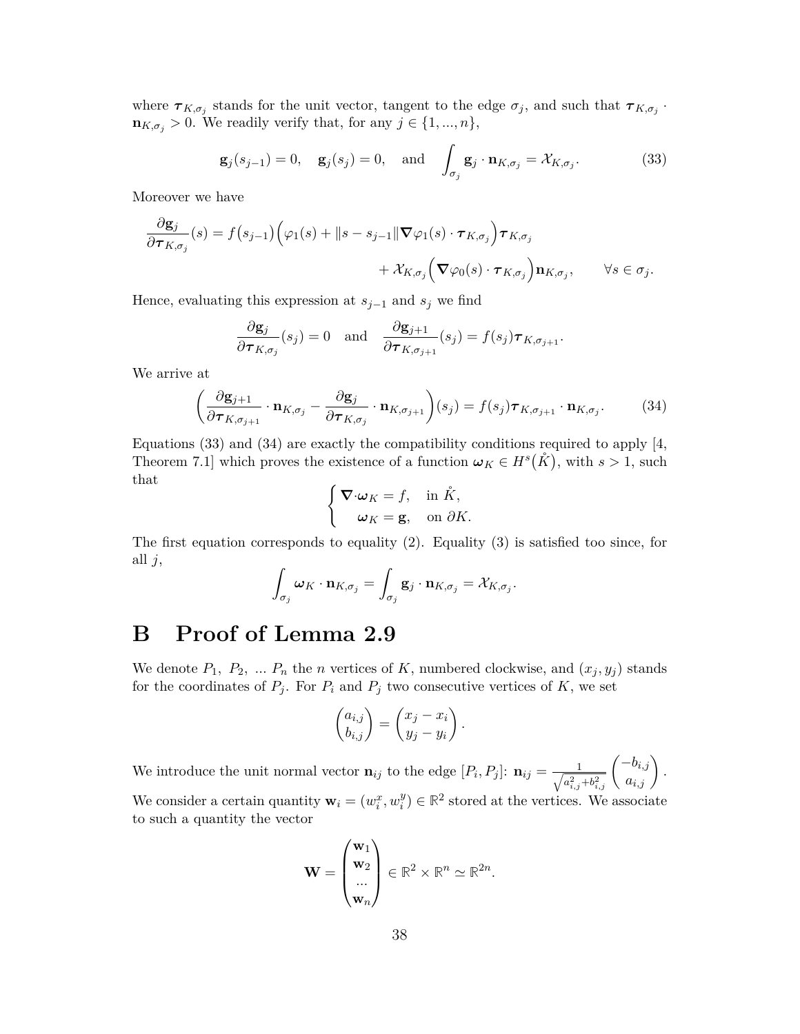where $\boldsymbol{\tau}_{K,\sigma_j}$ stands for the unit vector, tangent to the edge $\sigma_j$, and such that $\boldsymbol{\tau}_{K,\sigma_j} \cdot \mathbf{n}_{K,\sigma_j} > 0$. We readily verify that, for any $j \in \{1, ..., n\}$,

$$\mathbf{g}_j(s_{j-1}) = 0, \quad \mathbf{g}_j(s_j) = 0, \quad \text{and} \quad \int_{\sigma_j} \mathbf{g}_j \cdot \mathbf{n}_{K,\sigma_j} = \mathcal{X}_{K,\sigma_j}. \tag{33}$$

Moreover we have

$$\frac{\partial \mathbf{g}_j}{\partial \boldsymbol{\tau}_{K,\sigma_j}}(s) = f\big(s_{j-1}\big)\Big(\varphi_1(s) + \|s - s_{j-1}\| \boldsymbol{\nabla}\varphi_1(s) \cdot \boldsymbol{\tau}_{K,\sigma_j}\Big)\boldsymbol{\tau}_{K,\sigma_j} \\ + \mathcal{X}_{K,\sigma_j}\Big(\boldsymbol{\nabla}\varphi_0(s) \cdot \boldsymbol{\tau}_{K,\sigma_j}\Big)\mathbf{n}_{K,\sigma_j}, \qquad \forall s \in \sigma_j.$$

Hence, evaluating this expression at $s_{j-1}$ and $s_j$ we find

$$\frac{\partial \mathbf{g}_j}{\partial \boldsymbol{\tau}_{K,\sigma_j}}(s_j) = 0 \quad \text{and} \quad \frac{\partial \mathbf{g}_{j+1}}{\partial \boldsymbol{\tau}_{K,\sigma_{j+1}}}(s_j) = f(s_j)\boldsymbol{\tau}_{K,\sigma_{j+1}}.$$

We arrive at

$$\left(\frac{\partial \mathbf{g}_{j+1}}{\partial \boldsymbol{\tau}_{K,\sigma_{j+1}}} \cdot \mathbf{n}_{K,\sigma_j} - \frac{\partial \mathbf{g}_j}{\partial \boldsymbol{\tau}_{K,\sigma_j}} \cdot \mathbf{n}_{K,\sigma_{j+1}}\right)(s_j) = f(s_j)\boldsymbol{\tau}_{K,\sigma_{j+1}} \cdot \mathbf{n}_{K,\sigma_j}. \tag{34}$$

Equations (33) and (34) are exactly the compatibility conditions required to apply [4, Theorem 7.1] which proves the existence of a function $\boldsymbol{\omega}_K \in H^s\big(\mathring{K}\big)$, with $s > 1$, such that

$$\begin{cases} \boldsymbol{\nabla}\cdot\boldsymbol{\omega}_K = f, & \text{in } \mathring{K}, \\ \quad \boldsymbol{\omega}_K = \mathbf{g}, & \text{on } \partial K. \end{cases}$$

The first equation corresponds to equality (2). Equality (3) is satisfied too since, for all $j$,

$$\int_{\sigma_j} \boldsymbol{\omega}_K \cdot \mathbf{n}_{K,\sigma_j} = \int_{\sigma_j} \mathbf{g}_j \cdot \mathbf{n}_{K,\sigma_j} = \mathcal{X}_{K,\sigma_j}.$$

# B Proof of Lemma 2.9

We denote $P_1,\ P_2,\ ...\ P_n$ the $n$ vertices of $K$, numbered clockwise, and $(x_j, y_j)$ stands for the coordinates of $P_j$. For $P_i$ and $P_j$ two consecutive vertices of $K$, we set

$$\begin{pmatrix} a_{i,j} \\ b_{i,j} \end{pmatrix} = \begin{pmatrix} x_j - x_i \\ y_j - y_i \end{pmatrix}.$$

We introduce the unit normal vector $\mathbf{n}_{ij}$ to the edge $[P_i, P_j]$: $\mathbf{n}_{ij} = \frac{1}{\sqrt{a_{i,j}^2 + b_{i,j}^2}} \begin{pmatrix} -b_{i,j} \\ a_{i,j} \end{pmatrix}$.

We consider a certain quantity $\mathbf{w}_i = (w_i^x, w_i^y) \in \mathbb{R}^2$ stored at the vertices. We associate to such a quantity the vector

$$\mathbf{W} = \begin{pmatrix} \mathbf{w}_1 \\ \mathbf{w}_2 \\ ... \\ \mathbf{w}_n \end{pmatrix} \in \mathbb{R}^2 \times \mathbb{R}^n \simeq \mathbb{R}^{2n}.$$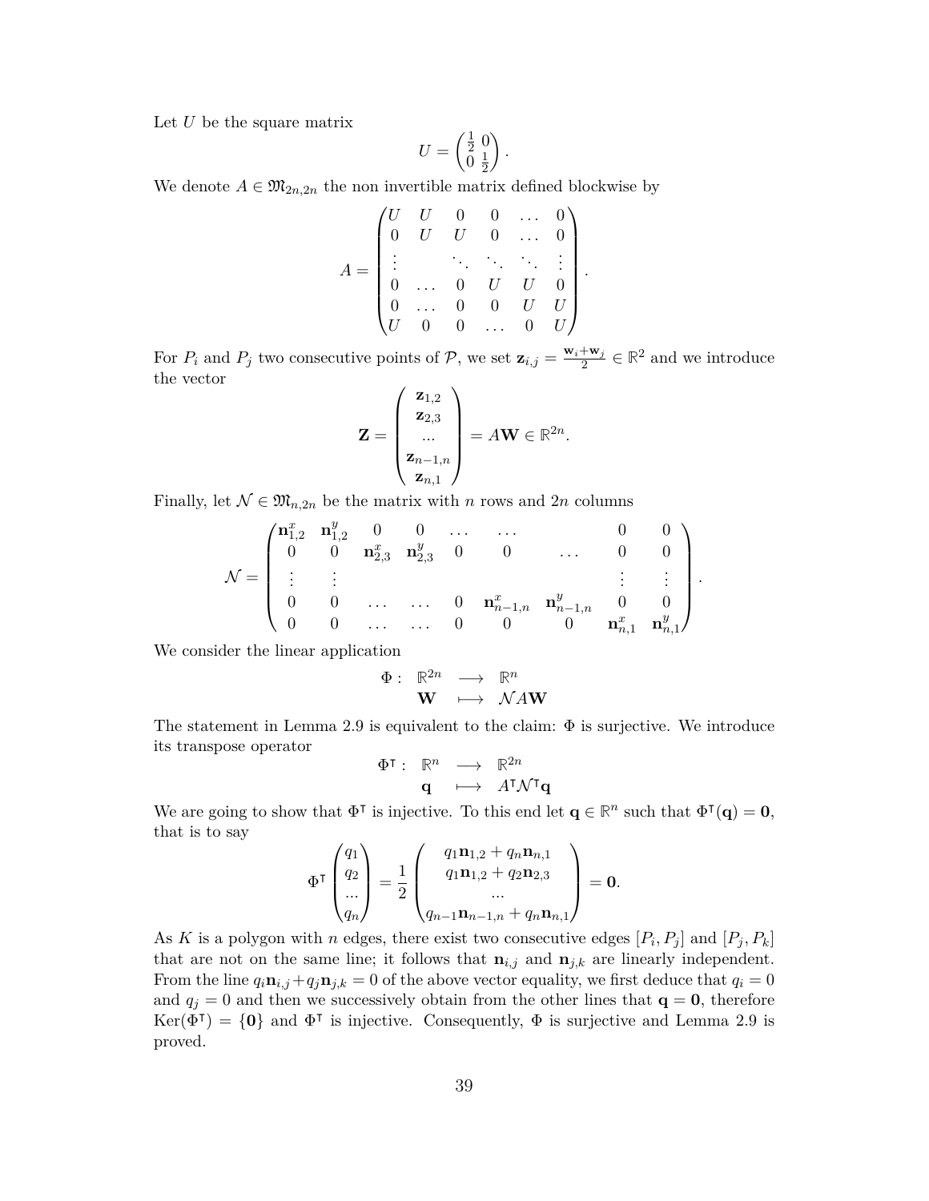Let $U$ be the square matrix

$$U = \begin{pmatrix} \frac{1}{2} & 0 \\ 0 & \frac{1}{2} \end{pmatrix}.$$

We denote $A \in \mathfrak{M}_{2n,2n}$ the non invertible matrix defined blockwise by

$$A = \begin{pmatrix} U & U & 0 & 0 & \dots & 0 \\ 0 & U & U & 0 & \dots & 0 \\ \vdots & & \ddots & \ddots & \ddots & \vdots \\ 0 & \dots & 0 & U & U & 0 \\ 0 & \dots & 0 & 0 & U & U \\ U & 0 & 0 & \dots & 0 & U \end{pmatrix}.$$

For $P_i$ and $P_j$ two consecutive points of $\mathcal{P}$, we set $\mathbf{z}_{i,j} = \frac{\mathbf{w}_i + \mathbf{w}_j}{2} \in \mathbb{R}^2$ and we introduce the vector

$$\mathbf{Z} = \begin{pmatrix} \mathbf{z}_{1,2} \\ \mathbf{z}_{2,3} \\ \dots \\ \mathbf{z}_{n-1,n} \\ \mathbf{z}_{n,1} \end{pmatrix} = A\mathbf{W} \in \mathbb{R}^{2n}.$$

Finally, let $\mathcal{N} \in \mathfrak{M}_{n,2n}$ be the matrix with $n$ rows and $2n$ columns

$$\mathcal{N} = \begin{pmatrix} \mathbf{n}_{1,2}^x & \mathbf{n}_{1,2}^y & 0 & 0 & \dots & \dots & & 0 & 0 \\ 0 & 0 & \mathbf{n}_{2,3}^x & \mathbf{n}_{2,3}^y & 0 & 0 & \dots & 0 & 0 \\ \vdots & \vdots & & & & & & \vdots & \vdots \\ 0 & 0 & \dots & \dots & 0 & \mathbf{n}_{n-1,n}^x & \mathbf{n}_{n-1,n}^y & 0 & 0 \\ 0 & 0 & \dots & \dots & 0 & 0 & 0 & \mathbf{n}_{n,1}^x & \mathbf{n}_{n,1}^y \end{pmatrix}.$$

We consider the linear application

$$\Phi : \begin{array}{ccc} \mathbb{R}^{2n} & \longrightarrow & \mathbb{R}^n \\ \mathbf{W} & \longmapsto & \mathcal{N}A\mathbf{W} \end{array}$$

The statement in Lemma 2.9 is equivalent to the claim: $\Phi$ is surjective. We introduce its transpose operator

$$\Phi^\intercal : \begin{array}{ccc} \mathbb{R}^{n} & \longrightarrow & \mathbb{R}^{2n} \\ \mathbf{q} & \longmapsto & A^\intercal \mathcal{N}^\intercal \mathbf{q} \end{array}$$

We are going to show that $\Phi^\intercal$ is injective. To this end let $\mathbf{q} \in \mathbb{R}^n$ such that $\Phi^\intercal(\mathbf{q}) = \mathbf{0}$, that is to say

$$\Phi^\intercal \begin{pmatrix} q_1 \\ q_2 \\ \dots \\ q_n \end{pmatrix} = \frac{1}{2} \begin{pmatrix} q_1\mathbf{n}_{1,2} + q_n\mathbf{n}_{n,1} \\ q_1\mathbf{n}_{1,2} + q_2\mathbf{n}_{2,3} \\ \dots \\ q_{n-1}\mathbf{n}_{n-1,n} + q_n\mathbf{n}_{n,1} \end{pmatrix} = \mathbf{0}.$$

As $K$ is a polygon with $n$ edges, there exist two consecutive edges $[P_i, P_j]$ and $[P_j, P_k]$ that are not on the same line; it follows that $\mathbf{n}_{i,j}$ and $\mathbf{n}_{j,k}$ are linearly independent. From the line $q_i\mathbf{n}_{i,j} + q_j\mathbf{n}_{j,k} = 0$ of the above vector equality, we first deduce that $q_i = 0$ and $q_j = 0$ and then we successively obtain from the other lines that $\mathbf{q} = \mathbf{0}$, therefore $\mathrm{Ker}(\Phi^\intercal) = \{\mathbf{0}\}$ and $\Phi^\intercal$ is injective. Consequently, $\Phi$ is surjective and Lemma 2.9 is proved.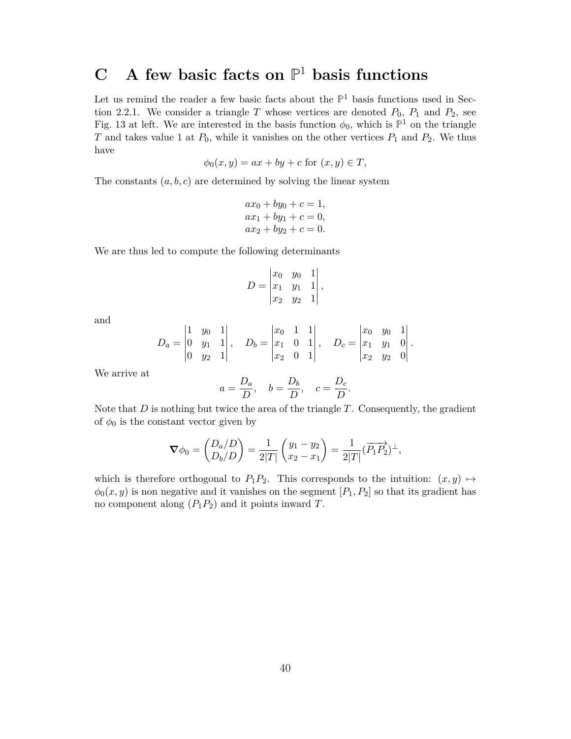# C A few basic facts on $\mathbb{P}^1$ basis functions

Let us remind the reader a few basic facts about the $\mathbb{P}^1$ basis functions used in Section 2.2.1. We consider a triangle $T$ whose vertices are denoted $P_0$, $P_1$ and $P_2$, see Fig. 13 at left. We are interested in the basis function $\phi_0$, which is $\mathbb{P}^1$ on the triangle $T$ and takes value 1 at $P_0$, while it vanishes on the other vertices $P_1$ and $P_2$. We thus have

$$\phi_0(x, y) = ax + by + c \text{ for } (x, y) \in T,$$

The constants $(a, b, c)$ are determined by solving the linear system

$$\begin{aligned} ax_0 + by_0 + c &= 1, \\ ax_1 + by_1 + c &= 0, \\ ax_2 + by_2 + c &= 0. \end{aligned}$$

We are thus led to compute the following determinants

$$D = \begin{vmatrix} x_0 & y_0 & 1 \\ x_1 & y_1 & 1 \\ x_2 & y_2 & 1 \end{vmatrix},$$

and

$$D_a = \begin{vmatrix} 1 & y_0 & 1 \\ 0 & y_1 & 1 \\ 0 & y_2 & 1 \end{vmatrix}, \quad D_b = \begin{vmatrix} x_0 & 1 & 1 \\ x_1 & 0 & 1 \\ x_2 & 0 & 1 \end{vmatrix}, \quad D_c = \begin{vmatrix} x_0 & y_0 & 1 \\ x_1 & y_1 & 0 \\ x_2 & y_2 & 0 \end{vmatrix}.$$

We arrive at

$$a = \frac{D_a}{D}, \quad b = \frac{D_b}{D}, \quad c = \frac{D_c}{D}.$$

Note that $D$ is nothing but twice the area of the triangle $T$. Consequently, the gradient of $\phi_0$ is the constant vector given by

$$\boldsymbol{\nabla}\phi_0 = \begin{pmatrix} D_a/D \\ D_b/D \end{pmatrix} = \frac{1}{2|T|} \begin{pmatrix} y_1 - y_2 \\ x_2 - x_1 \end{pmatrix} = \frac{1}{2|T|} (\overrightarrow{P_1P_2})^{\perp},$$

which is therefore orthogonal to $P_1P_2$. This corresponds to the intuition: $(x, y) \mapsto \phi_0(x, y)$ is non negative and it vanishes on the segment $[P_1, P_2]$ so that its gradient has no component along $(P_1P_2)$ and it points inward $T$.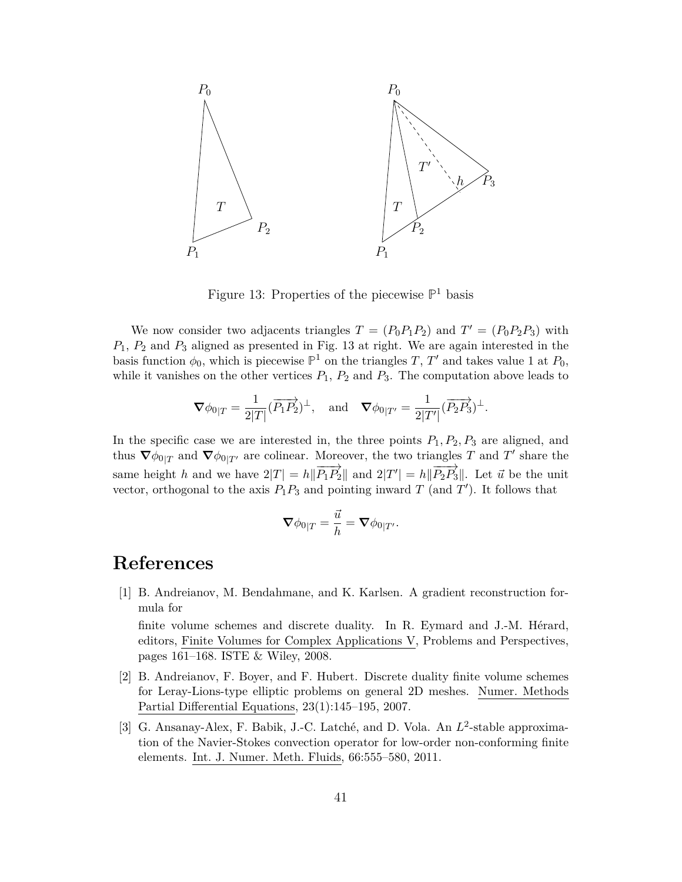Figure 13: Properties of the piecewise $\mathbb{P}^1$ basis

We now consider two adjacents triangles $T = (P_0P_1P_2)$ and $T' = (P_0P_2P_3)$ with $P_1$, $P_2$ and $P_3$ aligned as presented in Fig. 13 at right. We are again interested in the basis function $\phi_0$, which is piecewise $\mathbb{P}^1$ on the triangles $T$, $T'$ and takes value 1 at $P_0$, while it vanishes on the other vertices $P_1$, $P_2$ and $P_3$. The computation above leads to

$$\boldsymbol{\nabla}\phi_{0|T} = \frac{1}{2|T|}(\overrightarrow{P_1P_2})^{\perp}, \quad \text{and} \quad \boldsymbol{\nabla}\phi_{0|T'} = \frac{1}{2|T'|}(\overrightarrow{P_2P_3})^{\perp}.$$

In the specific case we are interested in, the three points $P_1, P_2, P_3$ are aligned, and thus $\boldsymbol{\nabla}\phi_{0|T}$ and $\boldsymbol{\nabla}\phi_{0|T'}$ are colinear. Moreover, the two triangles $T$ and $T'$ share the same height $h$ and we have $2|T| = h\|\overrightarrow{P_1P_2}\|$ and $2|T'| = h\|\overrightarrow{P_2P_3}\|$. Let $\vec{u}$ be the unit vector, orthogonal to the axis $P_1P_3$ and pointing inward $T$ (and $T'$). It follows that

$$\boldsymbol{\nabla}\phi_{0|T} = \frac{\vec{u}}{h} = \boldsymbol{\nabla}\phi_{0|T'}.$$

# References

[1] B. Andreianov, M. Bendahmane, and K. Karlsen. A gradient reconstruction formula for

finite volume schemes and discrete duality. In R. Eymard and J.-M. Hérard, editors, Finite Volumes for Complex Applications V, Problems and Perspectives, pages 161–168. ISTE & Wiley, 2008.

[2] B. Andreianov, F. Boyer, and F. Hubert. Discrete duality finite volume schemes for Leray-Lions-type elliptic problems on general 2D meshes. Numer. Methods Partial Differential Equations, 23(1):145–195, 2007.

[3] G. Ansanay-Alex, F. Babik, J.-C. Latché, and D. Vola. An $L^2$-stable approximation of the Navier-Stokes convection operator for low-order non-conforming finite elements. Int. J. Numer. Meth. Fluids, 66:555–580, 2011.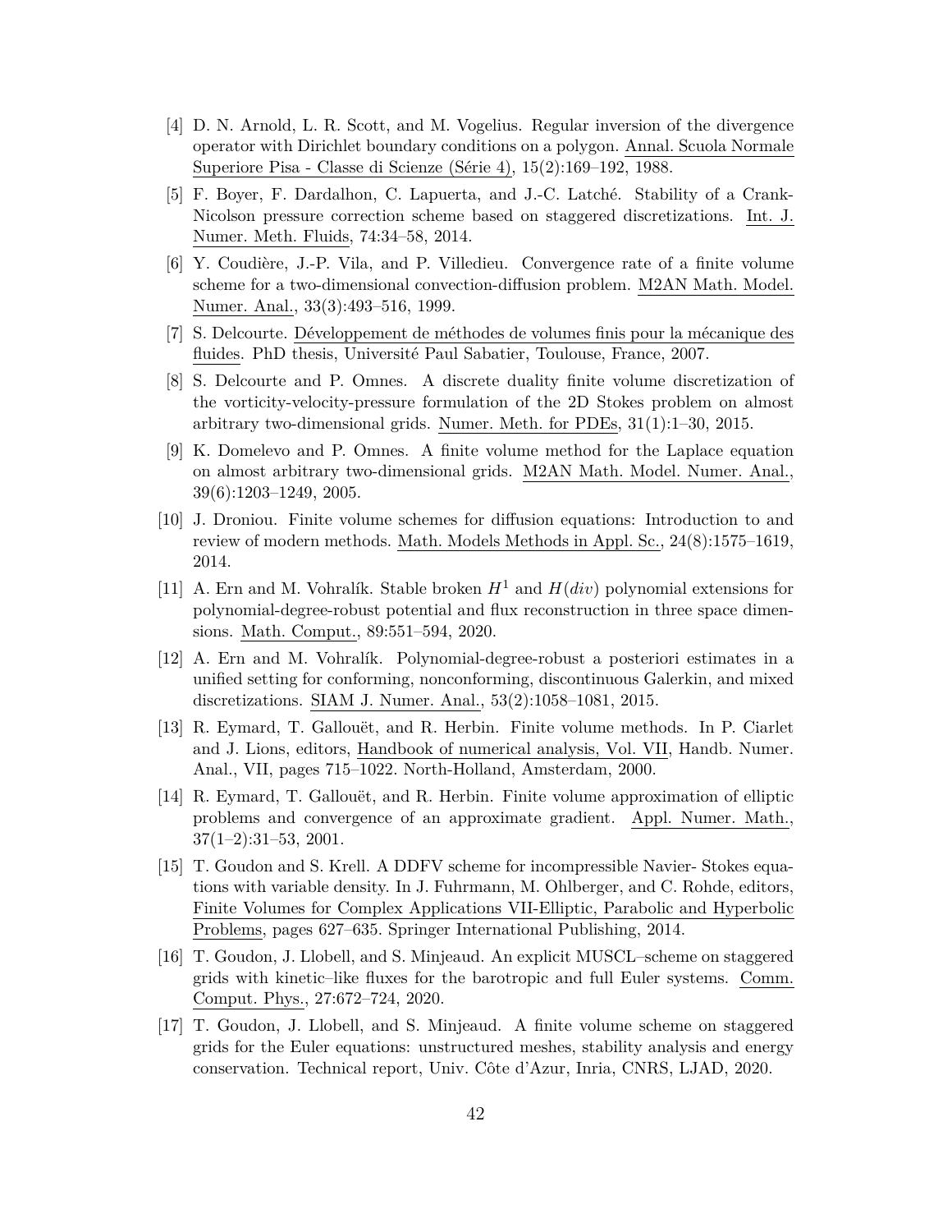[4] D. N. Arnold, L. R. Scott, and M. Vogelius. Regular inversion of the divergence operator with Dirichlet boundary conditions on a polygon. Annal. Scuola Normale Superiore Pisa - Classe di Scienze (Série 4), 15(2):169–192, 1988.

[5] F. Boyer, F. Dardalhon, C. Lapuerta, and J.-C. Latché. Stability of a Crank-Nicolson pressure correction scheme based on staggered discretizations. Int. J. Numer. Meth. Fluids, 74:34–58, 2014.

[6] Y. Coudière, J.-P. Vila, and P. Villedieu. Convergence rate of a finite volume scheme for a two-dimensional convection-diffusion problem. M2AN Math. Model. Numer. Anal., 33(3):493–516, 1999.

[7] S. Delcourte. Développement de méthodes de volumes finis pour la mécanique des fluides. PhD thesis, Université Paul Sabatier, Toulouse, France, 2007.

[8] S. Delcourte and P. Omnes. A discrete duality finite volume discretization of the vorticity-velocity-pressure formulation of the 2D Stokes problem on almost arbitrary two-dimensional grids. Numer. Meth. for PDEs, 31(1):1–30, 2015.

[9] K. Domelevo and P. Omnes. A finite volume method for the Laplace equation on almost arbitrary two-dimensional grids. M2AN Math. Model. Numer. Anal., 39(6):1203–1249, 2005.

[10] J. Droniou. Finite volume schemes for diffusion equations: Introduction to and review of modern methods. Math. Models Methods in Appl. Sc., 24(8):1575–1619, 2014.

[11] A. Ern and M. Vohralík. Stable broken $H^1$ and $H(div)$ polynomial extensions for polynomial-degree-robust potential and flux reconstruction in three space dimensions. Math. Comput., 89:551–594, 2020.

[12] A. Ern and M. Vohralík. Polynomial-degree-robust a posteriori estimates in a unified setting for conforming, nonconforming, discontinuous Galerkin, and mixed discretizations. SIAM J. Numer. Anal., 53(2):1058–1081, 2015.

[13] R. Eymard, T. Gallouët, and R. Herbin. Finite volume methods. In P. Ciarlet and J. Lions, editors, Handbook of numerical analysis, Vol. VII, Handb. Numer. Anal., VII, pages 715–1022. North-Holland, Amsterdam, 2000.

[14] R. Eymard, T. Gallouët, and R. Herbin. Finite volume approximation of elliptic problems and convergence of an approximate gradient. Appl. Numer. Math., 37(1–2):31–53, 2001.

[15] T. Goudon and S. Krell. A DDFV scheme for incompressible Navier- Stokes equations with variable density. In J. Fuhrmann, M. Ohlberger, and C. Rohde, editors, Finite Volumes for Complex Applications VII-Elliptic, Parabolic and Hyperbolic Problems, pages 627–635. Springer International Publishing, 2014.

[16] T. Goudon, J. Llobell, and S. Minjeaud. An explicit MUSCL–scheme on staggered grids with kinetic–like fluxes for the barotropic and full Euler systems. Comm. Comput. Phys., 27:672–724, 2020.

[17] T. Goudon, J. Llobell, and S. Minjeaud. A finite volume scheme on staggered grids for the Euler equations: unstructured meshes, stability analysis and energy conservation. Technical report, Univ. Côte d'Azur, Inria, CNRS, LJAD, 2020.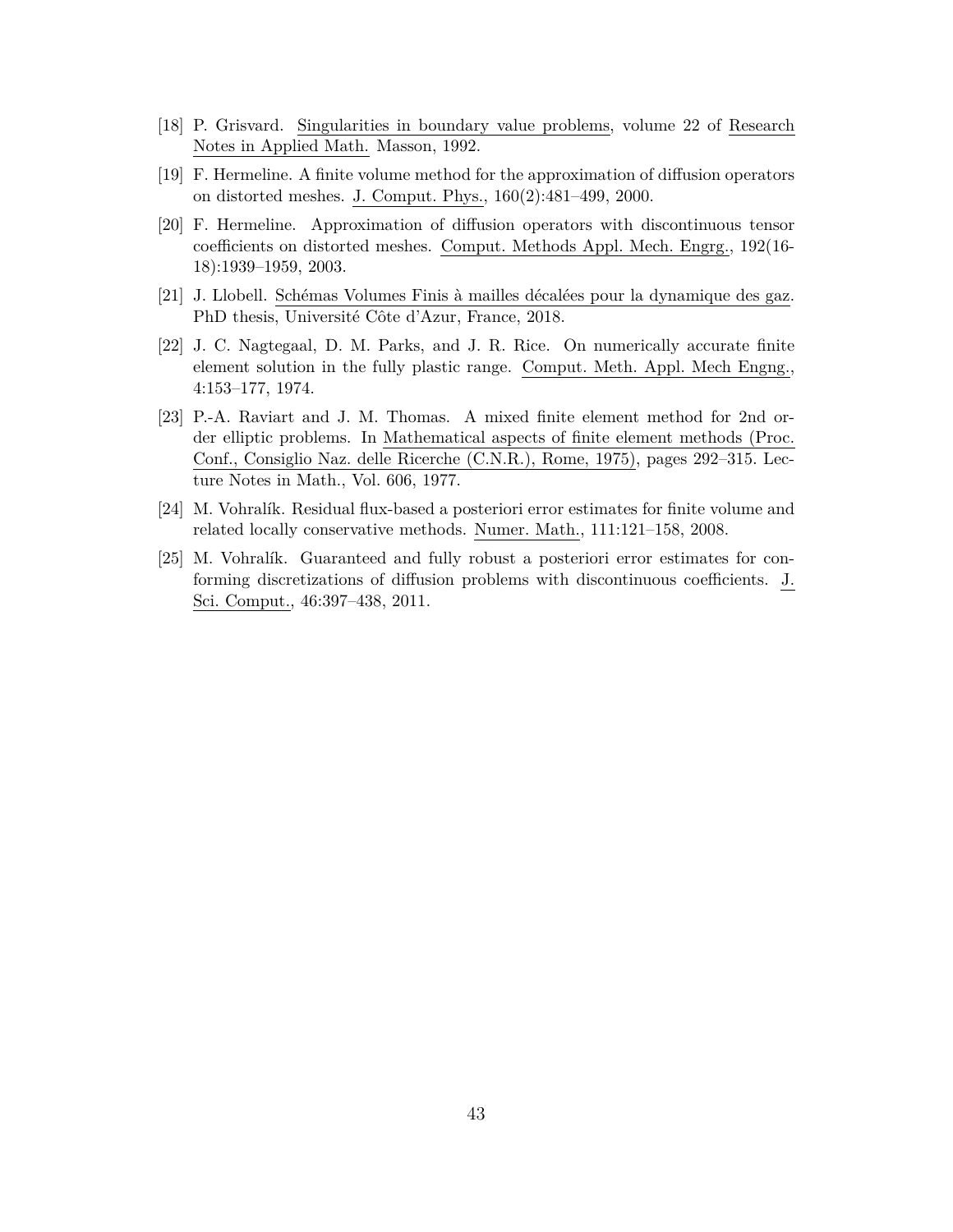[18] P. Grisvard. Singularities in boundary value problems, volume 22 of Research Notes in Applied Math. Masson, 1992.

[19] F. Hermeline. A finite volume method for the approximation of diffusion operators on distorted meshes. J. Comput. Phys., 160(2):481–499, 2000.

[20] F. Hermeline. Approximation of diffusion operators with discontinuous tensor coefficients on distorted meshes. Comput. Methods Appl. Mech. Engrg., 192(16-18):1939–1959, 2003.

[21] J. Llobell. Schémas Volumes Finis à mailles décalées pour la dynamique des gaz. PhD thesis, Université Côte d'Azur, France, 2018.

[22] J. C. Nagtegaal, D. M. Parks, and J. R. Rice. On numerically accurate finite element solution in the fully plastic range. Comput. Meth. Appl. Mech Engng., 4:153–177, 1974.

[23] P.-A. Raviart and J. M. Thomas. A mixed finite element method for 2nd order elliptic problems. In Mathematical aspects of finite element methods (Proc. Conf., Consiglio Naz. delle Ricerche (C.N.R.), Rome, 1975), pages 292–315. Lecture Notes in Math., Vol. 606, 1977.

[24] M. Vohralík. Residual flux-based a posteriori error estimates for finite volume and related locally conservative methods. Numer. Math., 111:121–158, 2008.

[25] M. Vohralík. Guaranteed and fully robust a posteriori error estimates for conforming discretizations of diffusion problems with discontinuous coefficients. J. Sci. Comput., 46:397–438, 2011.